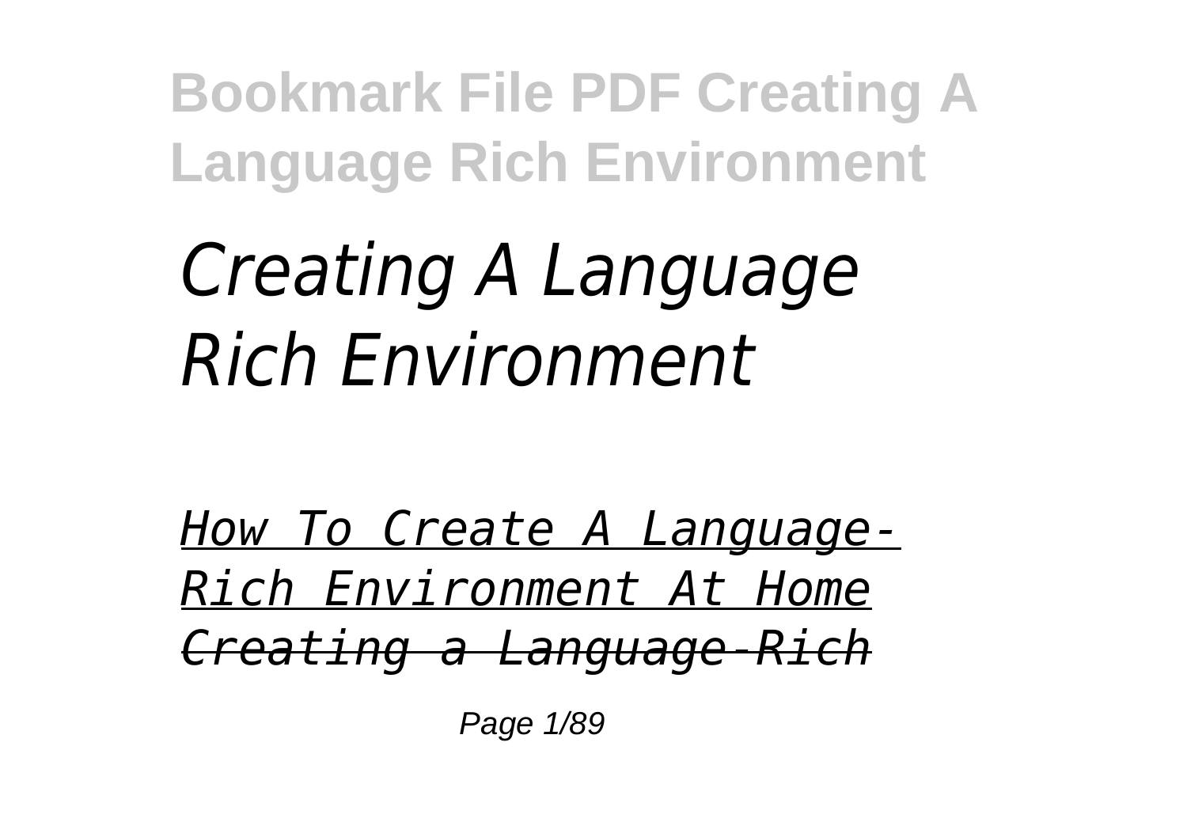# *Creating A Language Rich Environment*

*How To Create A Language-Rich Environment At Home*

*Creating a Language-Rich*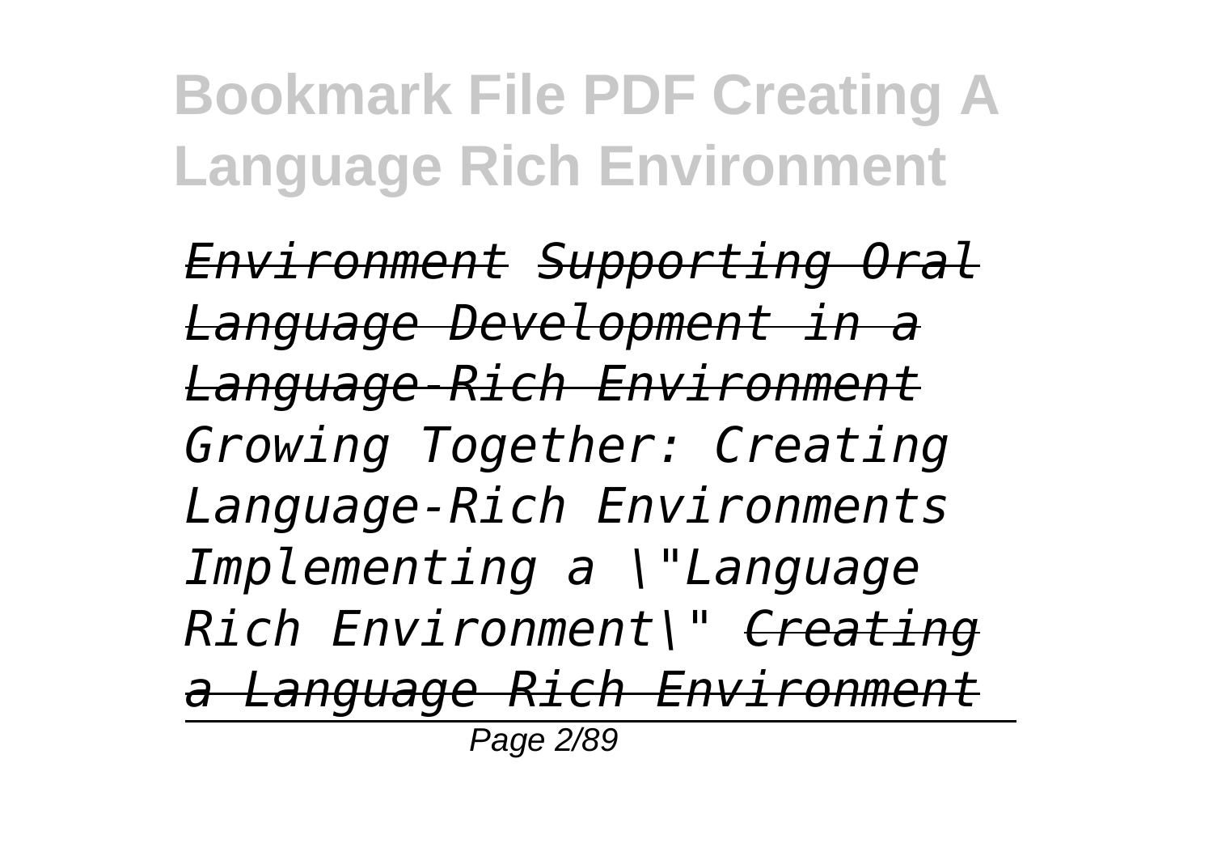*Environment Supporting Oral Language Development in a Language-Rich Environment Growing Together: Creating Language-Rich Environments Implementing a \"Language Rich Environment\" Creating a Language Rich Environment*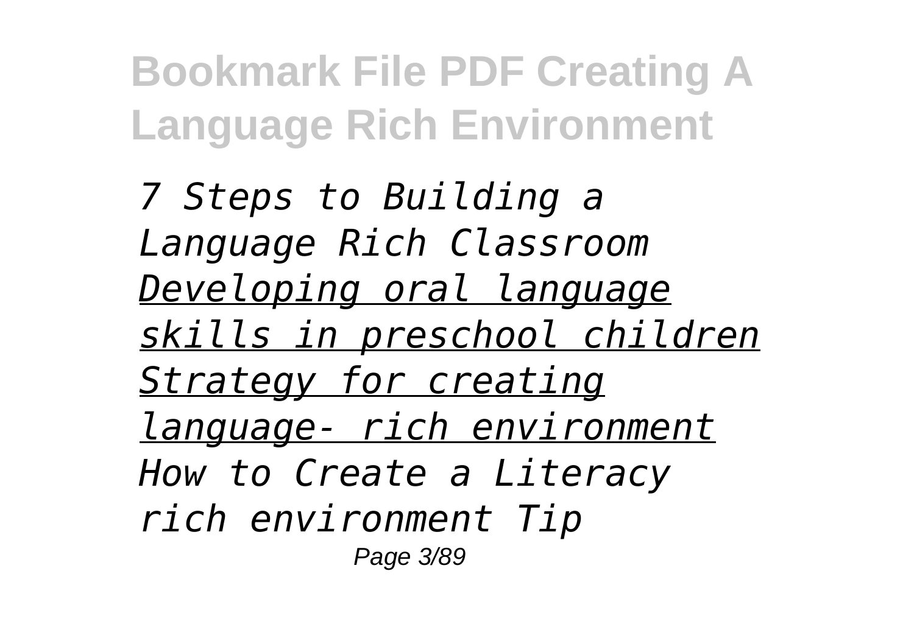*7 Steps to Building a Language Rich Classroom* *Developing oral language skills in preschool children* *Strategy for creating language- rich environment* *How to Create a Literacy rich environment Tip*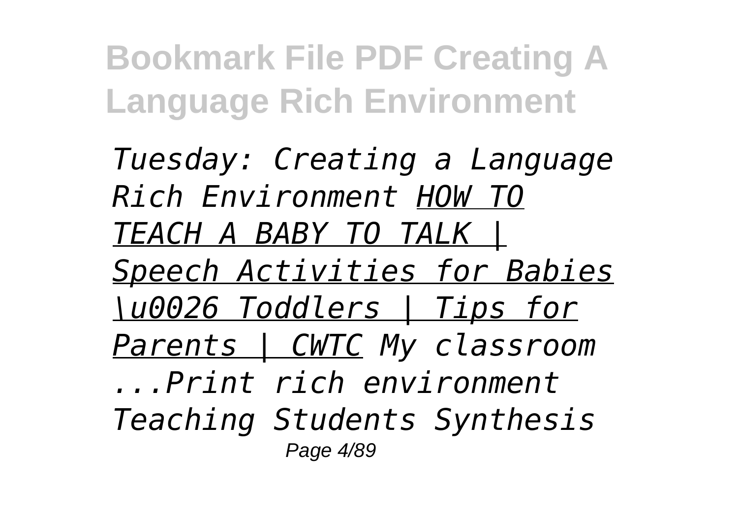*Tuesday: Creating a Language Rich Environment* *HOW TO TEACH A BABY TO TALK | Speech Activities for Babies \u0026 Toddlers | Tips for Parents | CWTC* *My classroom ...Print rich environment* *Teaching Students Synthesis*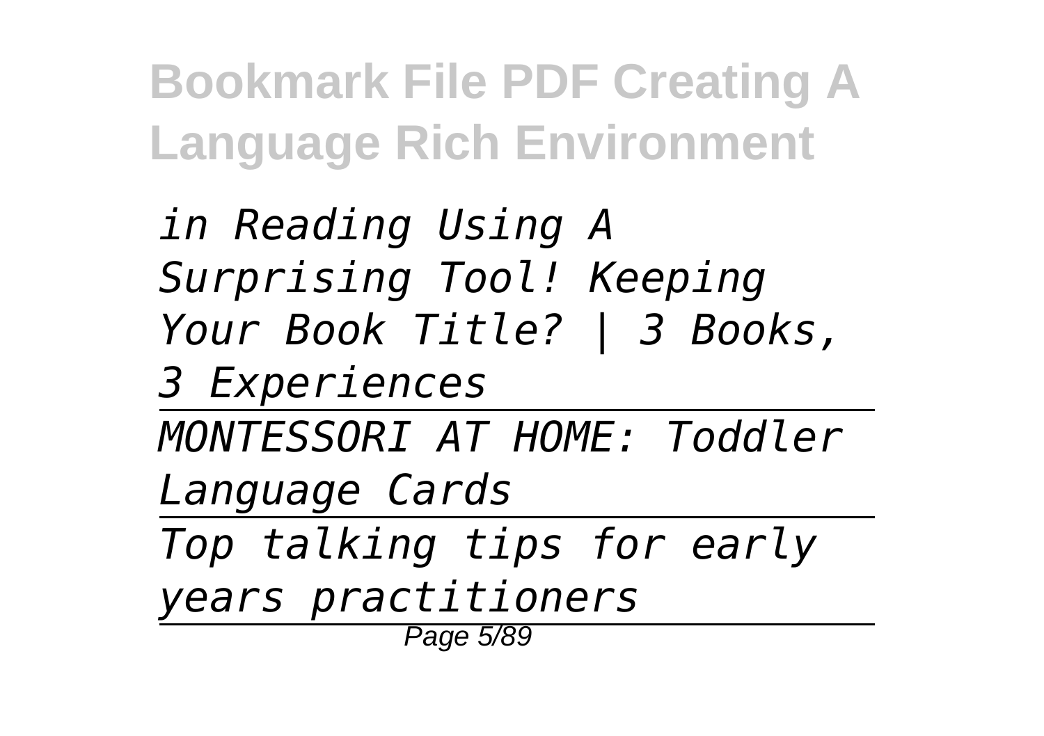*in Reading Using A Surprising Tool! Keeping Your Book Title? | 3 Books, 3 Experiences*

---

*MONTESSORI AT HOME: Toddler Language Cards*

---

*Top talking tips for early years practitioners*

---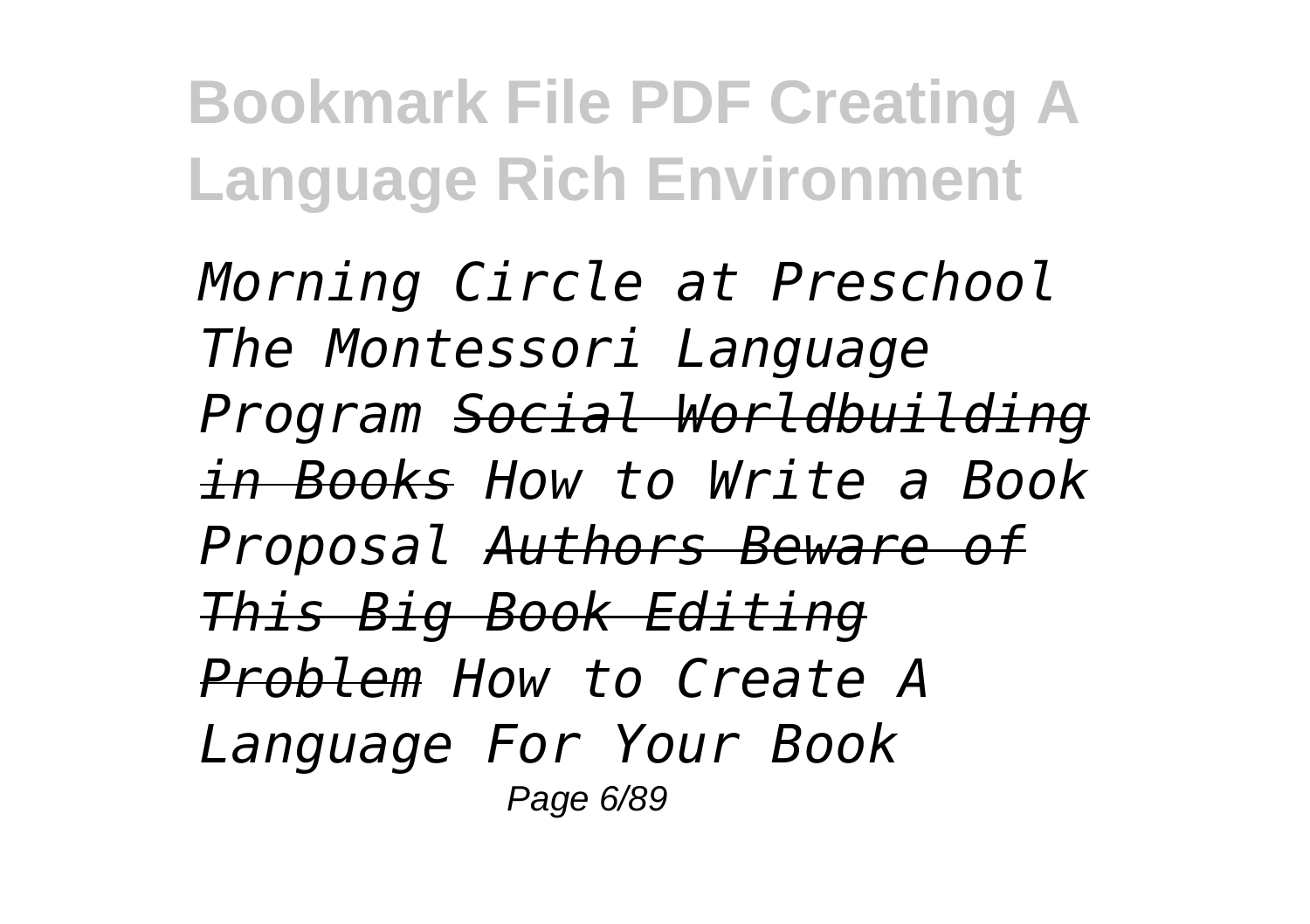*Morning Circle at Preschool The Montessori Language Program Social Worldbuilding in Books How to Write a Book Proposal Authors Beware of This Big Book Editing Problem How to Create A Language For Your Book*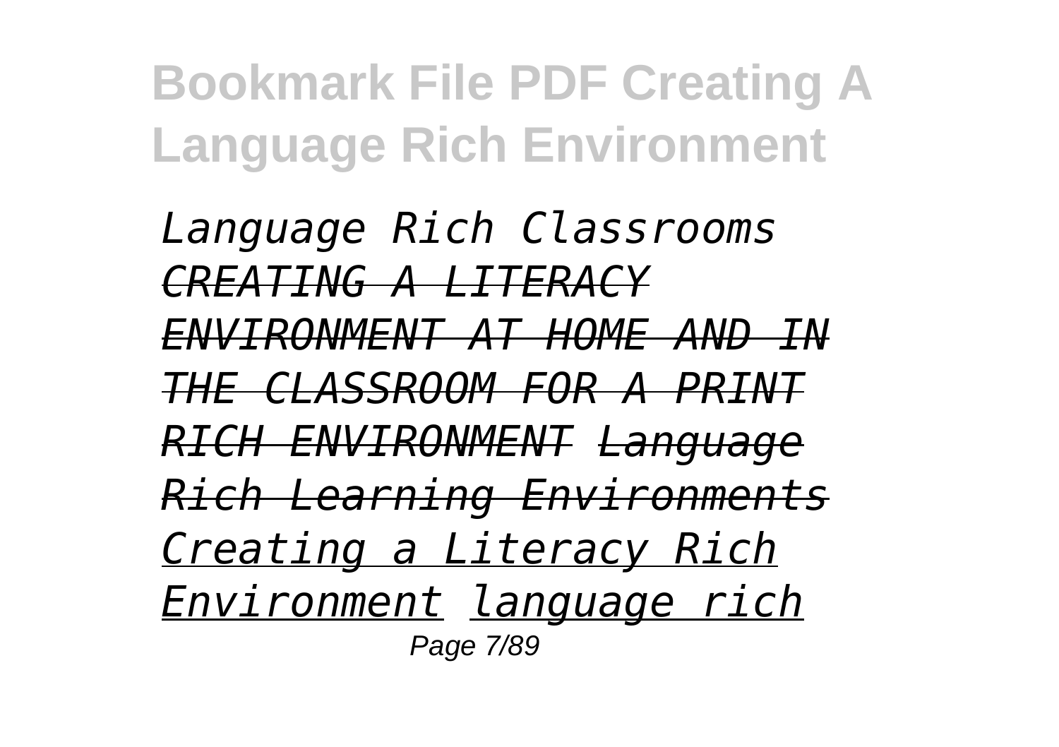*Language Rich Classrooms* *~~CREATING A LITERACY ENVIRONMENT AT HOME AND IN THE CLASSROOM FOR A PRINT RICH ENVIRONMENT~~* *~~Language Rich Learning Environments~~* *Creating a Literacy Rich Environment* *language rich*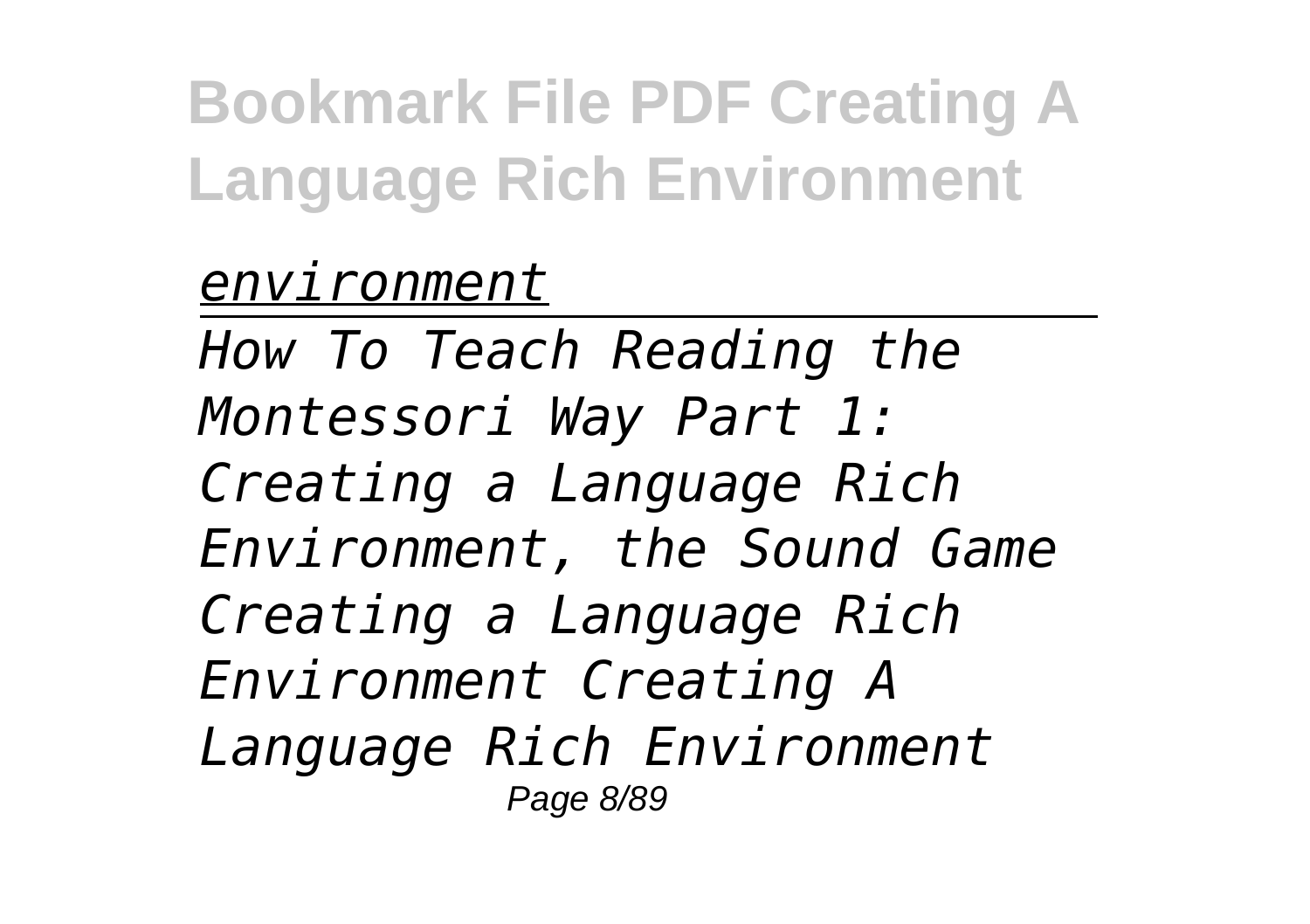*environment*

---

*How To Teach Reading the Montessori Way Part 1: Creating a Language Rich Environment, the Sound Game Creating a Language Rich Environment Creating A Language Rich Environment*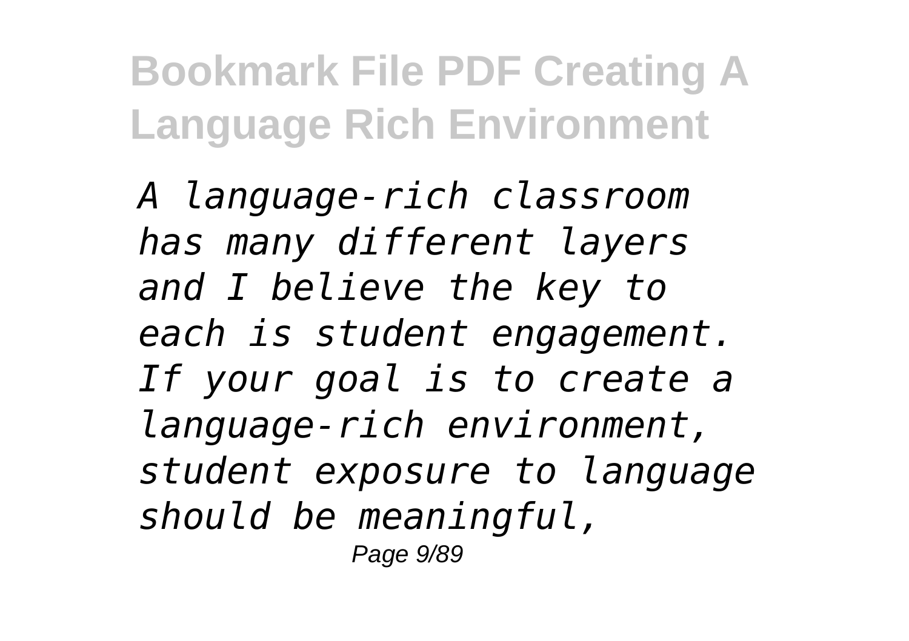*A language-rich classroom has many different layers and I believe the key to each is student engagement. If your goal is to create a language-rich environment, student exposure to language should be meaningful,*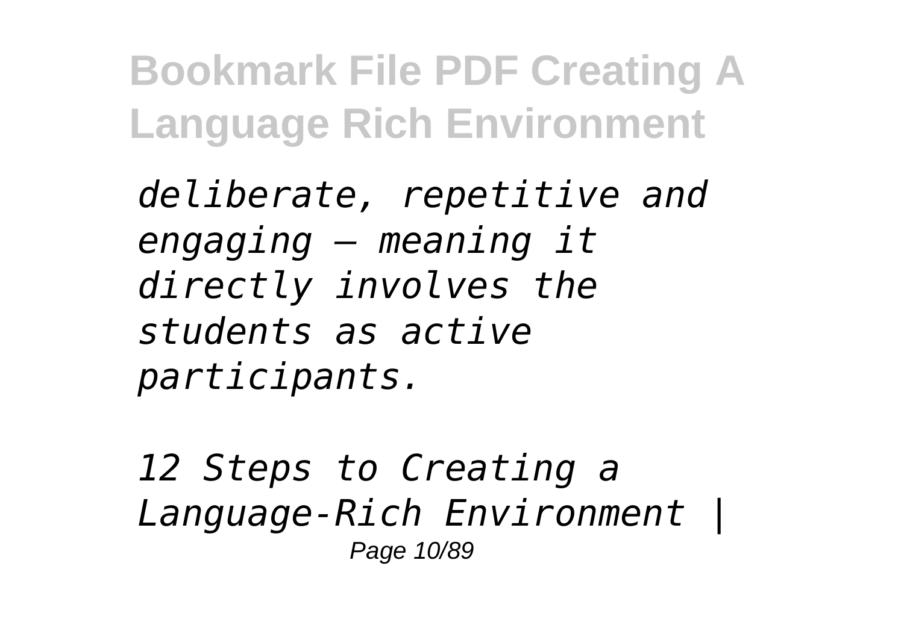*deliberate, repetitive and engaging – meaning it directly involves the students as active participants.*

*12 Steps to Creating a Language-Rich Environment |*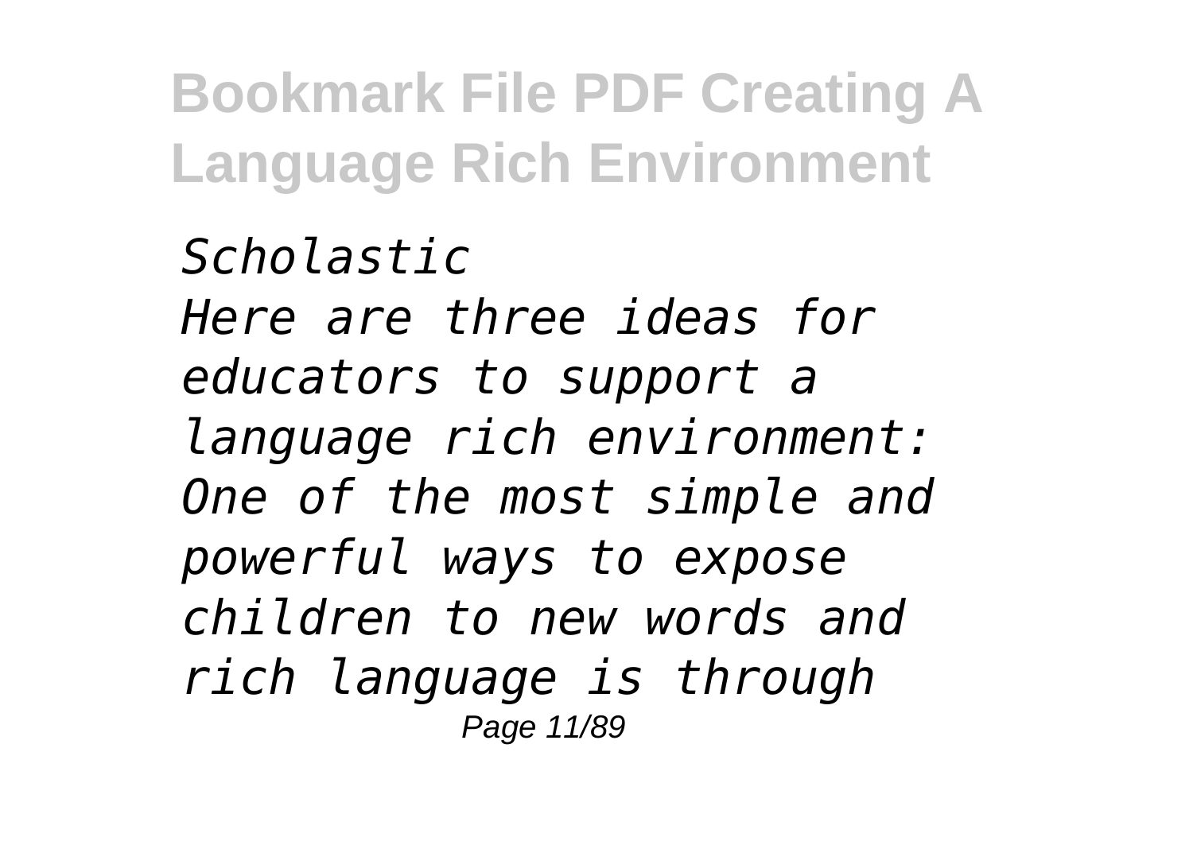*Scholastic*
*Here are three ideas for educators to support a language rich environment: One of the most simple and powerful ways to expose children to new words and rich language is through*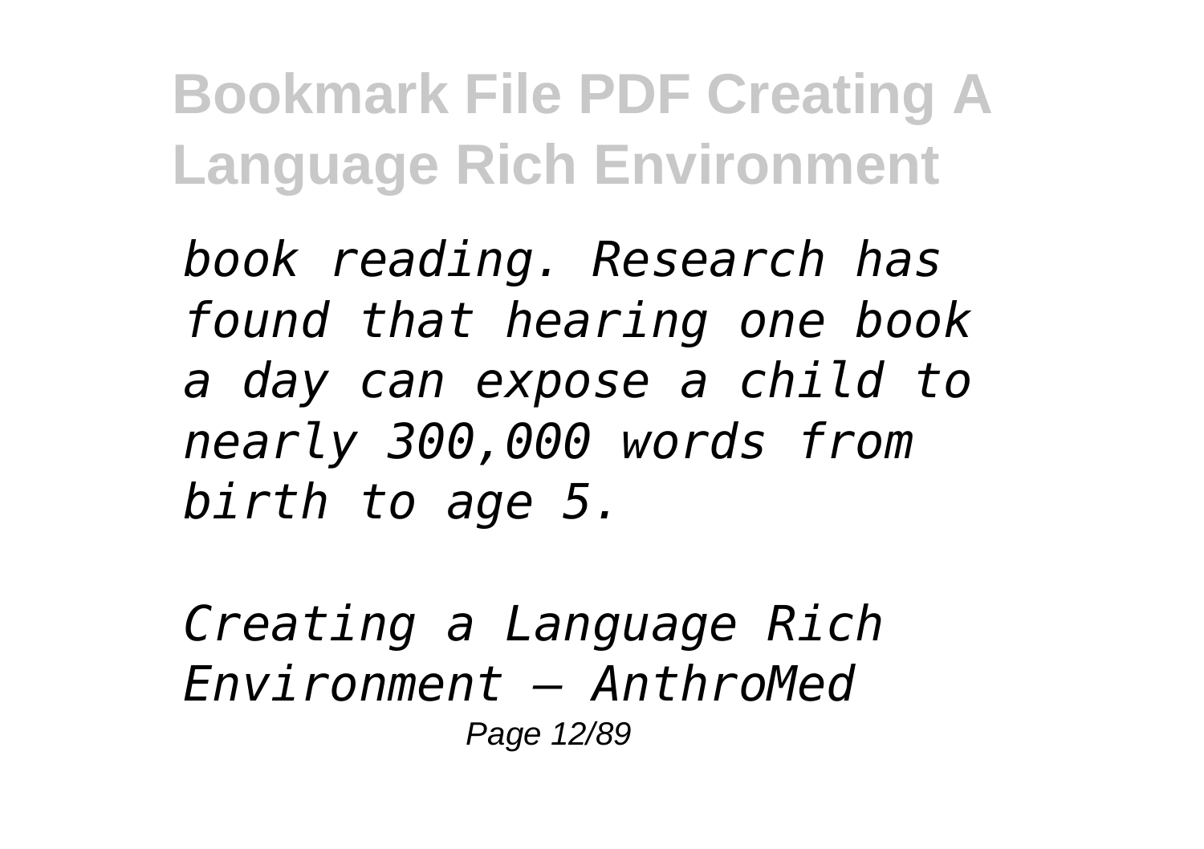*book reading. Research has found that hearing one book a day can expose a child to nearly 300,000 words from birth to age 5.*

*Creating a Language Rich Environment – AnthroMed*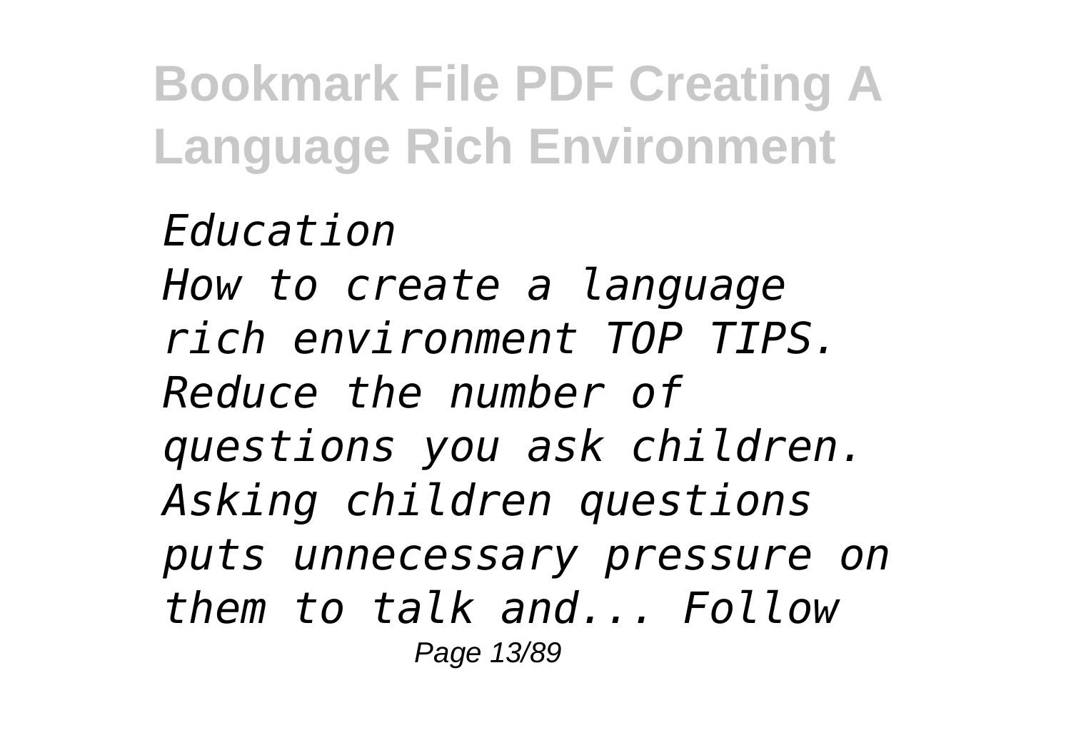*Education*

*How to create a language rich environment TOP TIPS. Reduce the number of questions you ask children. Asking children questions puts unnecessary pressure on them to talk and... Follow*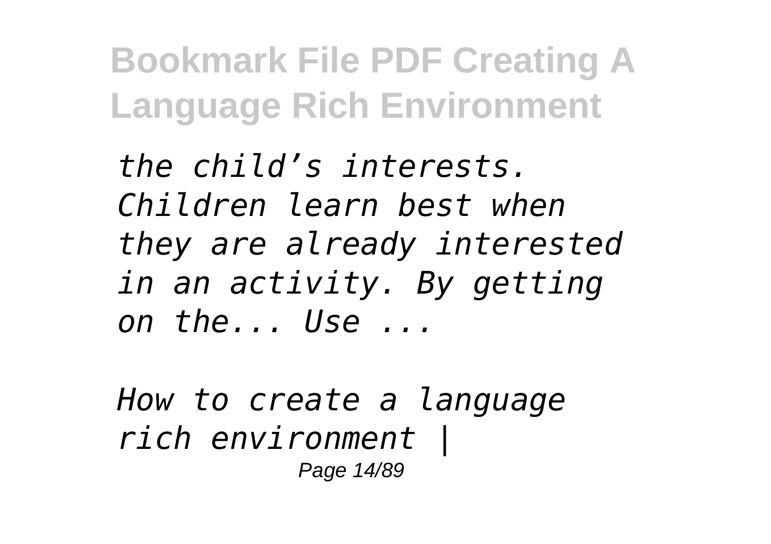*the child's interests. Children learn best when they are already interested in an activity. By getting on the... Use ...*

*How to create a language rich environment |*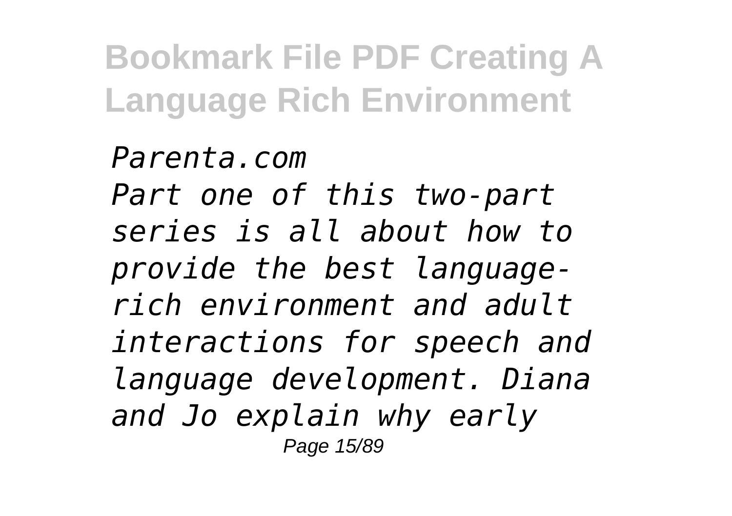*Parenta.com*
*Part one of this two-part series is all about how to provide the best language-rich environment and adult interactions for speech and language development. Diana and Jo explain why early*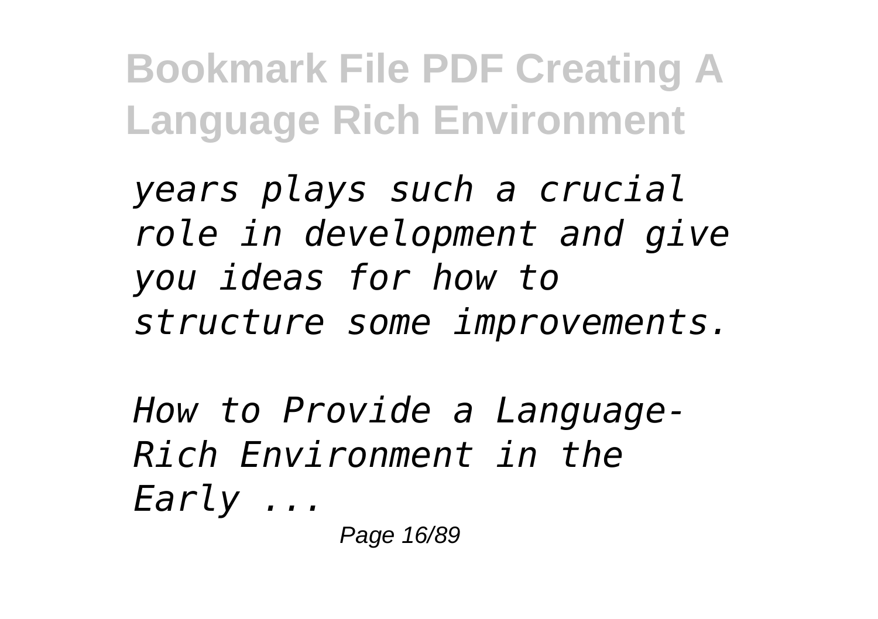*years plays such a crucial role in development and give you ideas for how to structure some improvements.*

*How to Provide a Language-Rich Environment in the Early ...*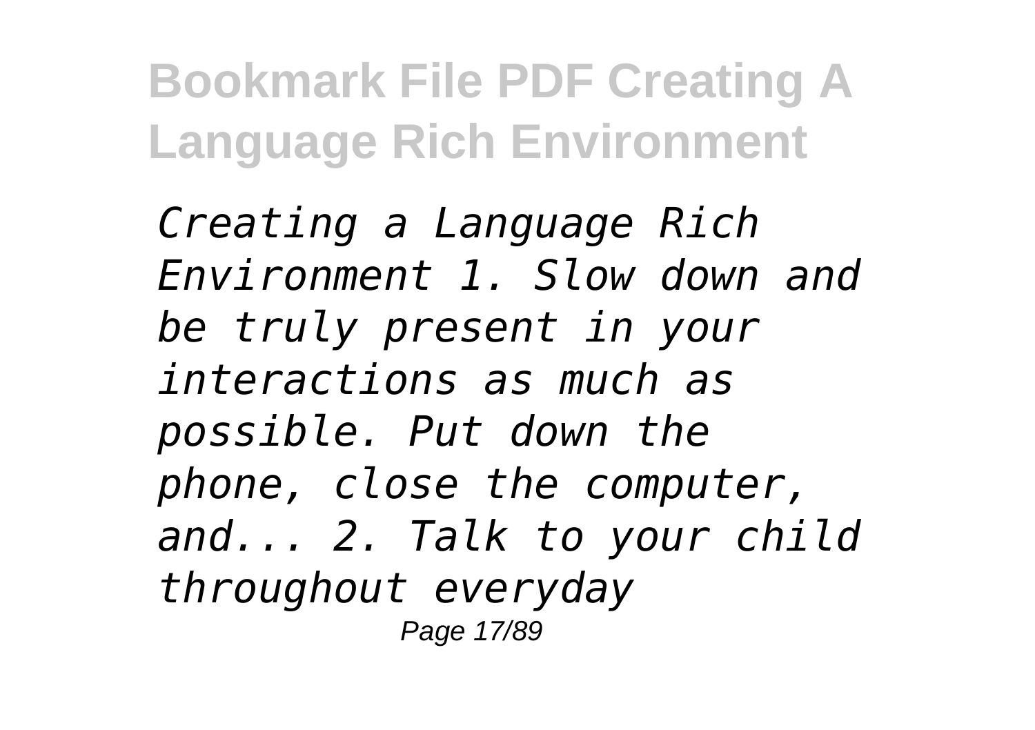*Creating a Language Rich Environment 1. Slow down and be truly present in your interactions as much as possible. Put down the phone, close the computer, and... 2. Talk to your child throughout everyday*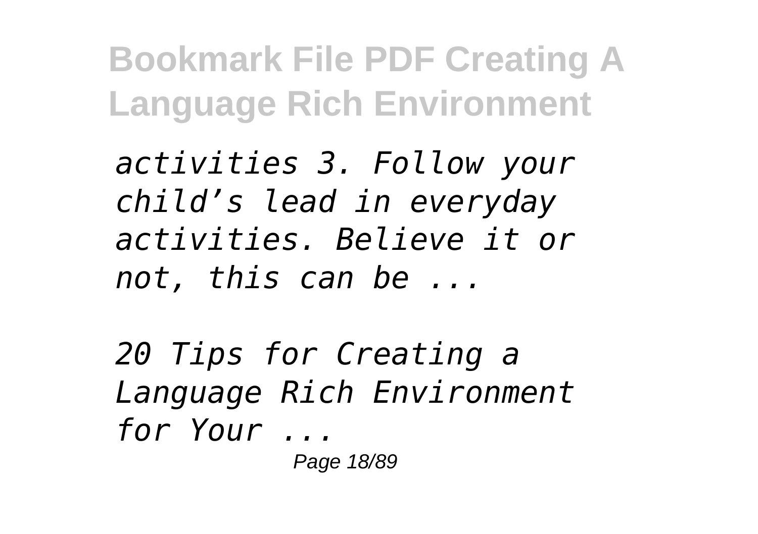*activities 3. Follow your child's lead in everyday activities. Believe it or not, this can be ...*

*20 Tips for Creating a Language Rich Environment for Your ...*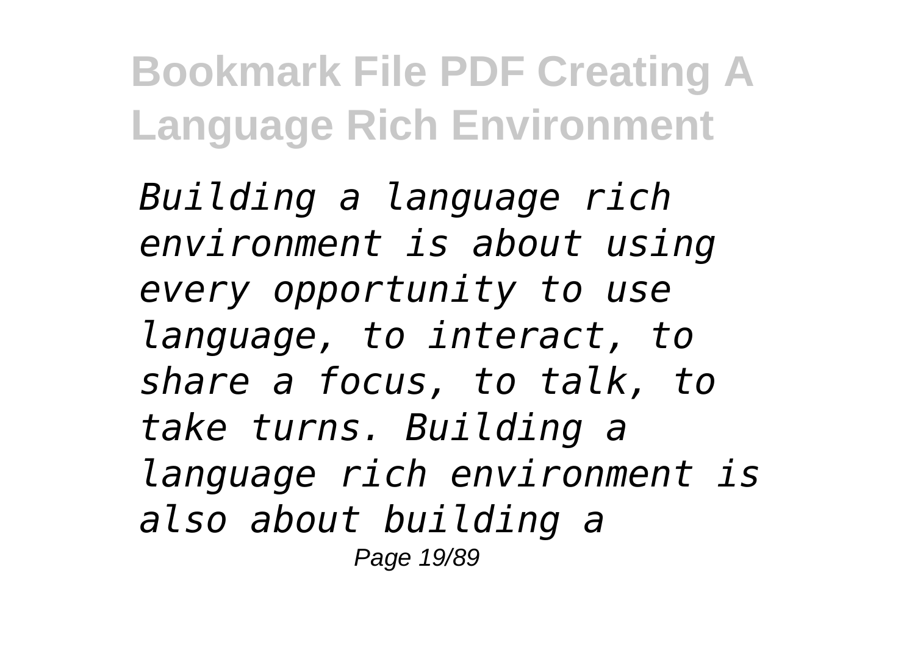*Building a language rich environment is about using every opportunity to use language, to interact, to share a focus, to talk, to take turns. Building a language rich environment is also about building a*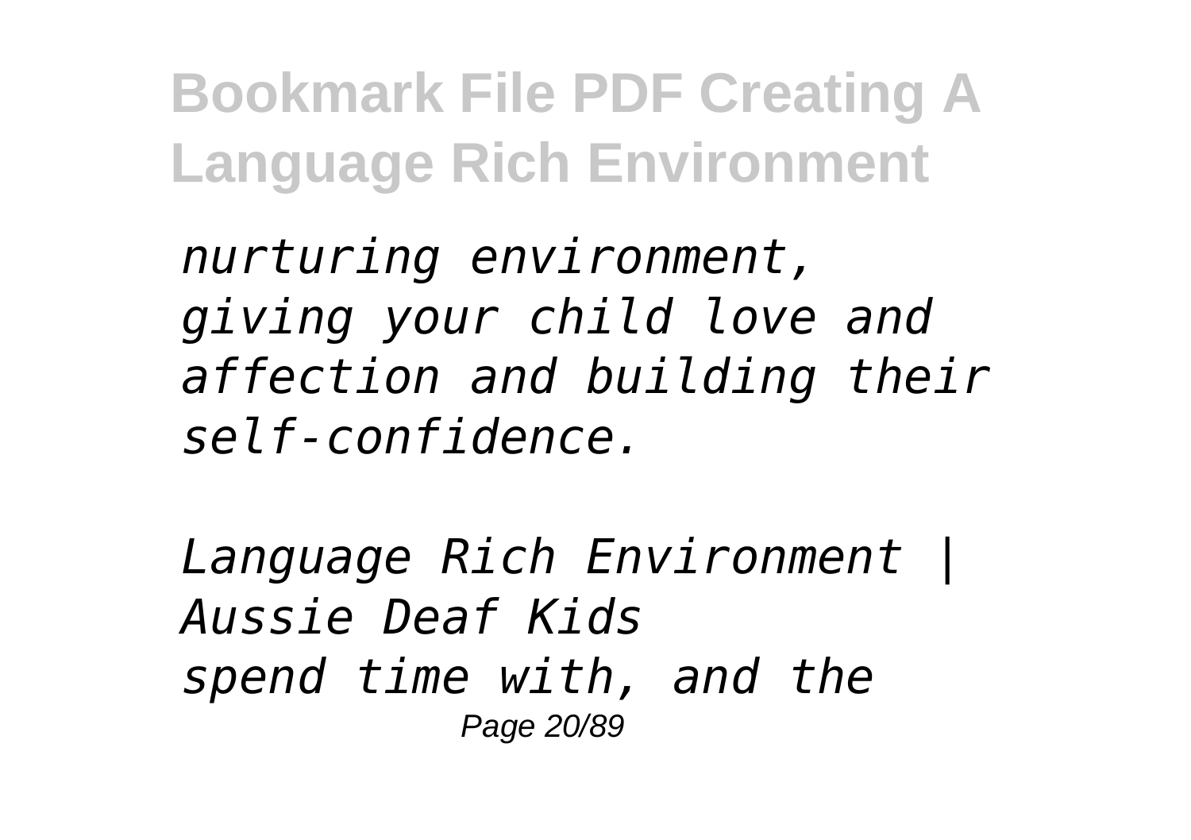*nurturing environment, giving your child love and affection and building their self-confidence.*

*Language Rich Environment | Aussie Deaf Kids*
*spend time with, and the*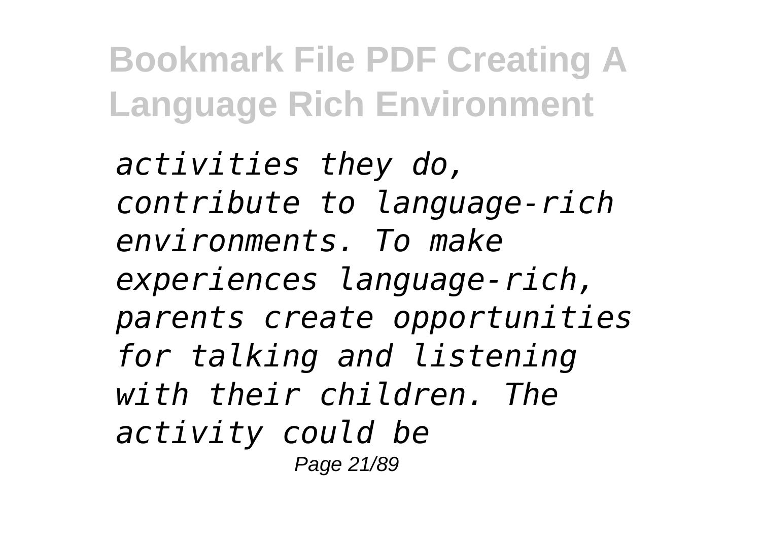*activities they do, contribute to language-rich environments. To make experiences language-rich, parents create opportunities for talking and listening with their children. The activity could be*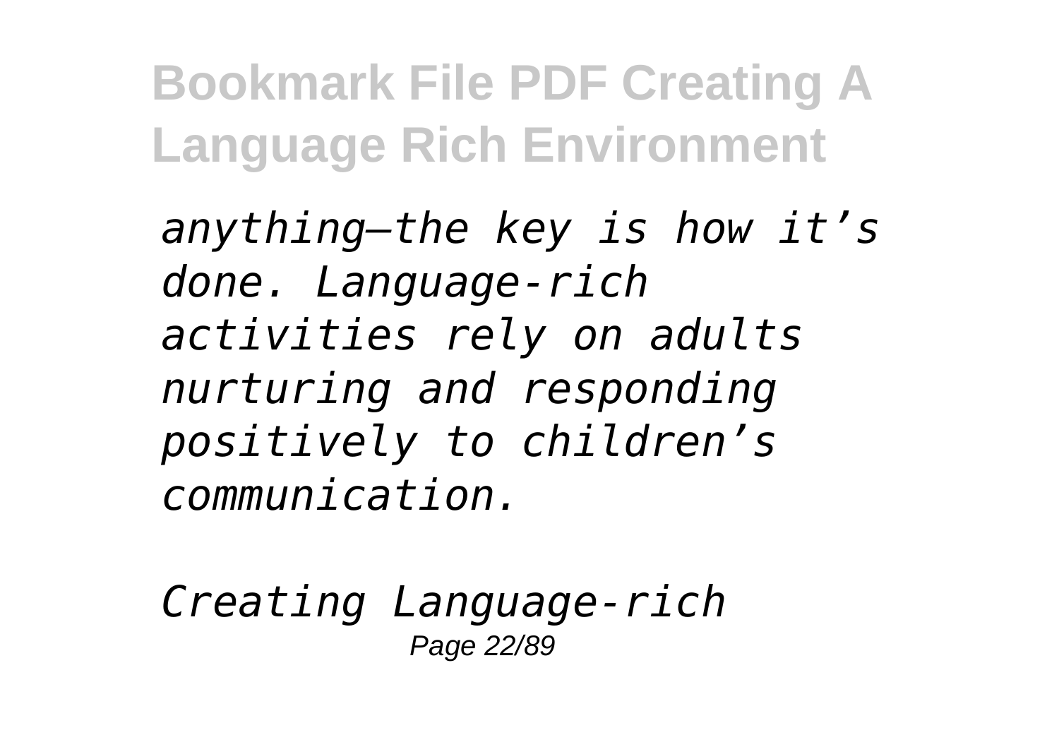*anything—the key is how it's done. Language-rich activities rely on adults nurturing and responding positively to children's communication.*

*Creating Language-rich*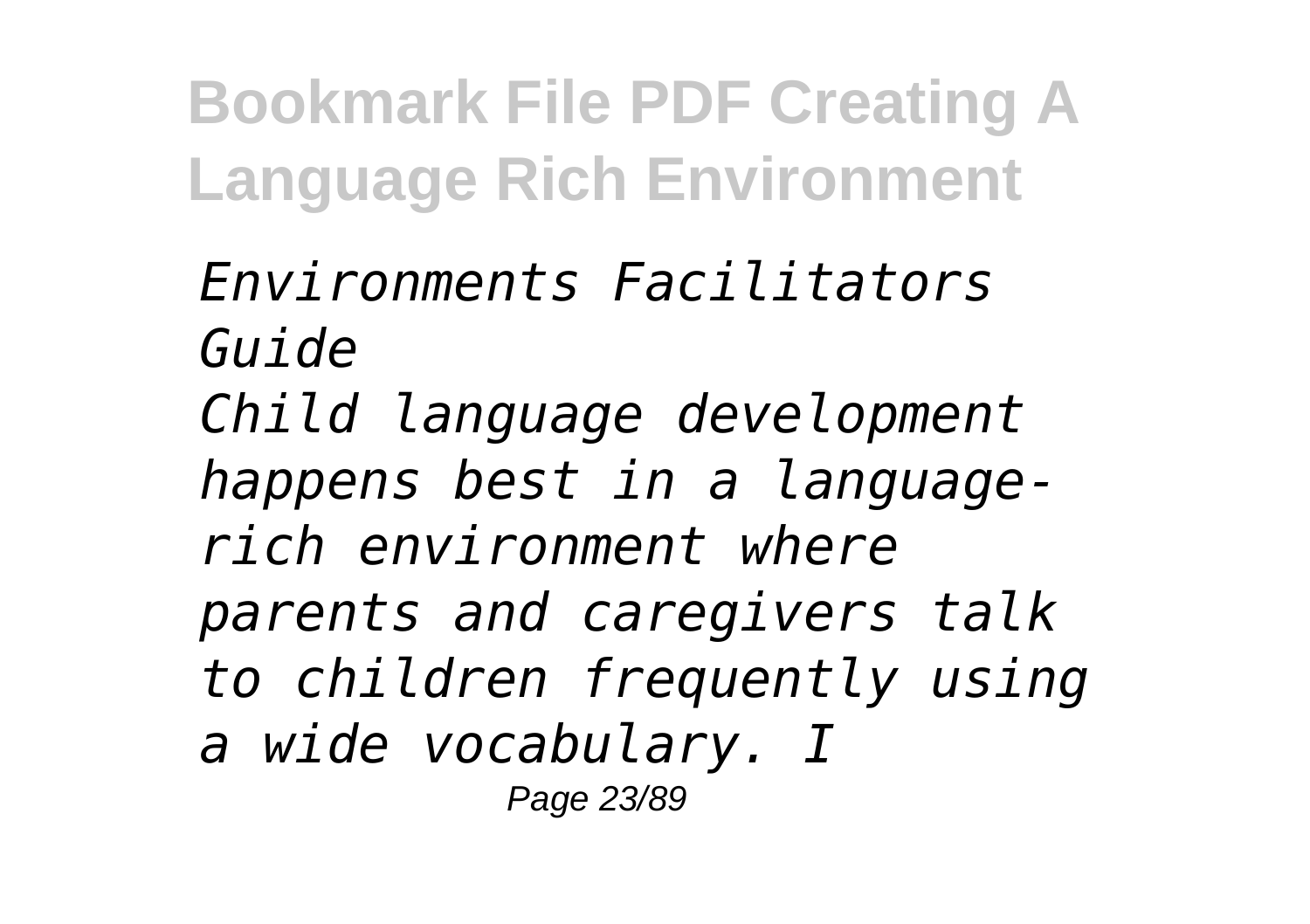*Environments Facilitators Guide*

*Child language development happens best in a language-rich environment where parents and caregivers talk to children frequently using a wide vocabulary. I*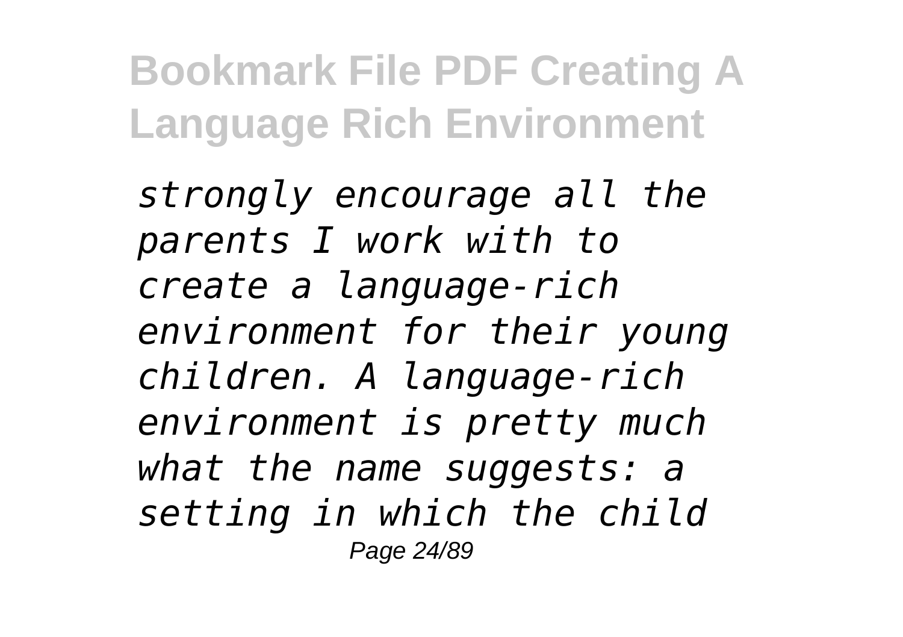*strongly encourage all the parents I work with to create a language-rich environment for their young children. A language-rich environment is pretty much what the name suggests: a setting in which the child*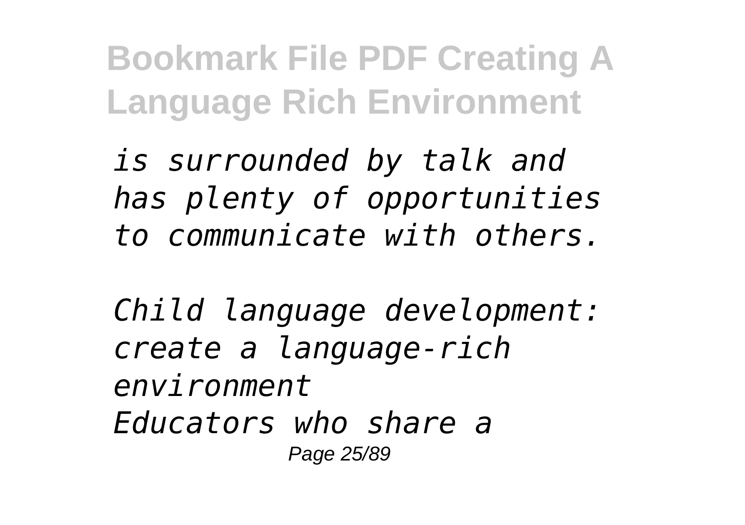*is surrounded by talk and has plenty of opportunities to communicate with others.*

*Child language development: create a language-rich environment*

*Educators who share a*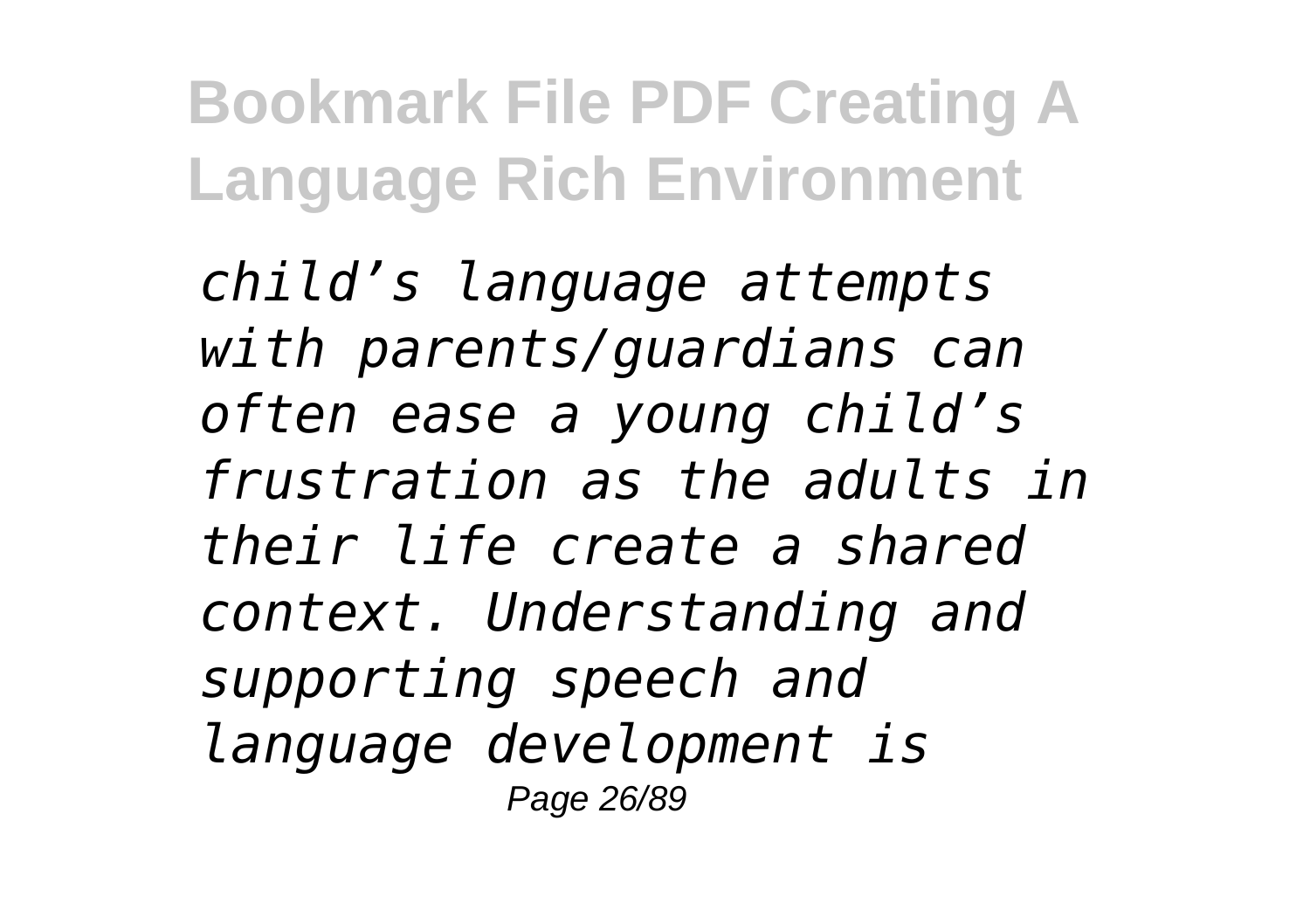*child's language attempts with parents/guardians can often ease a young child's frustration as the adults in their life create a shared context. Understanding and supporting speech and language development is*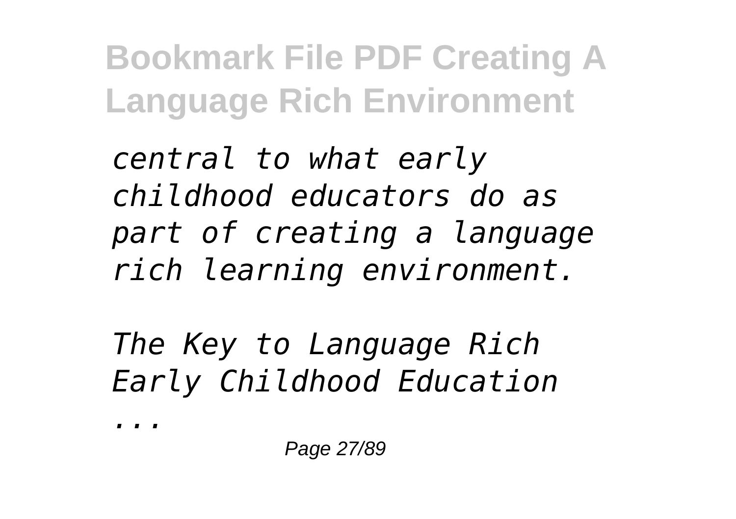*central to what early childhood educators do as part of creating a language rich learning environment.*

*The Key to Language Rich Early Childhood Education ...*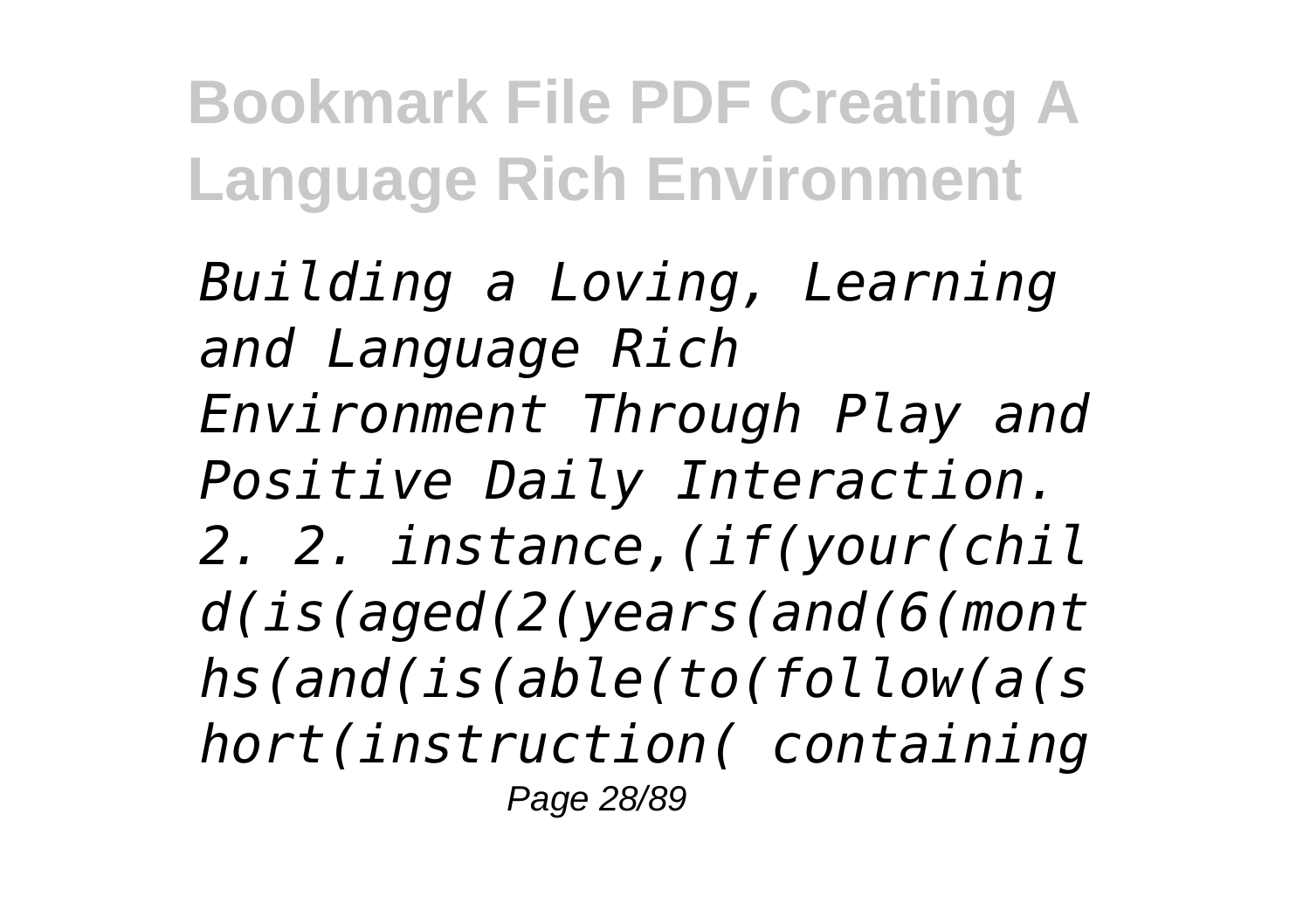*Building a Loving, Learning and Language Rich Environment Through Play and Positive Daily Interaction. 2. 2. instance,(if(your(child(is(aged(2(years(and(6(months(and(is(able(to(follow(a(short(instruction( containing*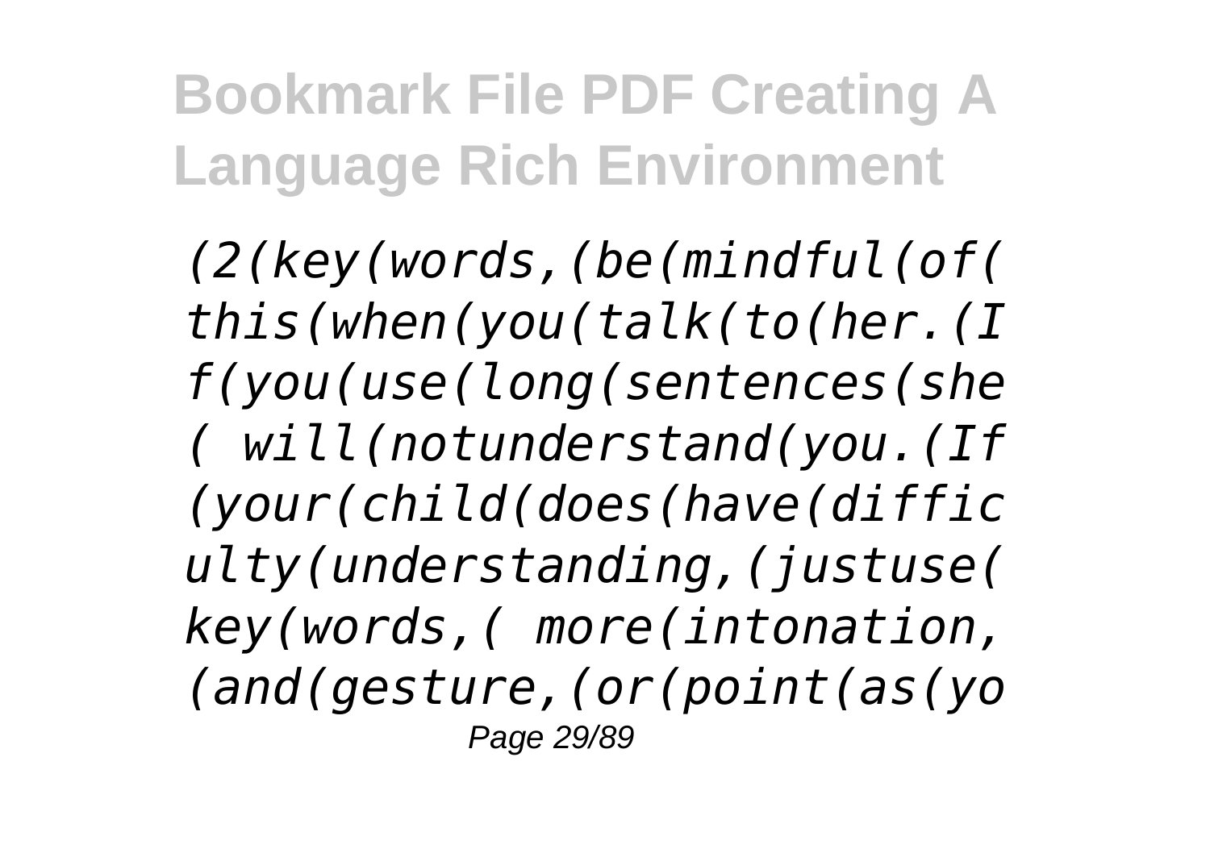*(2(key(words,(be(mindful(of( this(when(you(talk(to(her.(I f(you(use(long(sentences(she ( will(notunderstand(you.(If (your(child(does(have(diffic ulty(understanding,(justuse( key(words,( more(intonation, (and(gesture,(or(point(as(yo*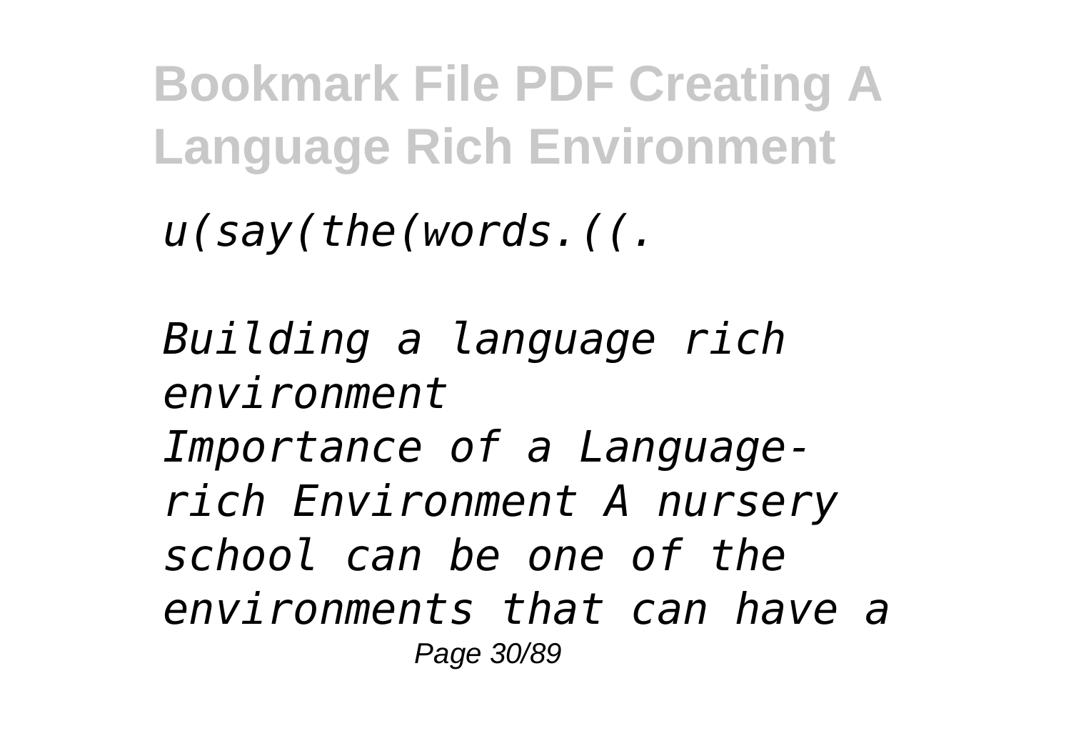*u(say(the(words.((.*

*Building a language rich environment*

*Importance of a Language-rich Environment A nursery school can be one of the environments that can have a*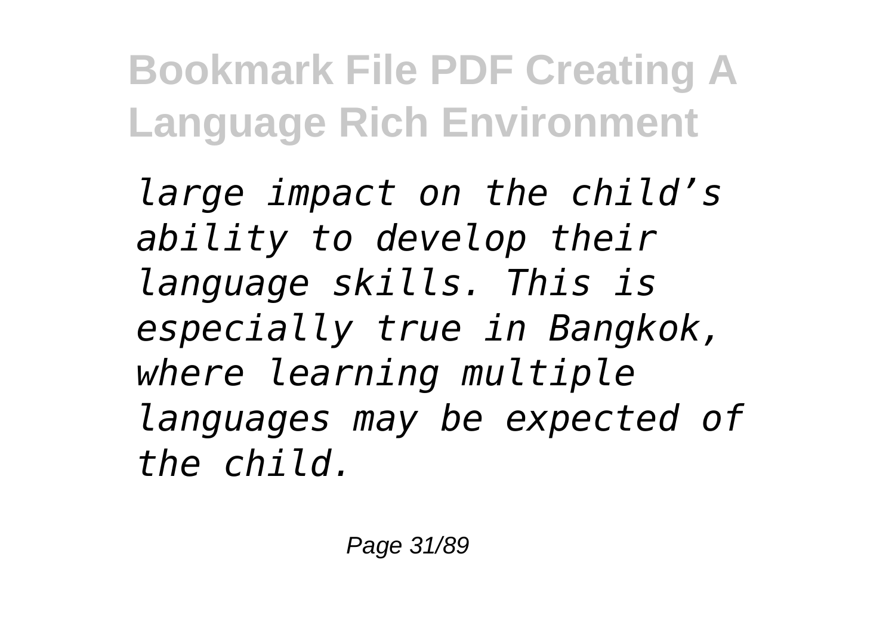*large impact on the child’s ability to develop their language skills. This is especially true in Bangkok, where learning multiple languages may be expected of the child.*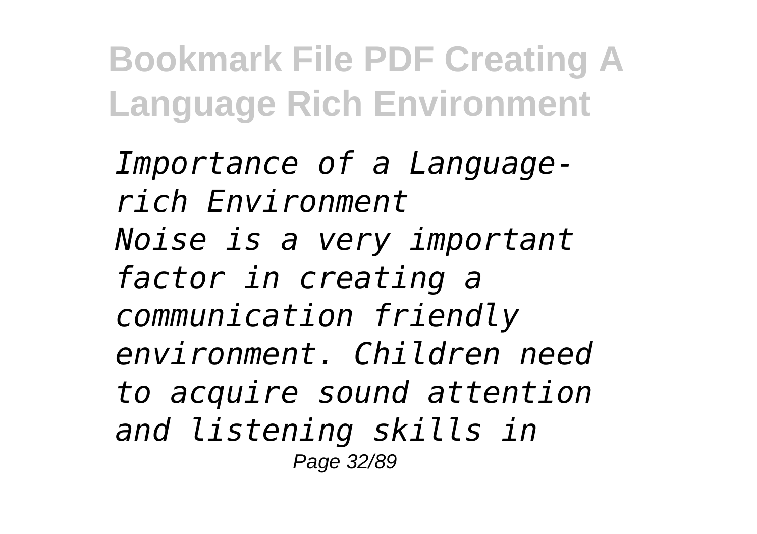*Importance of a Language-rich Environment*

*Noise is a very important factor in creating a communication friendly environment. Children need to acquire sound attention and listening skills in*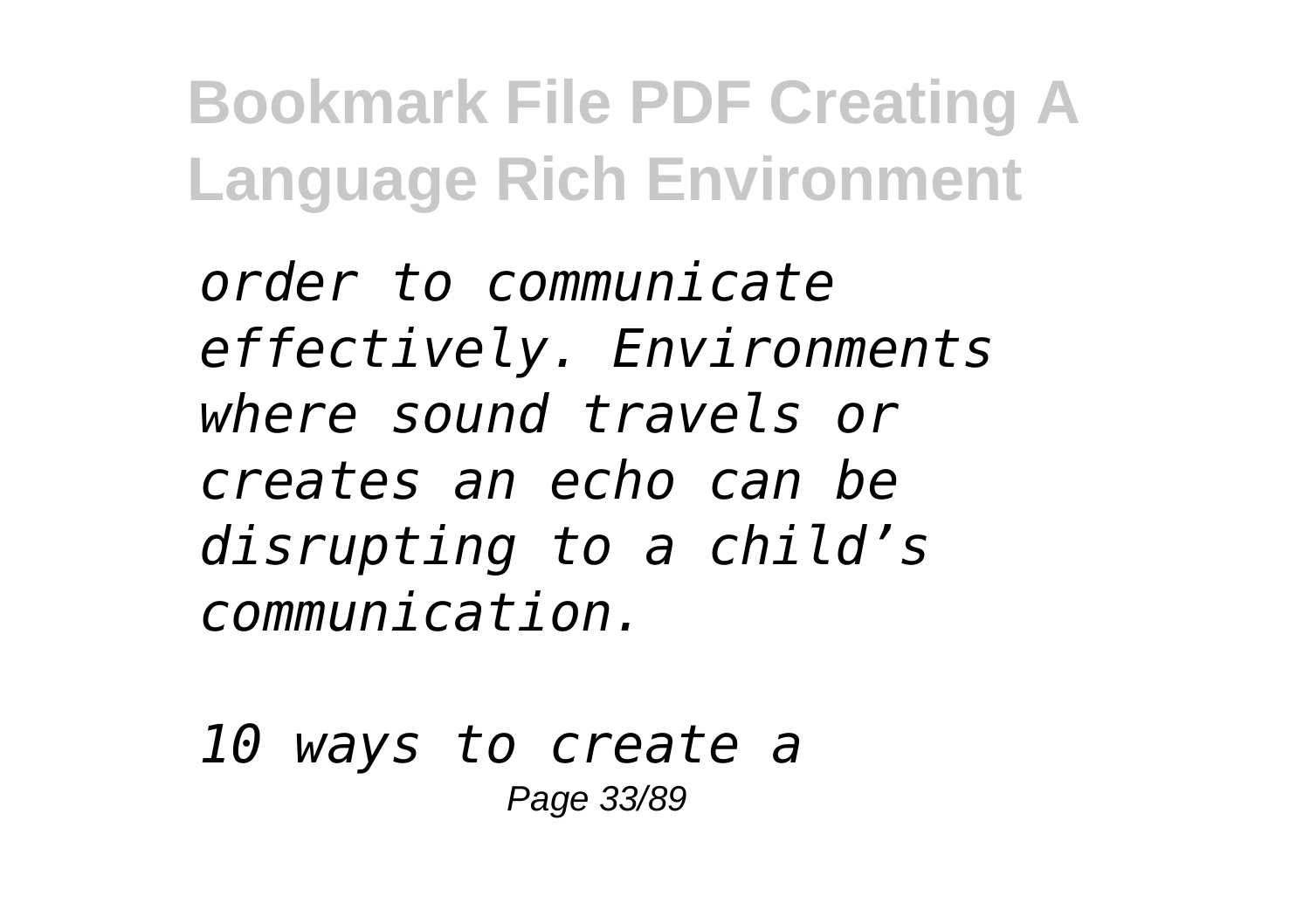*order to communicate effectively. Environments where sound travels or creates an echo can be disrupting to a child's communication.*

*10 ways to create a*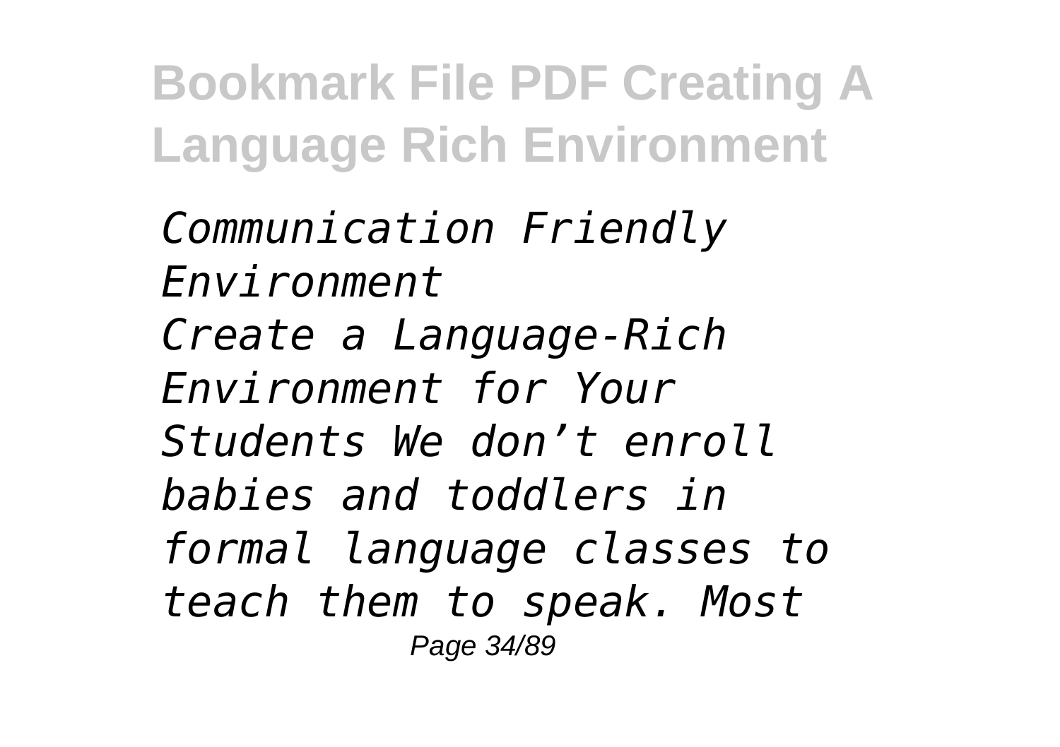*Communication Friendly Environment*

*Create a Language-Rich Environment for Your Students We don't enroll babies and toddlers in formal language classes to teach them to speak. Most*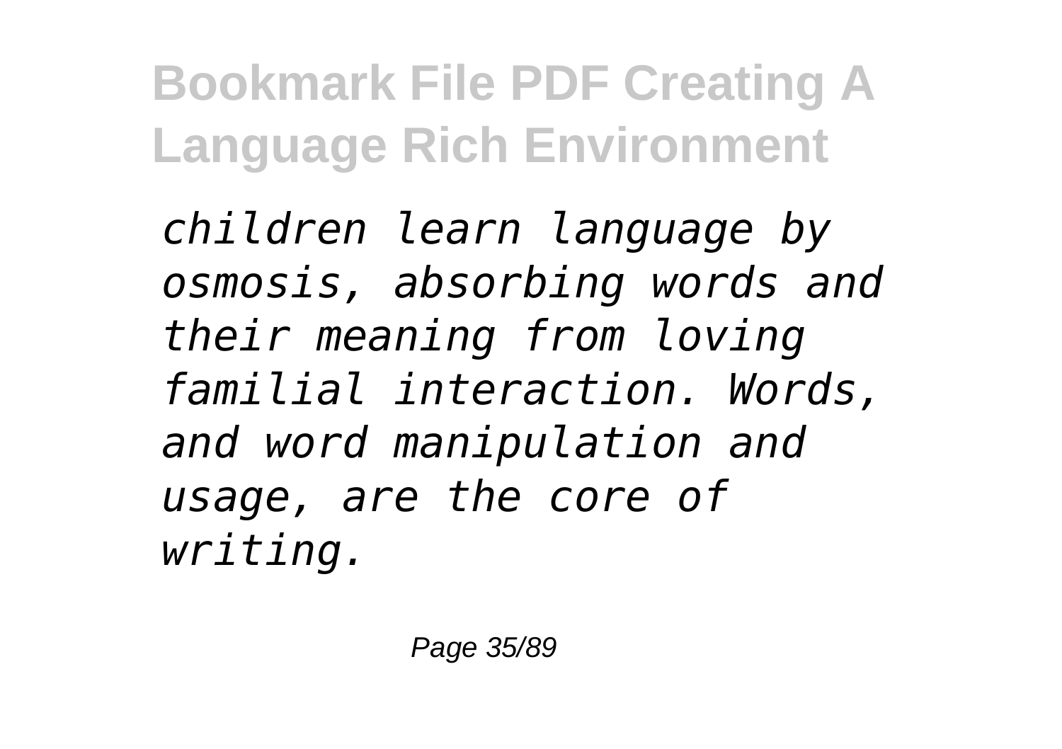*children learn language by osmosis, absorbing words and their meaning from loving familial interaction. Words, and word manipulation and usage, are the core of writing.*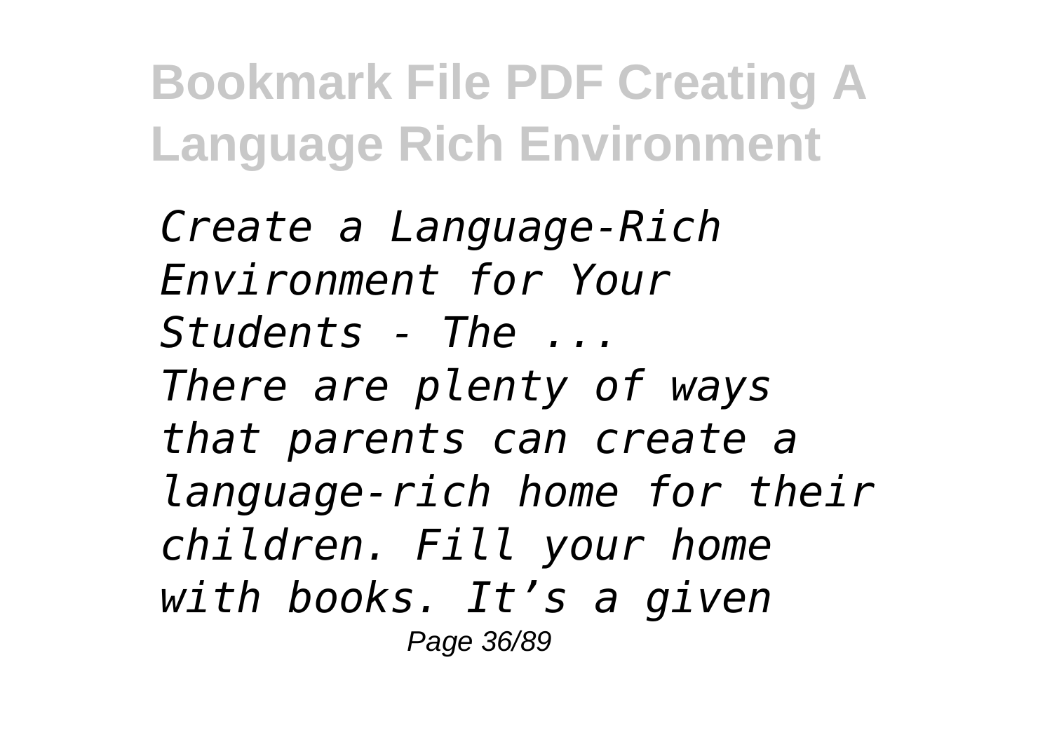*Create a Language-Rich Environment for Your Students - The ...*
*There are plenty of ways that parents can create a language-rich home for their children. Fill your home with books. It's a given*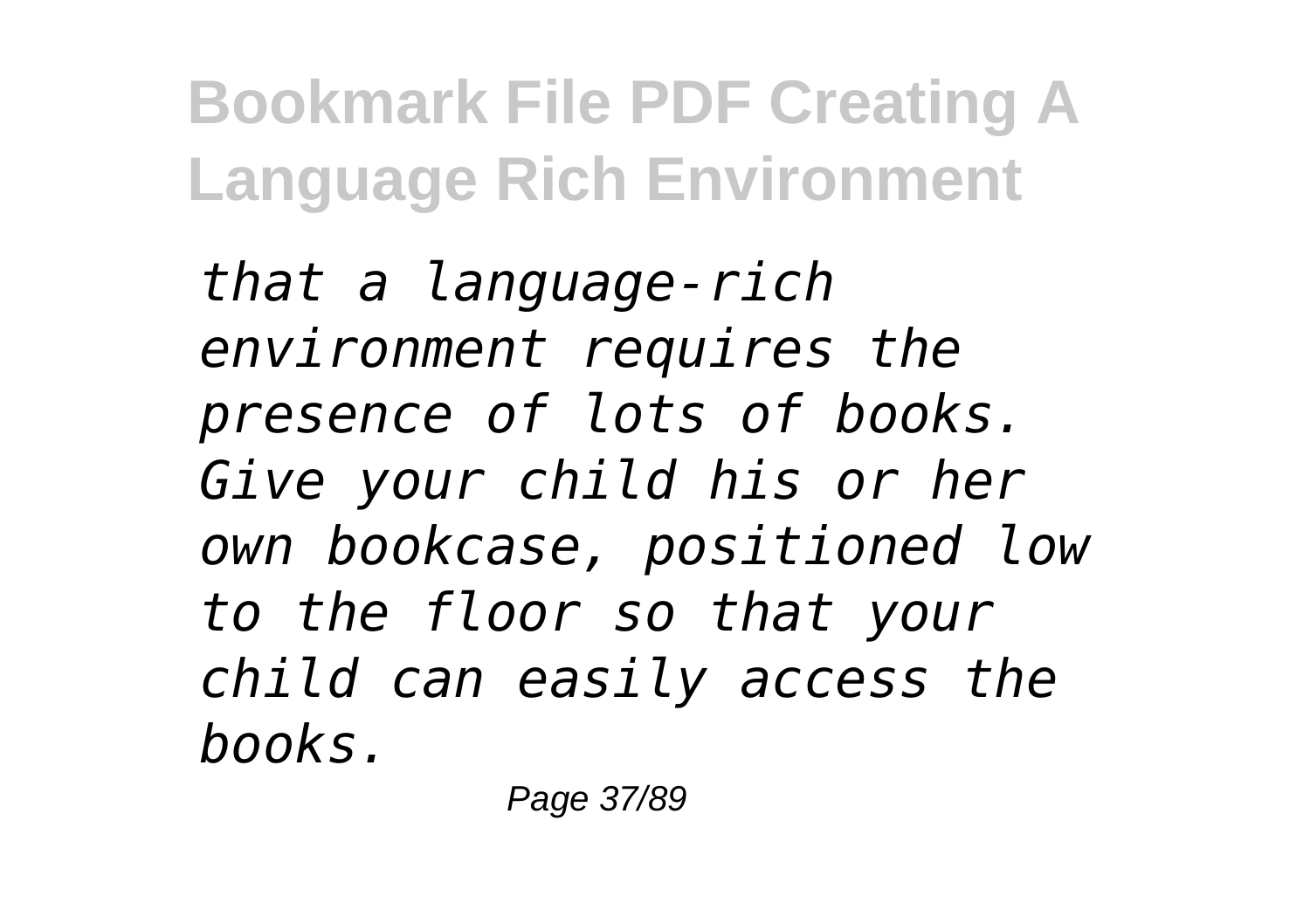*that a language-rich environment requires the presence of lots of books. Give your child his or her own bookcase, positioned low to the floor so that your child can easily access the books.*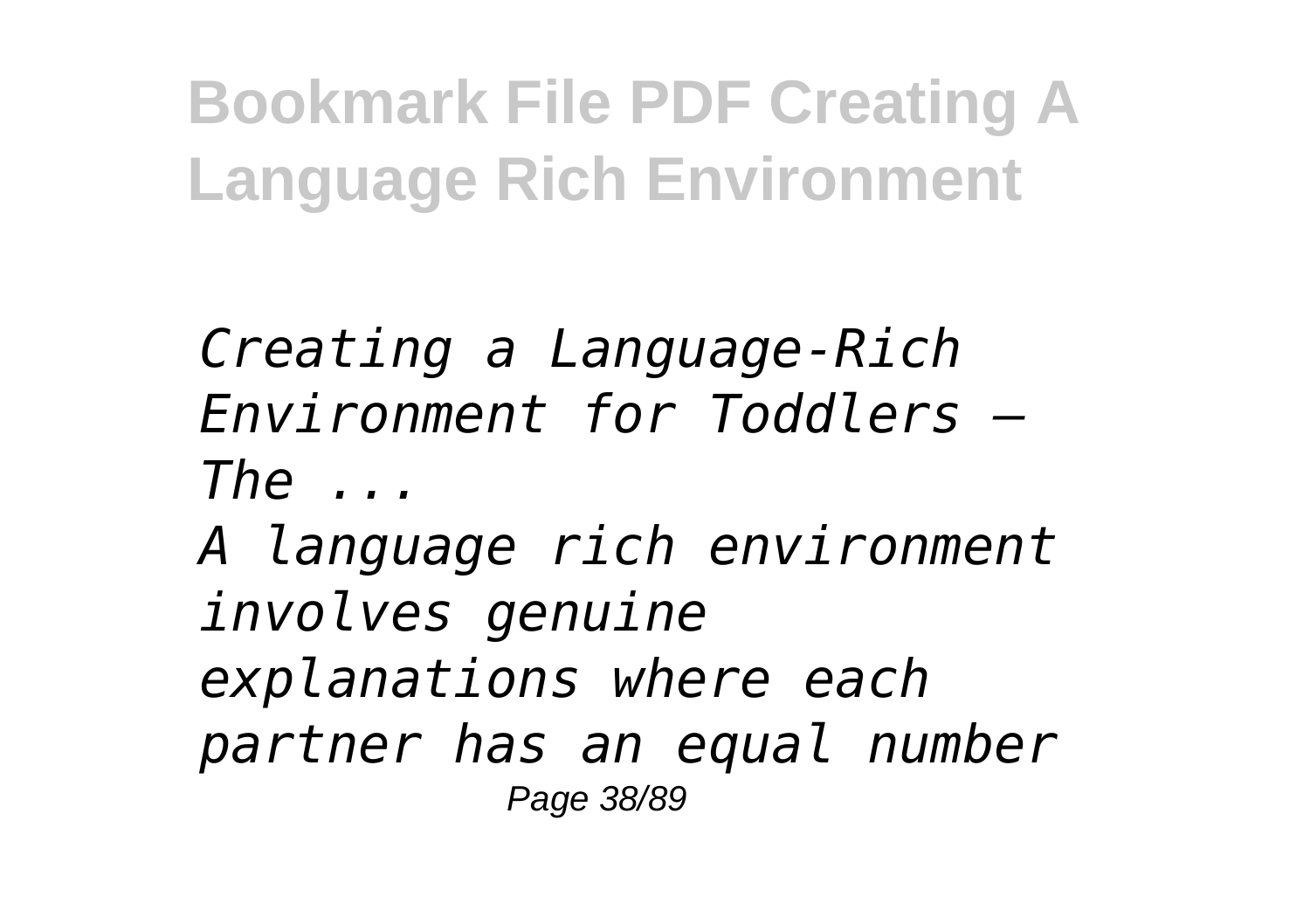*Creating a Language-Rich Environment for Toddlers – The ...*

*A language rich environment involves genuine explanations where each partner has an equal number*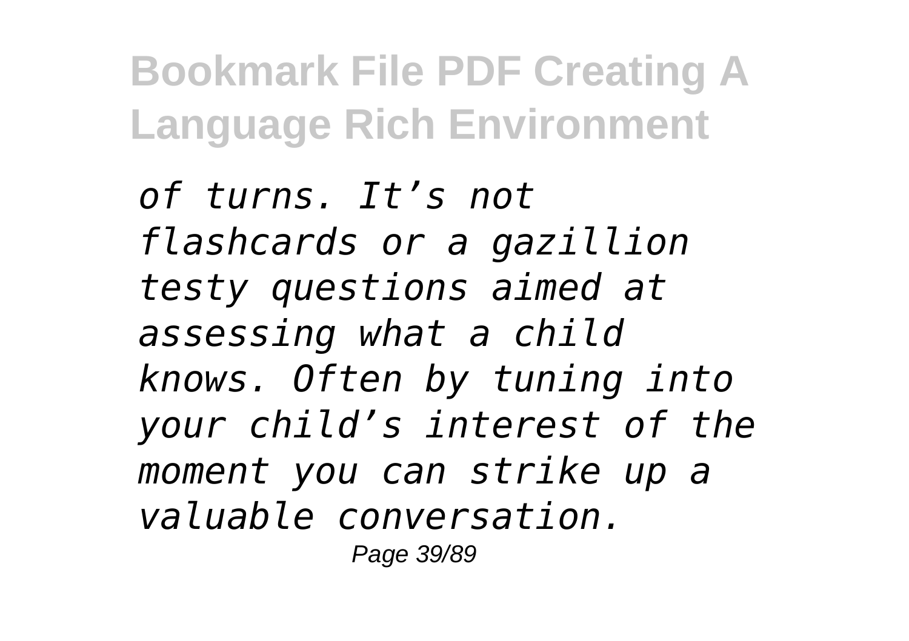*of turns. It’s not flashcards or a gazillion testy questions aimed at assessing what a child knows. Often by tuning into your child’s interest of the moment you can strike up a valuable conversation.*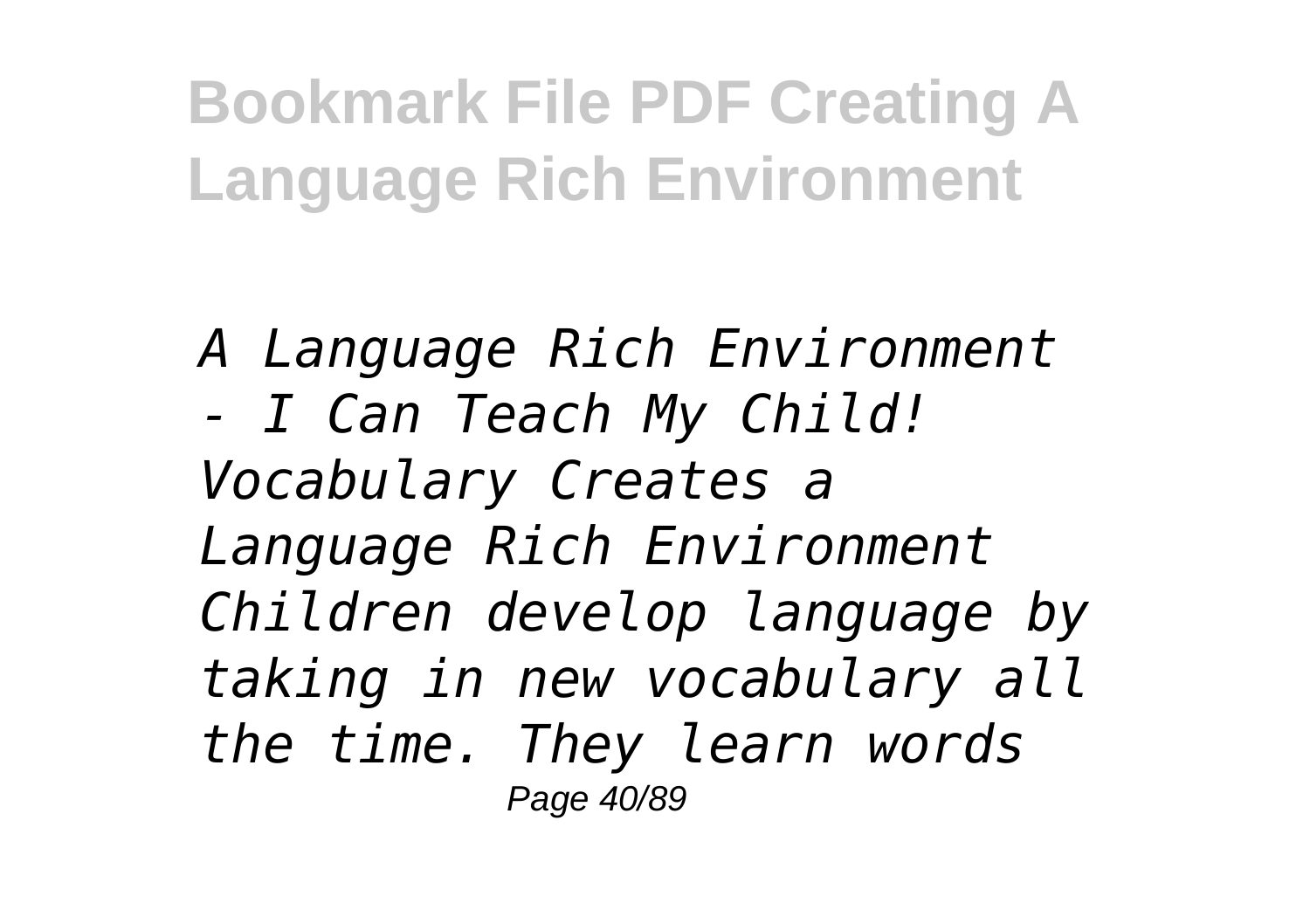*A Language Rich Environment - I Can Teach My Child!*
*Vocabulary Creates a Language Rich Environment Children develop language by taking in new vocabulary all the time. They learn words*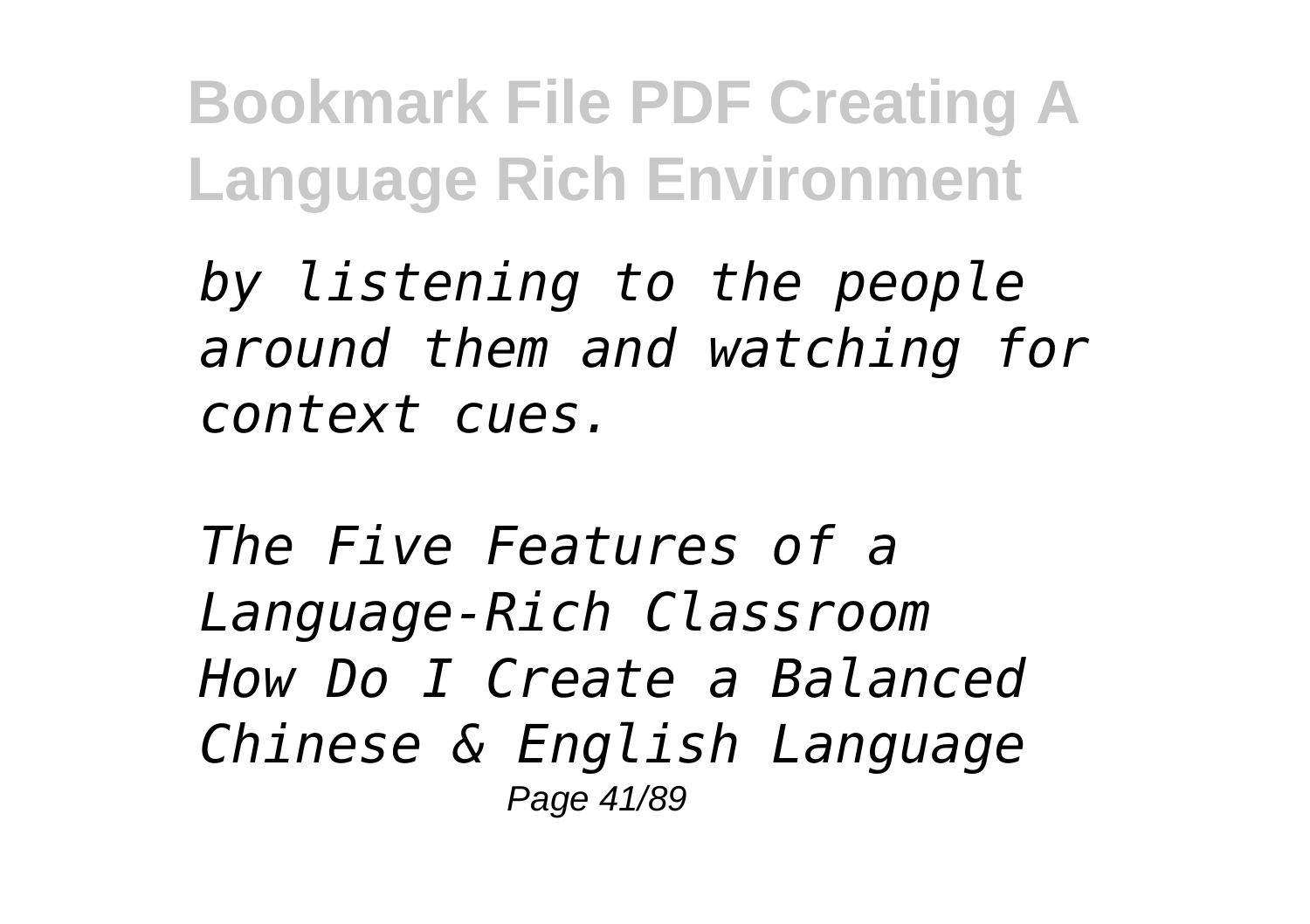*by listening to the people around them and watching for context cues.*

*The Five Features of a Language-Rich Classroom How Do I Create a Balanced Chinese & English Language*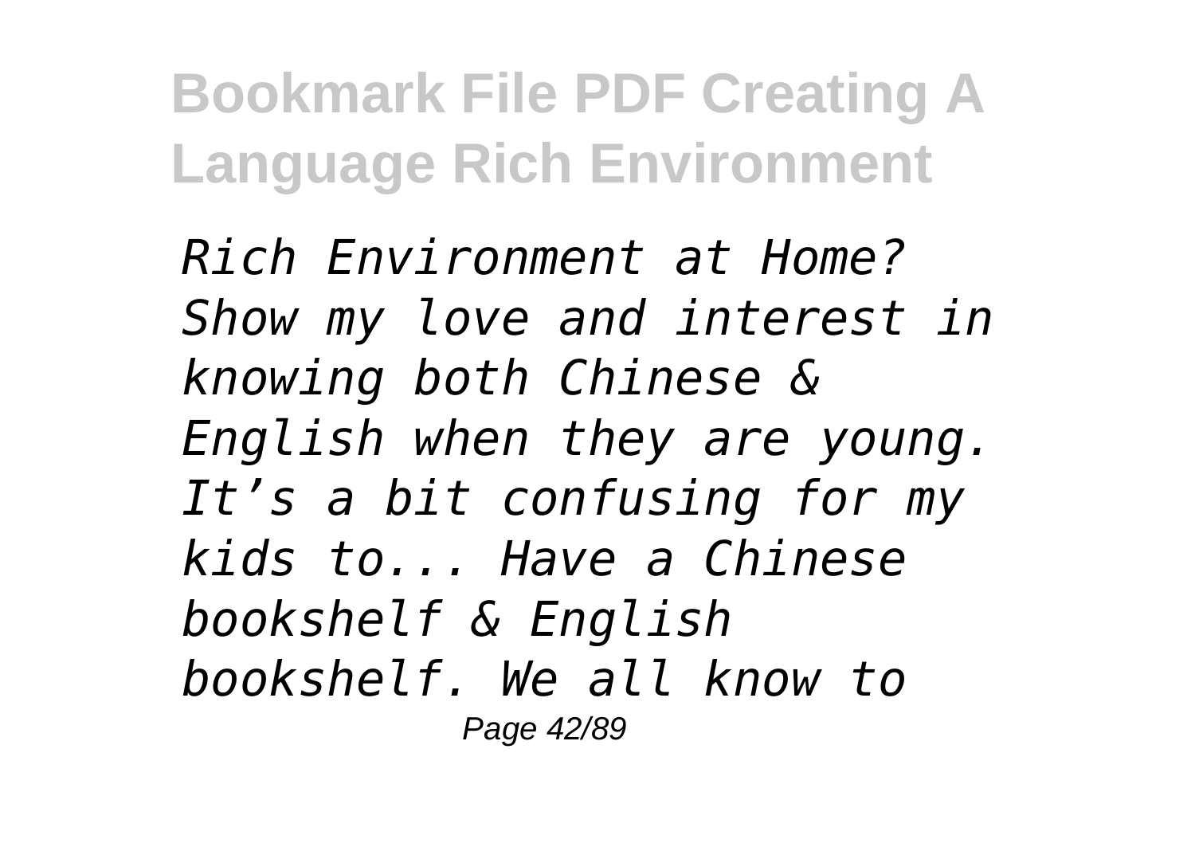*Rich Environment at Home? Show my love and interest in knowing both Chinese & English when they are young. It's a bit confusing for my kids to... Have a Chinese bookshelf & English bookshelf. We all know to*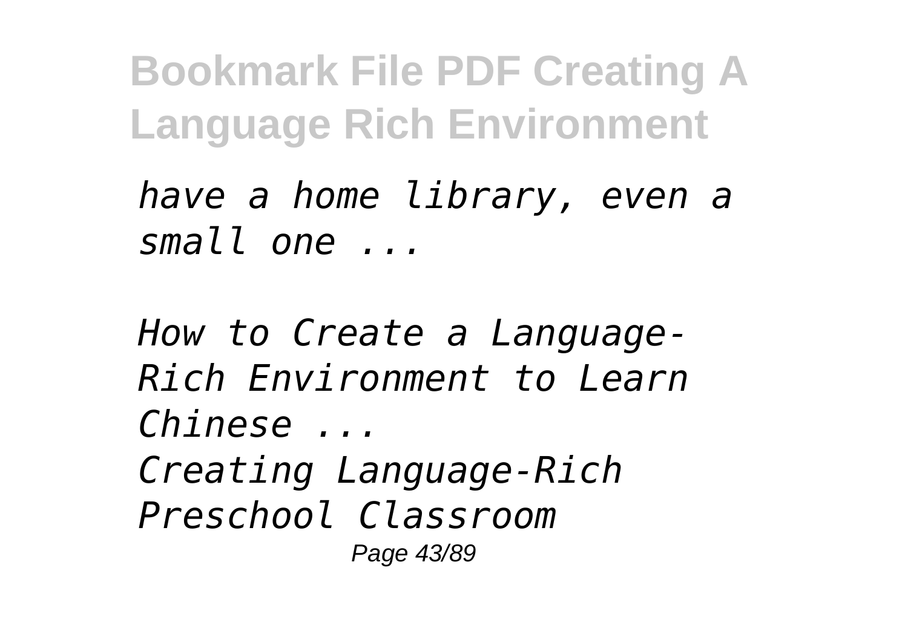*have a home library, even a small one ...*

*How to Create a Language-Rich Environment to Learn Chinese ...*

*Creating Language-Rich Preschool Classroom*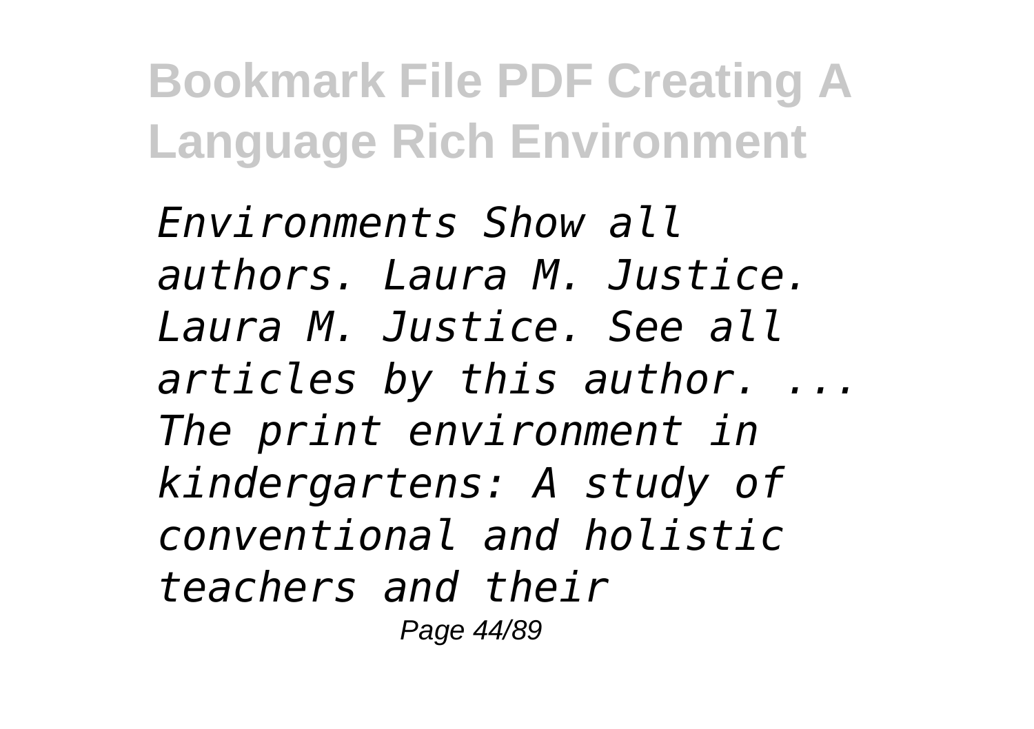*Environments Show all authors. Laura M. Justice. Laura M. Justice. See all articles by this author. ... The print environment in kindergartens: A study of conventional and holistic teachers and their*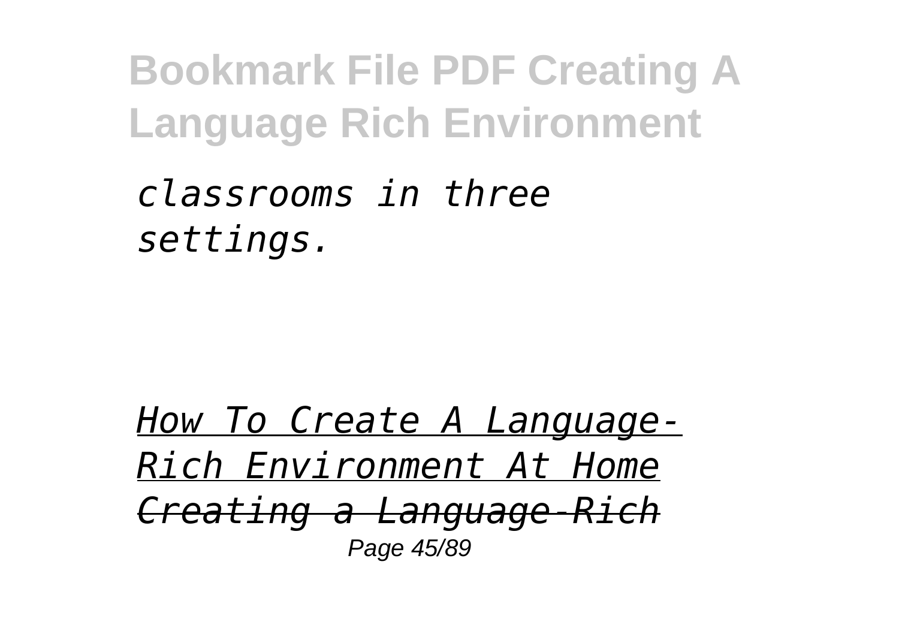*classrooms in three settings.*

*How To Create A Language-Rich Environment At Home*

*Creating a Language-Rich*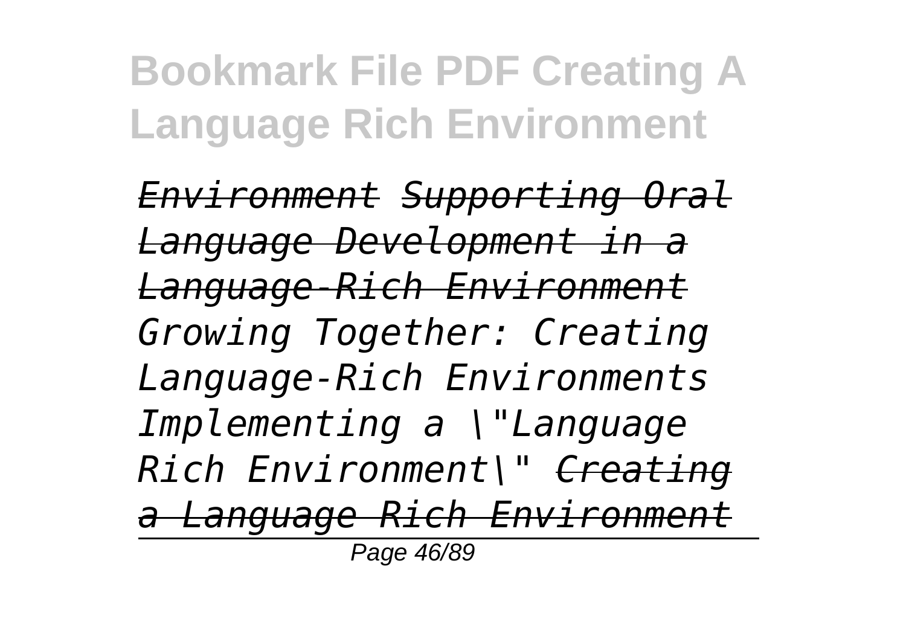*Environment Supporting Oral Language Development in a Language-Rich Environment Growing Together: Creating Language-Rich Environments Implementing a \"Language Rich Environment\" Creating a Language Rich Environment*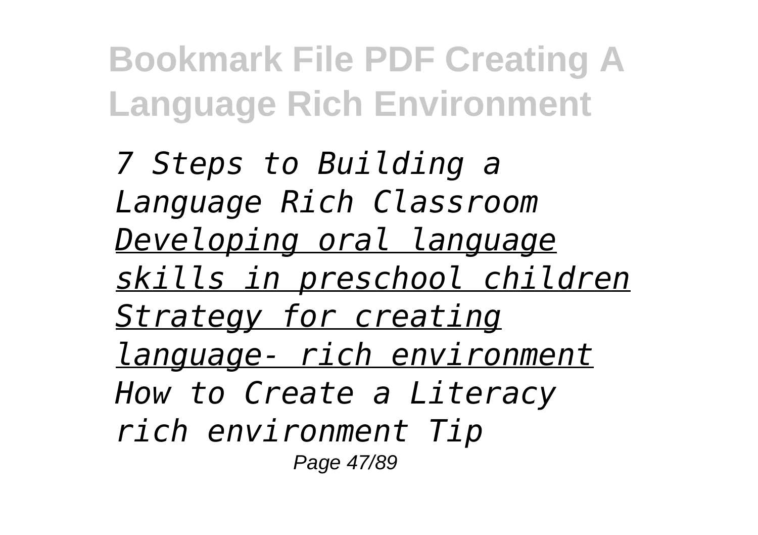*7 Steps to Building a Language Rich Classroom* *Developing oral language skills in preschool children* *Strategy for creating language- rich environment* *How to Create a Literacy rich environment Tip*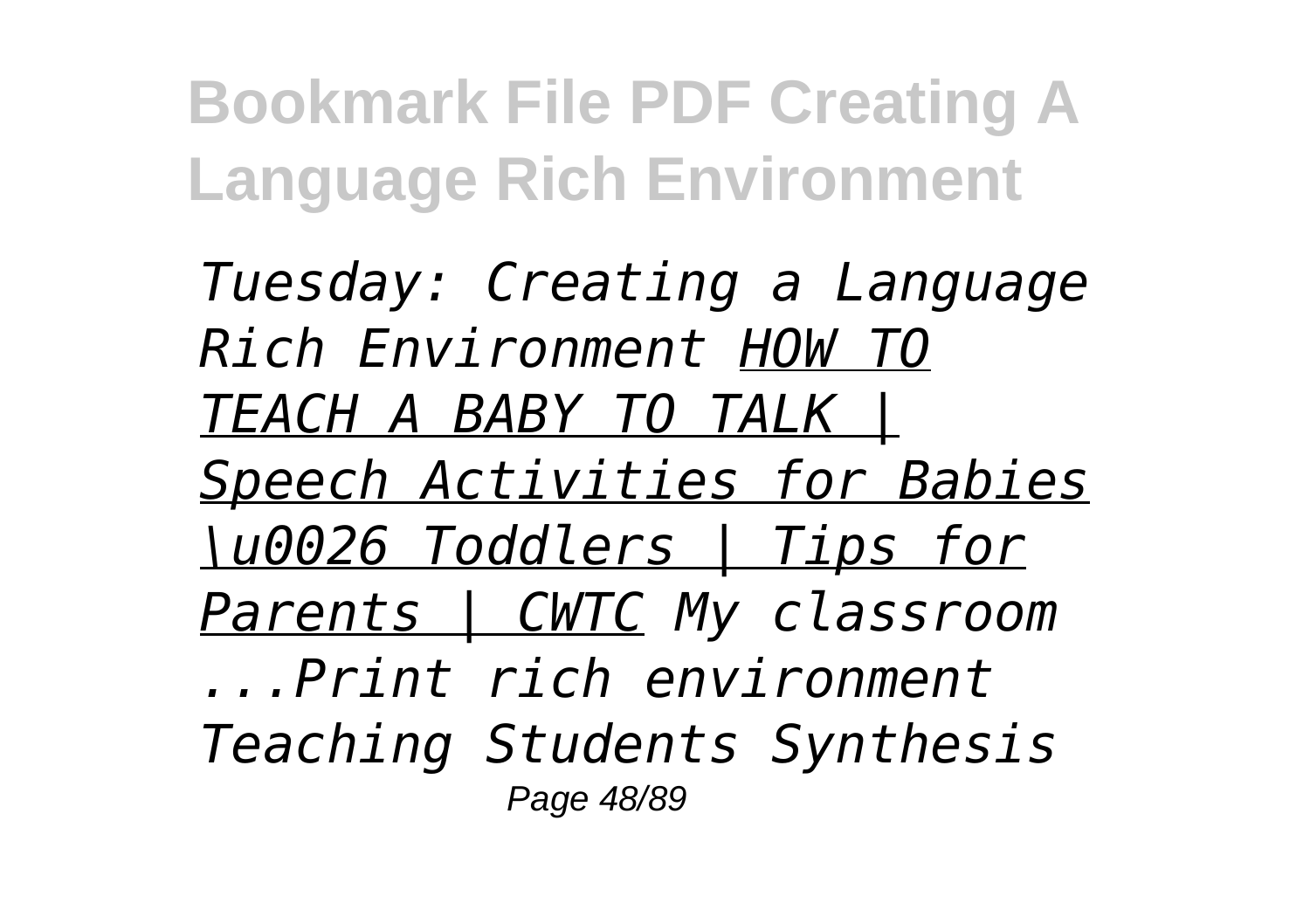*Tuesday: Creating a Language Rich Environment HOW TO TEACH A BABY TO TALK | Speech Activities for Babies \u0026 Toddlers | Tips for Parents | CWTC My classroom ...Print rich environment Teaching Students Synthesis*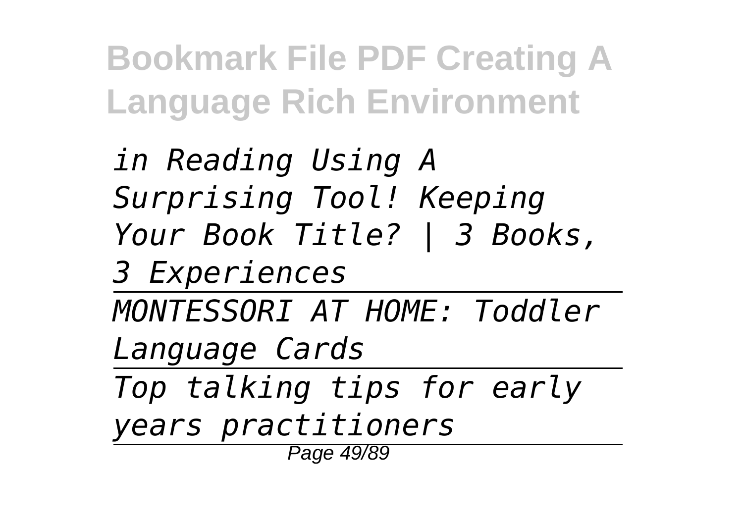*in Reading Using A Surprising Tool! Keeping Your Book Title? | 3 Books, 3 Experiences*

---

*MONTESSORI AT HOME: Toddler Language Cards*

---

*Top talking tips for early years practitioners*

---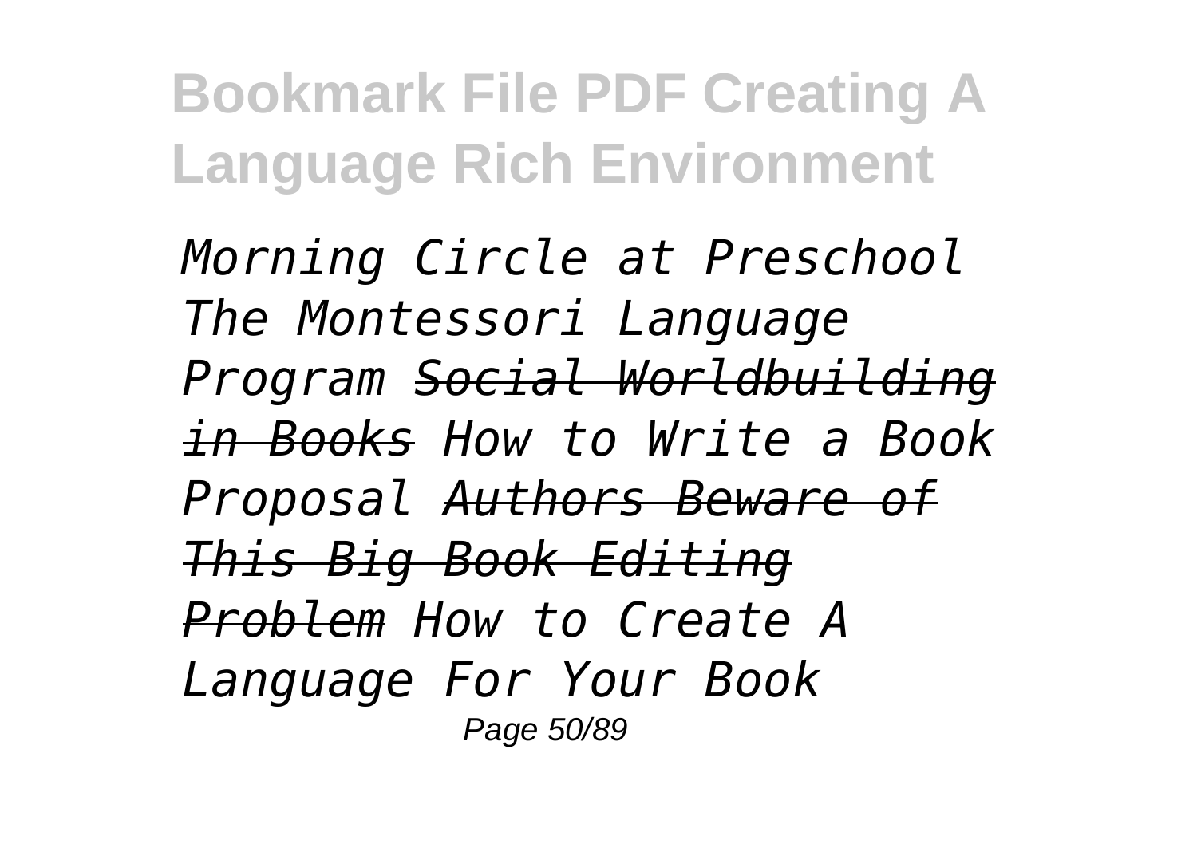*Morning Circle at Preschool The Montessori Language Program* *Social Worldbuilding in Books* *How to Write a Book Proposal* *Authors Beware of This Big Book Editing Problem* *How to Create A Language For Your Book*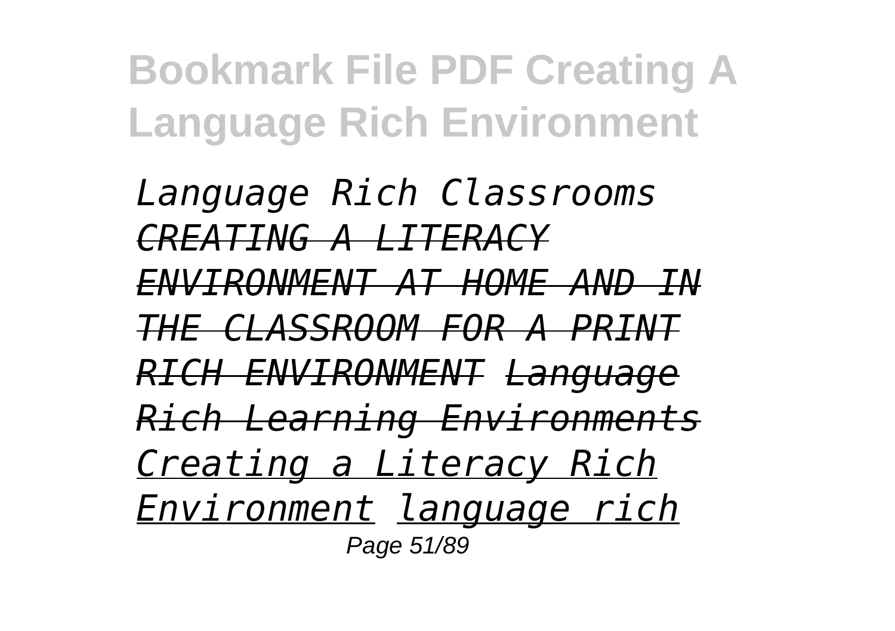*Language Rich Classrooms* ~~*CREATING A LITERACY ENVIRONMENT AT HOME AND IN THE CLASSROOM FOR A PRINT RICH ENVIRONMENT*~~ ~~*Language Rich Learning Environments*~~ *Creating a Literacy Rich Environment* *language rich*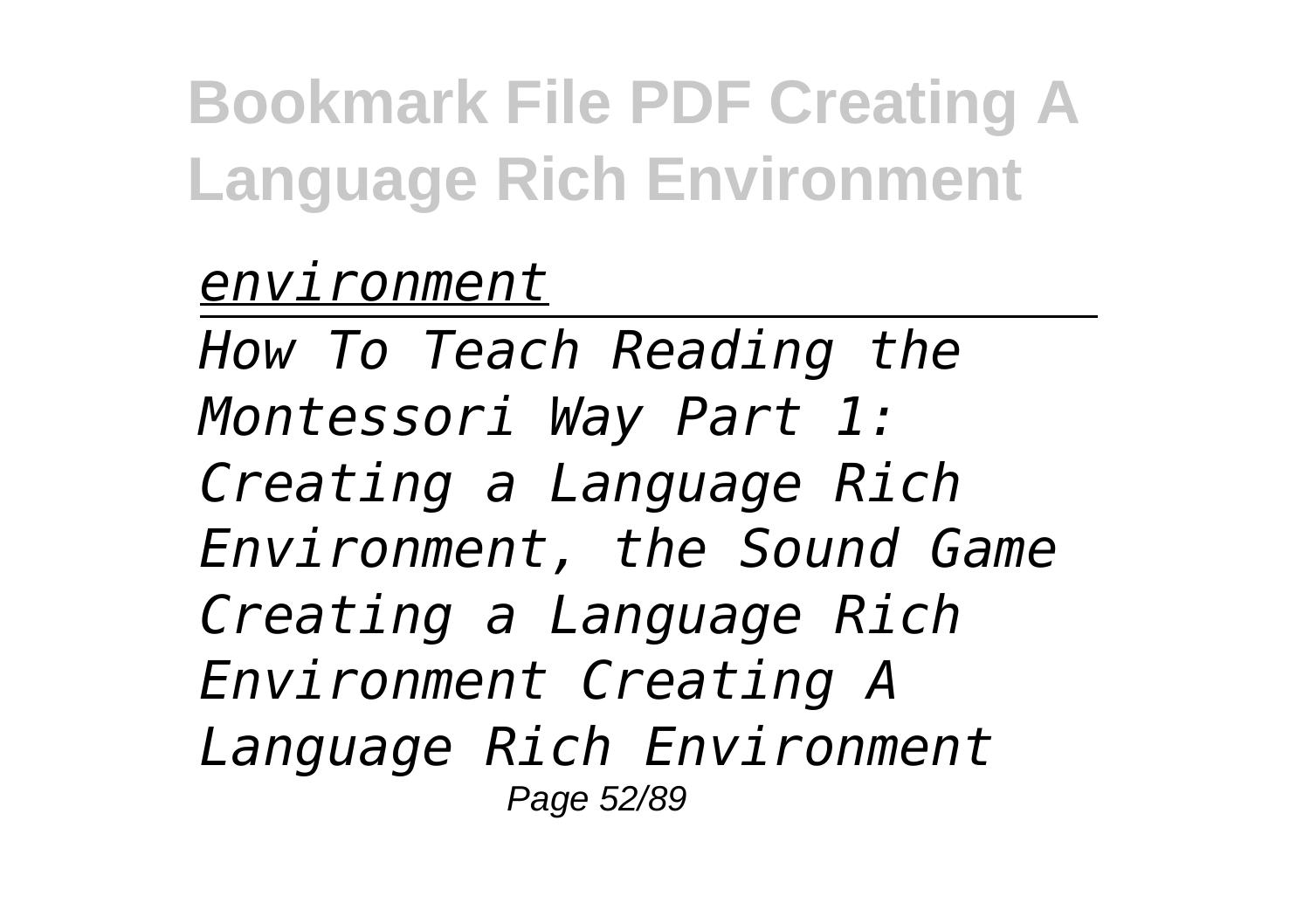*environment*

---

*How To Teach Reading the Montessori Way Part 1: Creating a Language Rich Environment, the Sound Game Creating a Language Rich Environment Creating A Language Rich Environment*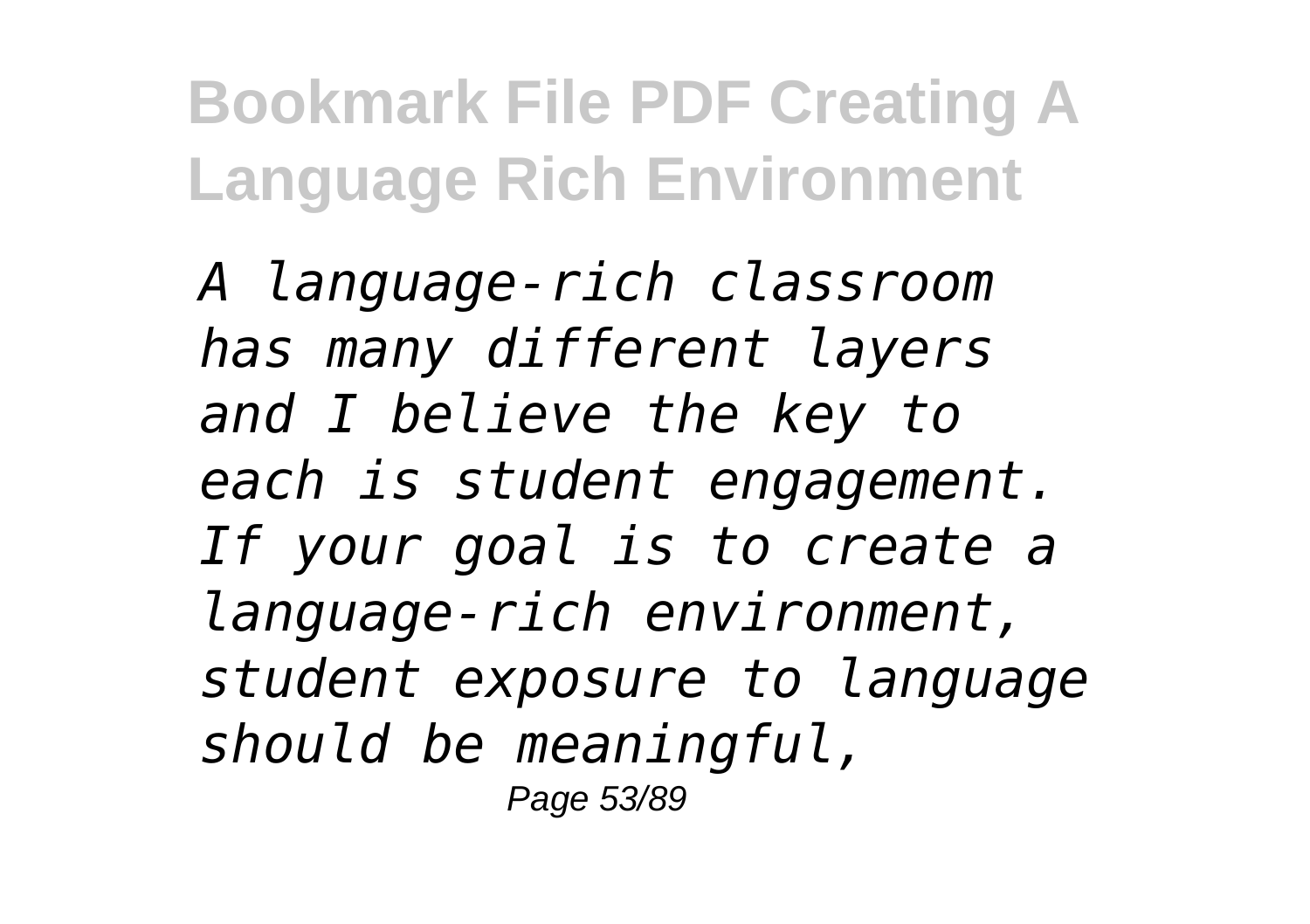*A language-rich classroom has many different layers and I believe the key to each is student engagement. If your goal is to create a language-rich environment, student exposure to language should be meaningful,*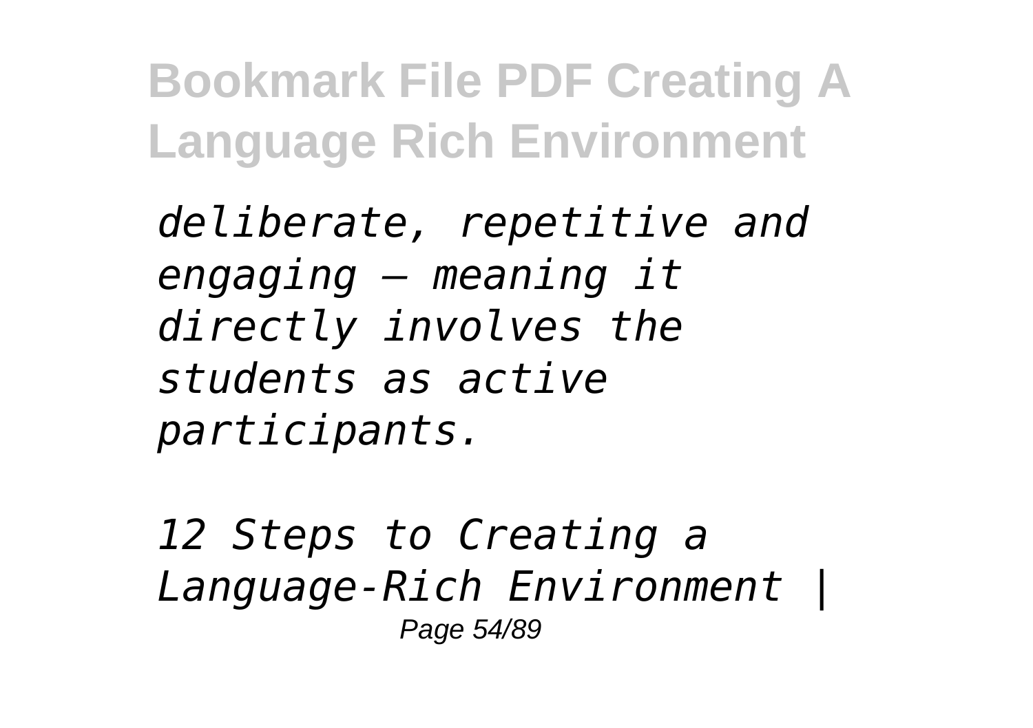*deliberate, repetitive and engaging – meaning it directly involves the students as active participants.*

*12 Steps to Creating a Language-Rich Environment |*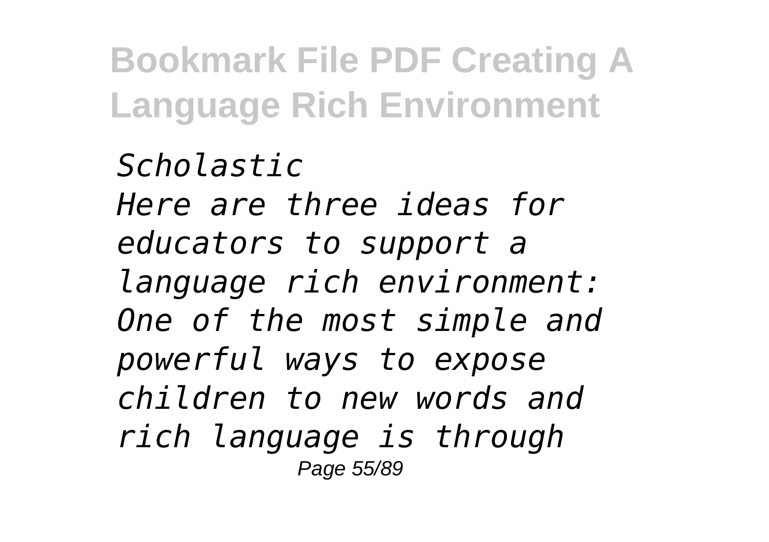*Scholastic*
*Here are three ideas for educators to support a language rich environment: One of the most simple and powerful ways to expose children to new words and rich language is through*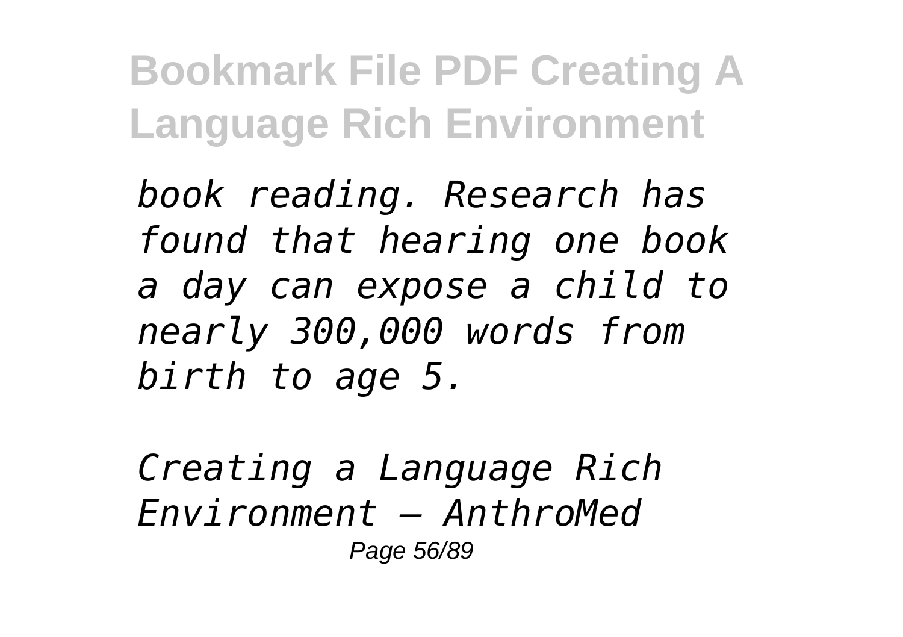*book reading. Research has found that hearing one book a day can expose a child to nearly 300,000 words from birth to age 5.*

*Creating a Language Rich Environment – AnthroMed*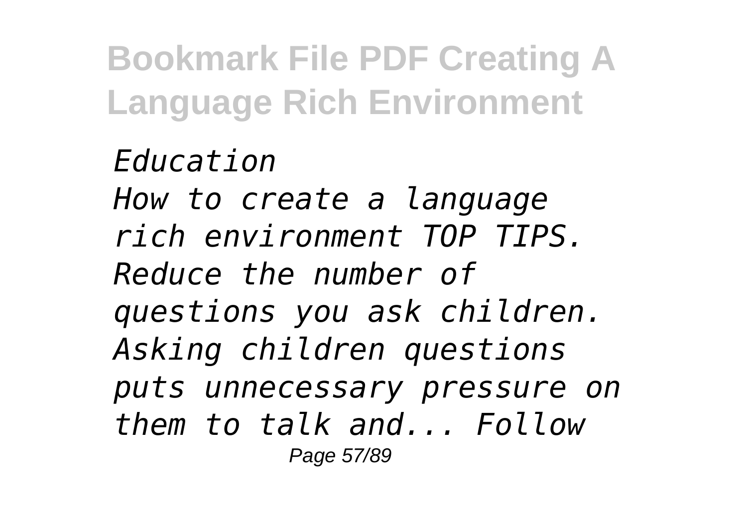*Education*
*How to create a language rich environment TOP TIPS. Reduce the number of questions you ask children. Asking children questions puts unnecessary pressure on them to talk and... Follow*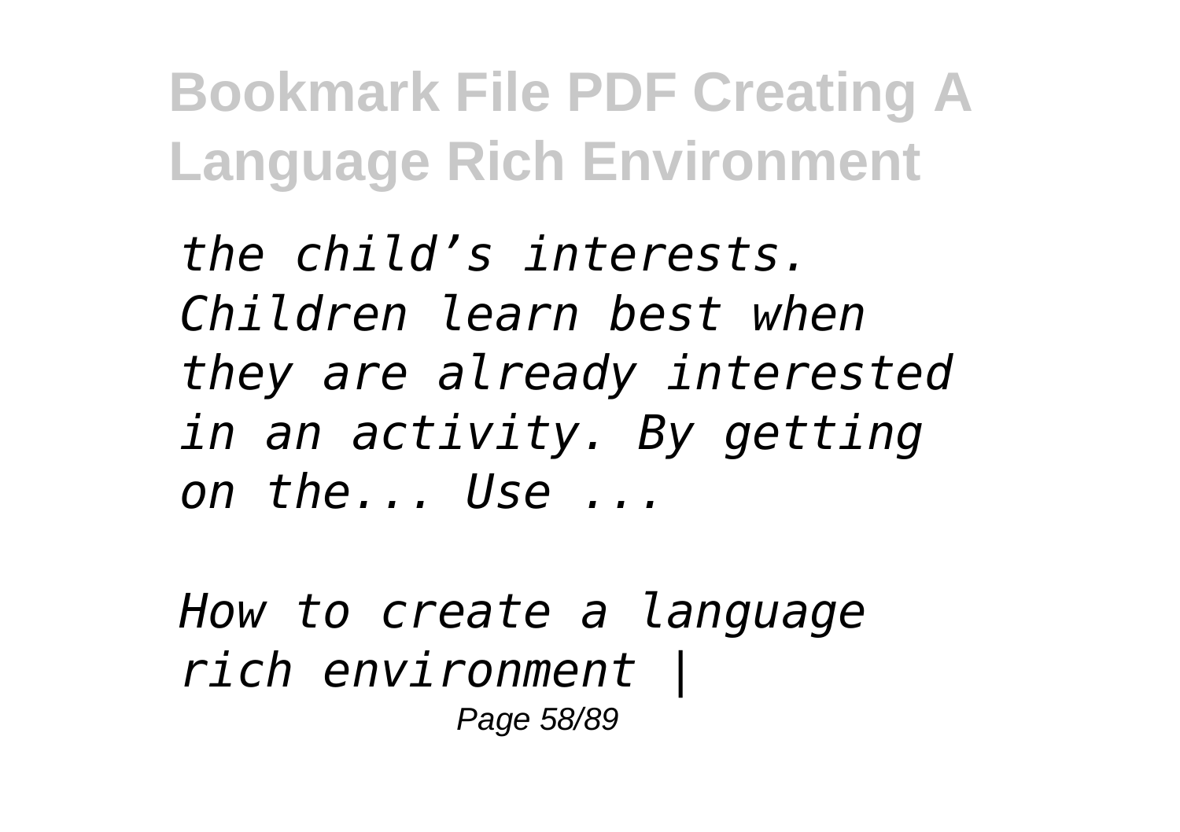*the child's interests. Children learn best when they are already interested in an activity. By getting on the... Use ...*

*How to create a language rich environment |*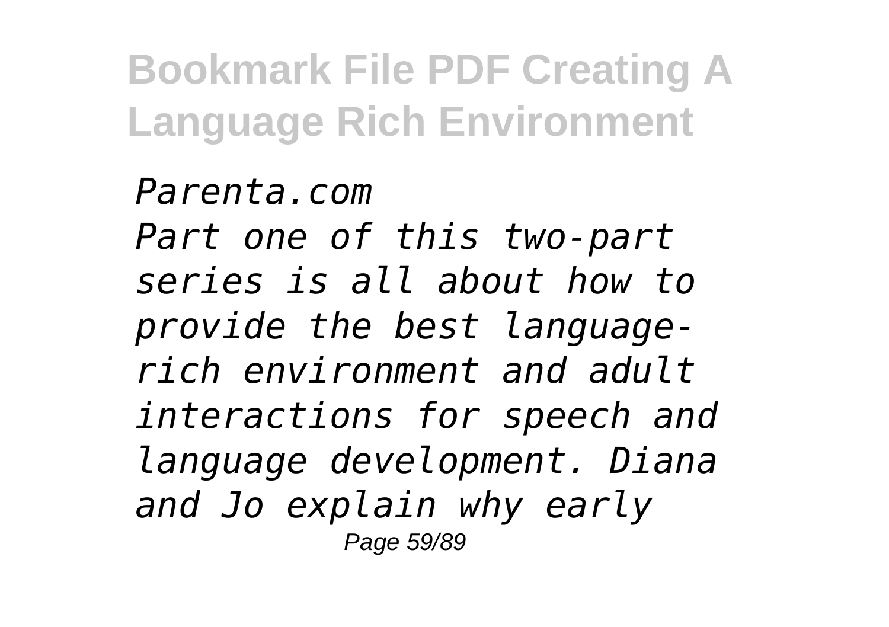*Parenta.com*
*Part one of this two-part series is all about how to provide the best language-rich environment and adult interactions for speech and language development. Diana and Jo explain why early*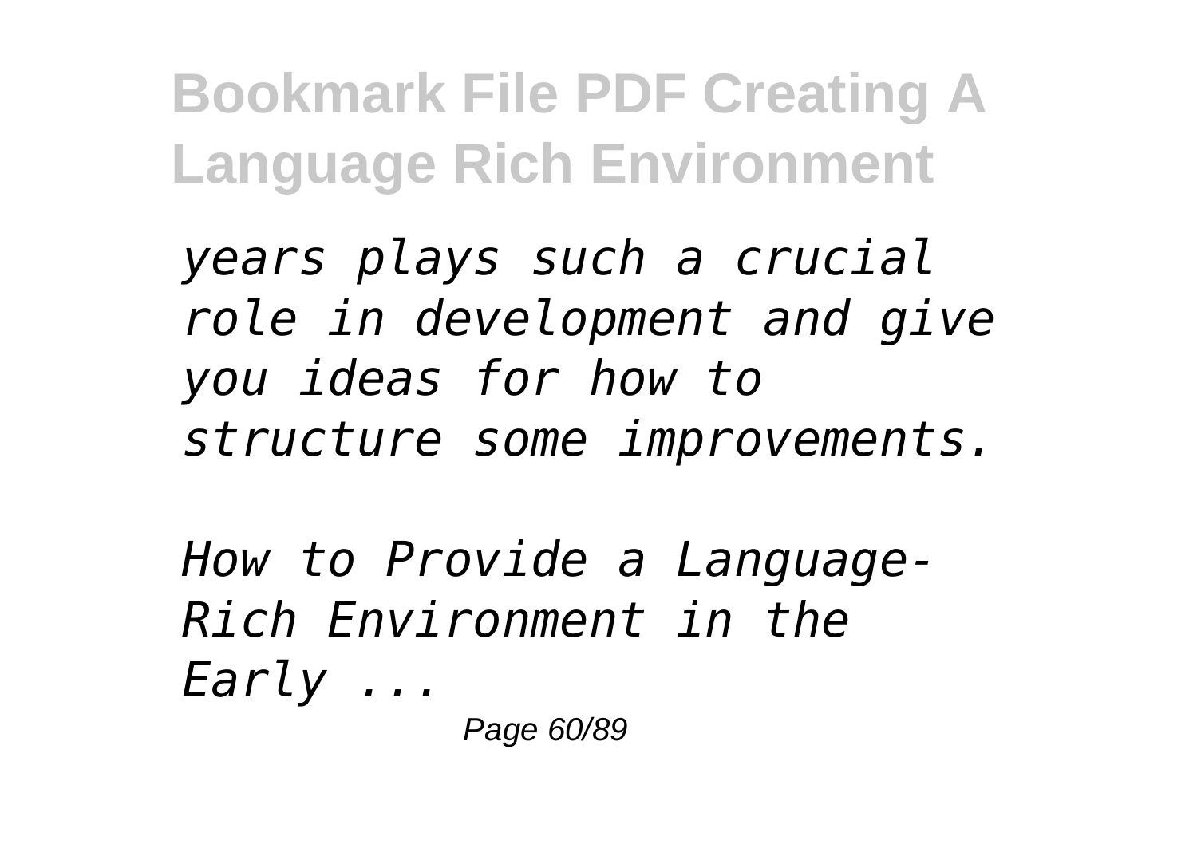*years plays such a crucial role in development and give you ideas for how to structure some improvements.*

*How to Provide a Language-Rich Environment in the Early ...*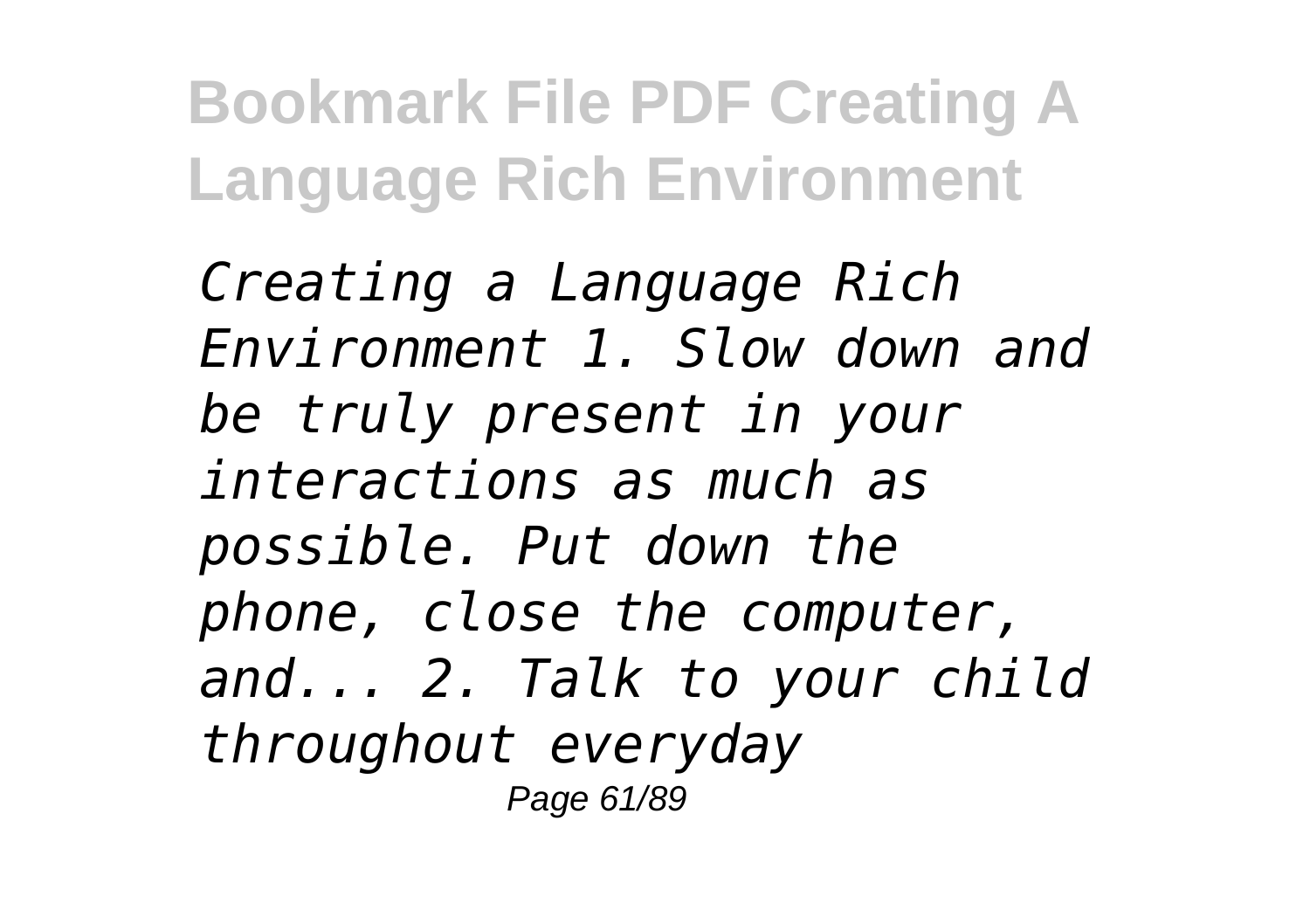*Creating a Language Rich Environment 1. Slow down and be truly present in your interactions as much as possible. Put down the phone, close the computer, and... 2. Talk to your child throughout everyday*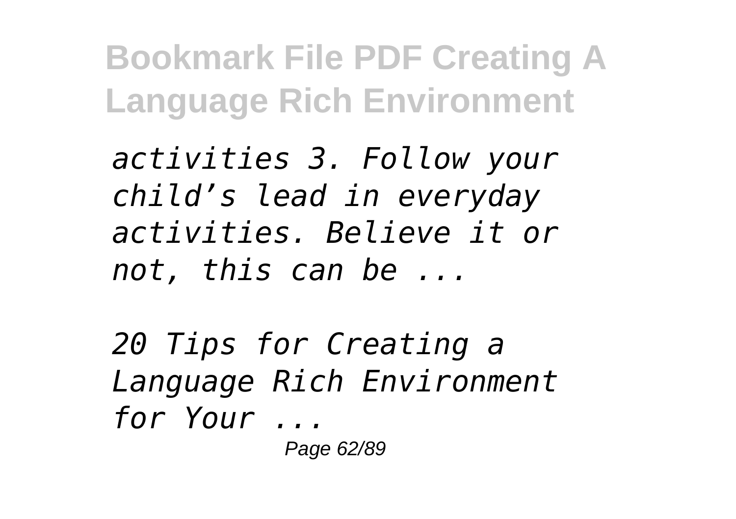*activities 3. Follow your child's lead in everyday activities. Believe it or not, this can be ...*

*20 Tips for Creating a Language Rich Environment for Your ...*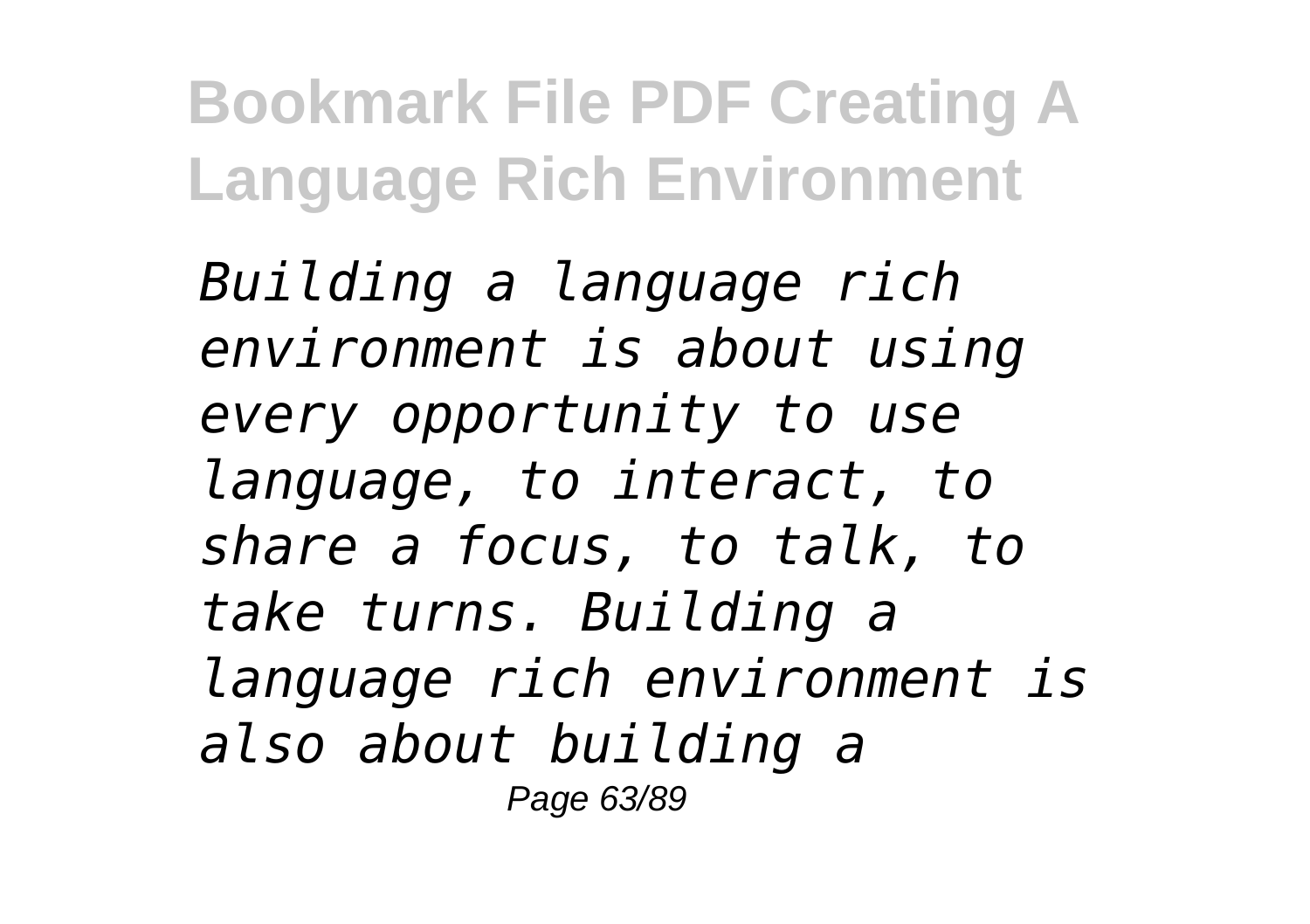*Building a language rich environment is about using every opportunity to use language, to interact, to share a focus, to talk, to take turns. Building a language rich environment is also about building a*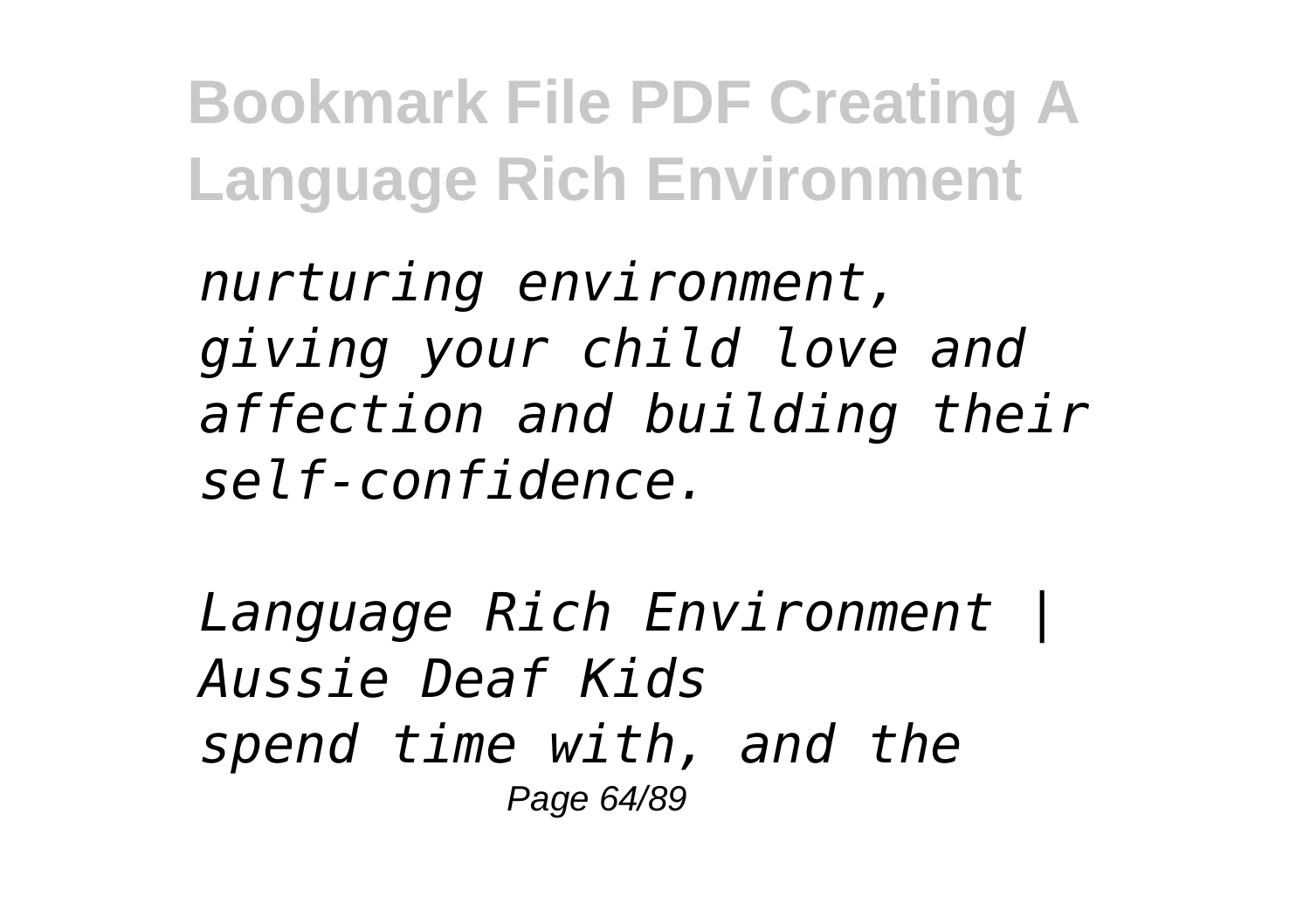*nurturing environment, giving your child love and affection and building their self-confidence.*

*Language Rich Environment | Aussie Deaf Kids*
*spend time with, and the*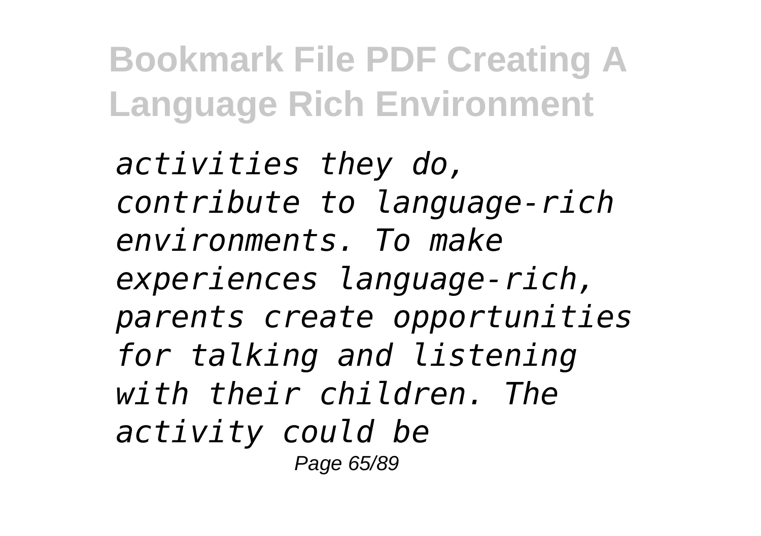*activities they do, contribute to language-rich environments. To make experiences language-rich, parents create opportunities for talking and listening with their children. The activity could be*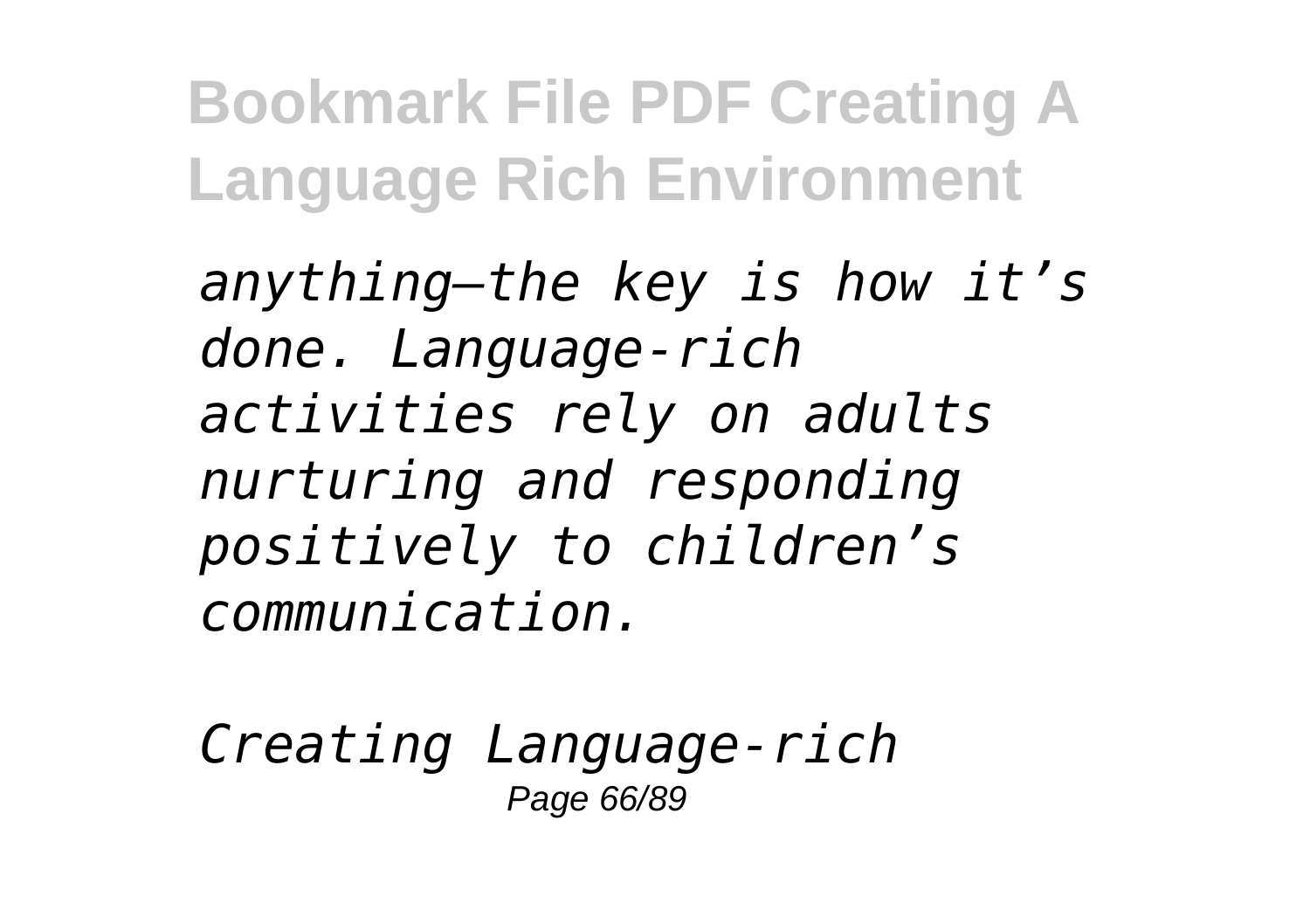*anything—the key is how it's done. Language-rich activities rely on adults nurturing and responding positively to children's communication.*

*Creating Language-rich*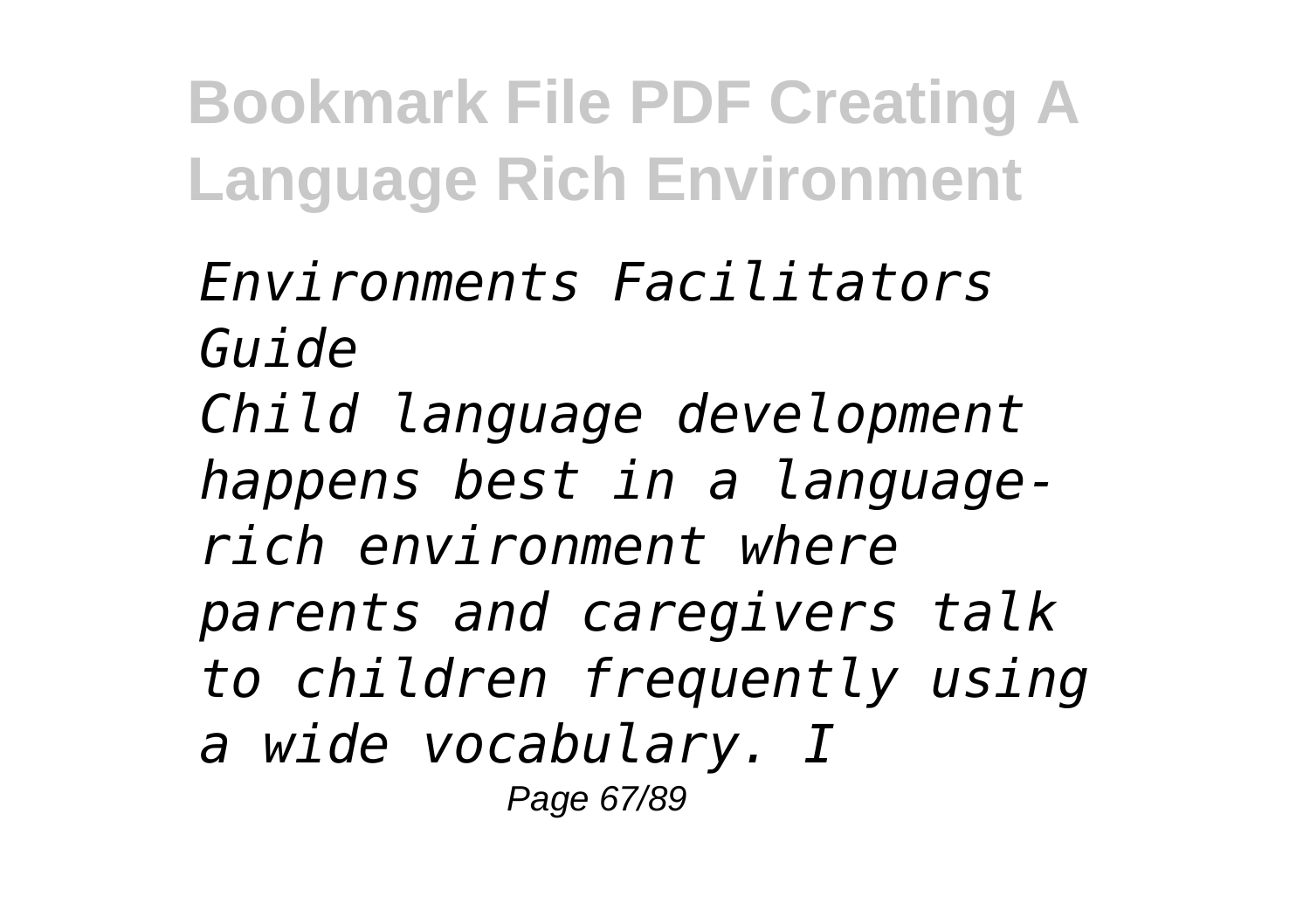*Environments Facilitators Guide*

*Child language development happens best in a language-rich environment where parents and caregivers talk to children frequently using a wide vocabulary. I*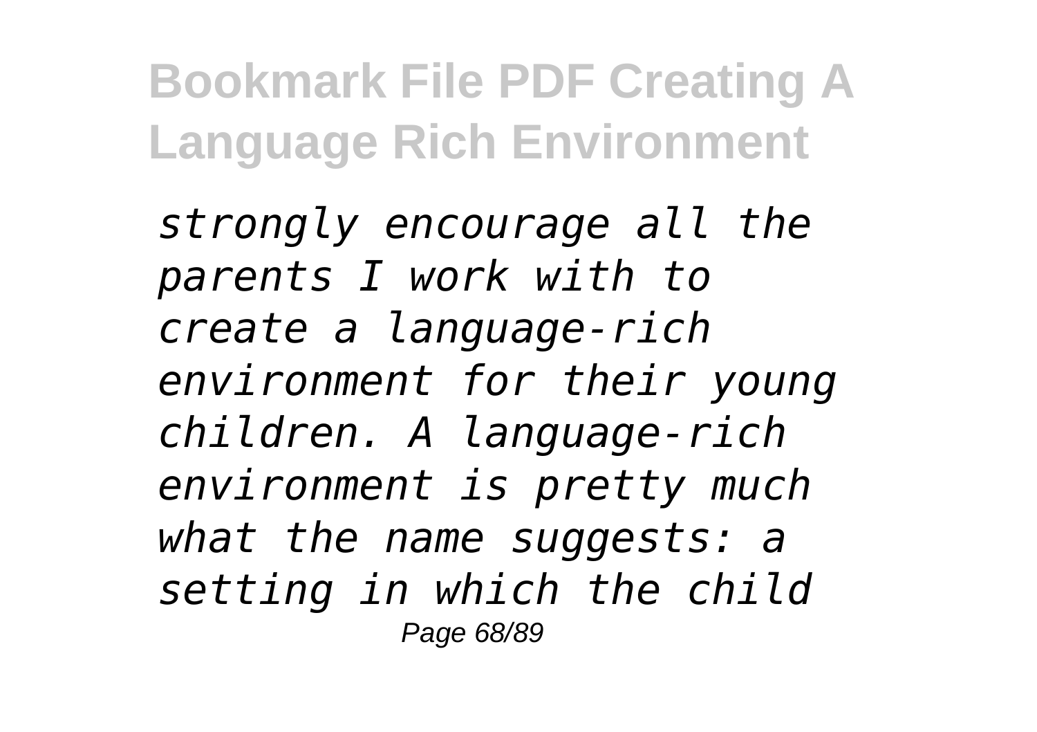*strongly encourage all the parents I work with to create a language-rich environment for their young children. A language-rich environment is pretty much what the name suggests: a setting in which the child*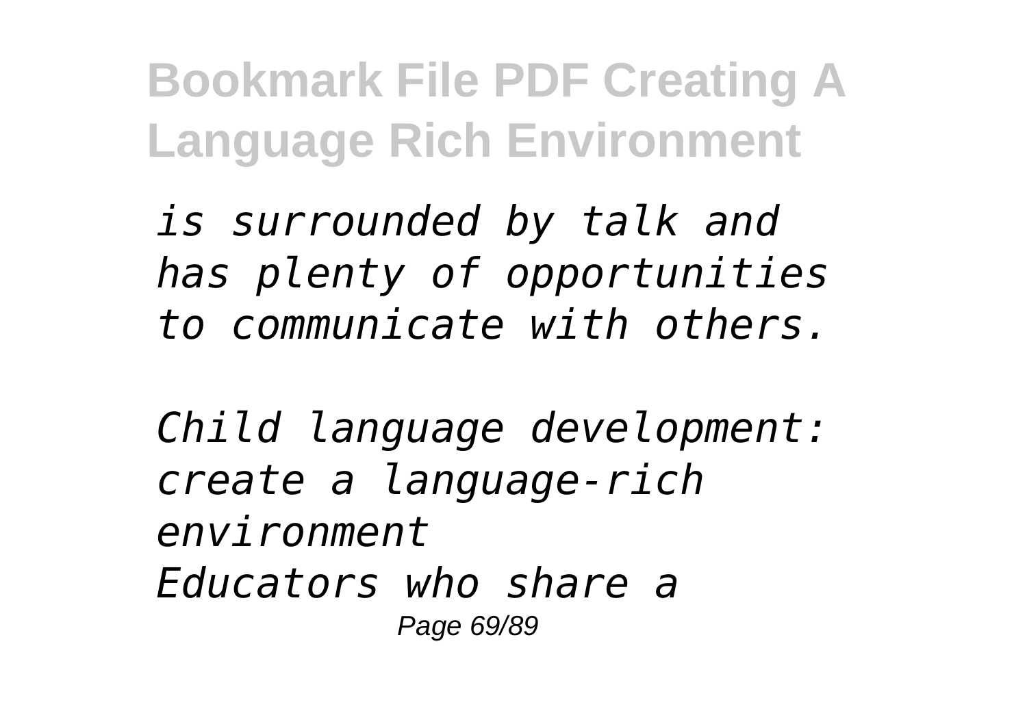*is surrounded by talk and has plenty of opportunities to communicate with others.*

*Child language development: create a language-rich environment*
*Educators who share a*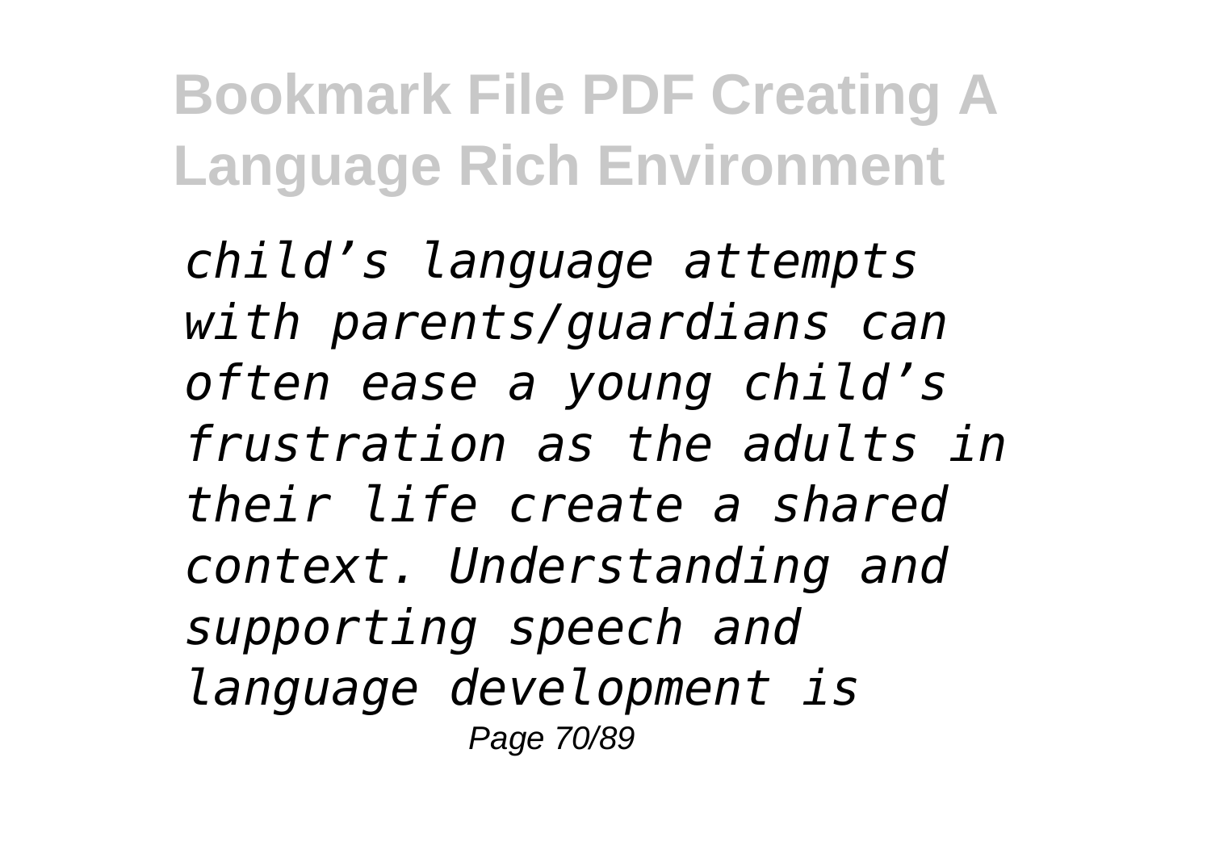*child’s language attempts with parents/guardians can often ease a young child’s frustration as the adults in their life create a shared context. Understanding and supporting speech and language development is*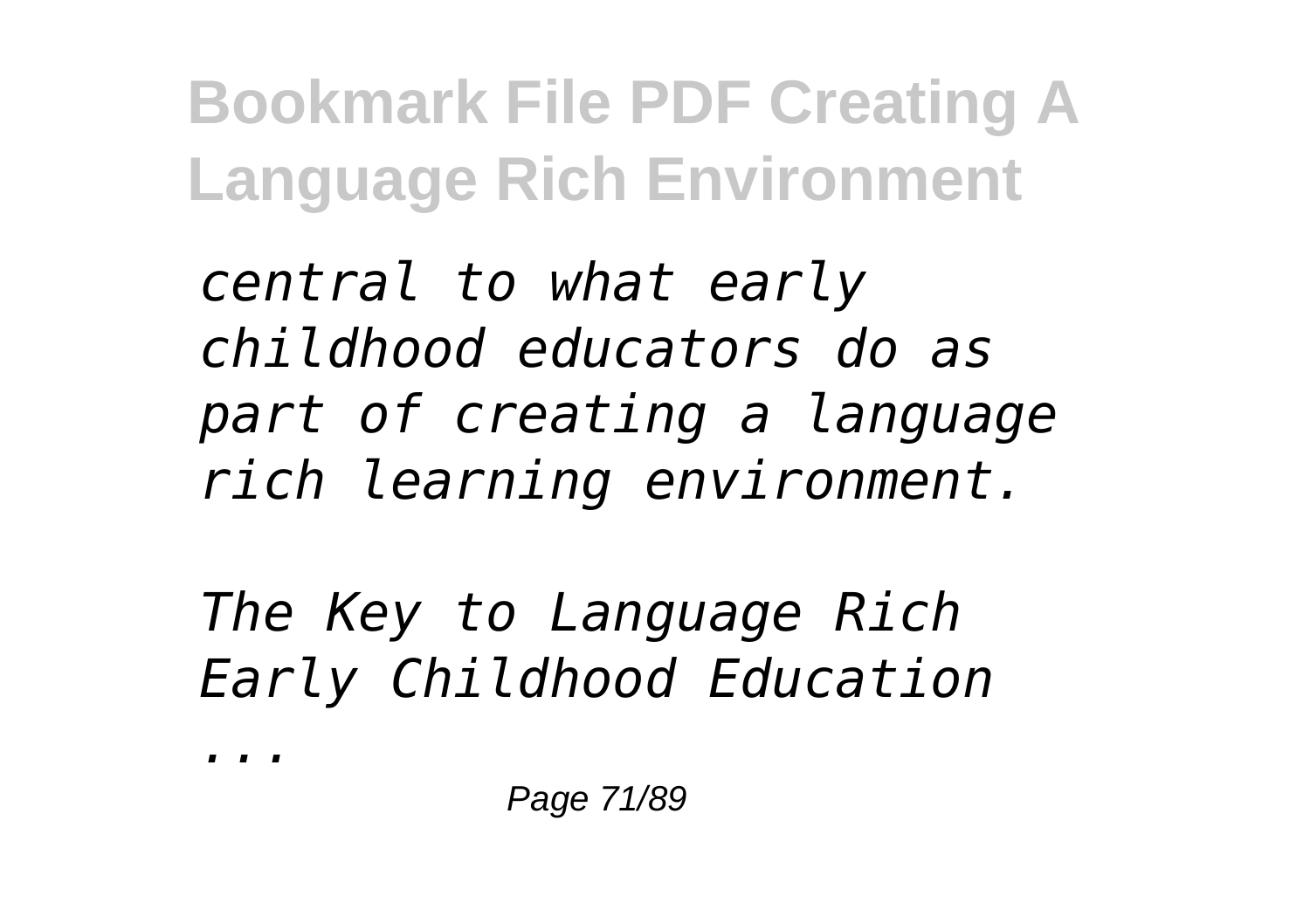*central to what early childhood educators do as part of creating a language rich learning environment.*

*The Key to Language Rich Early Childhood Education ...*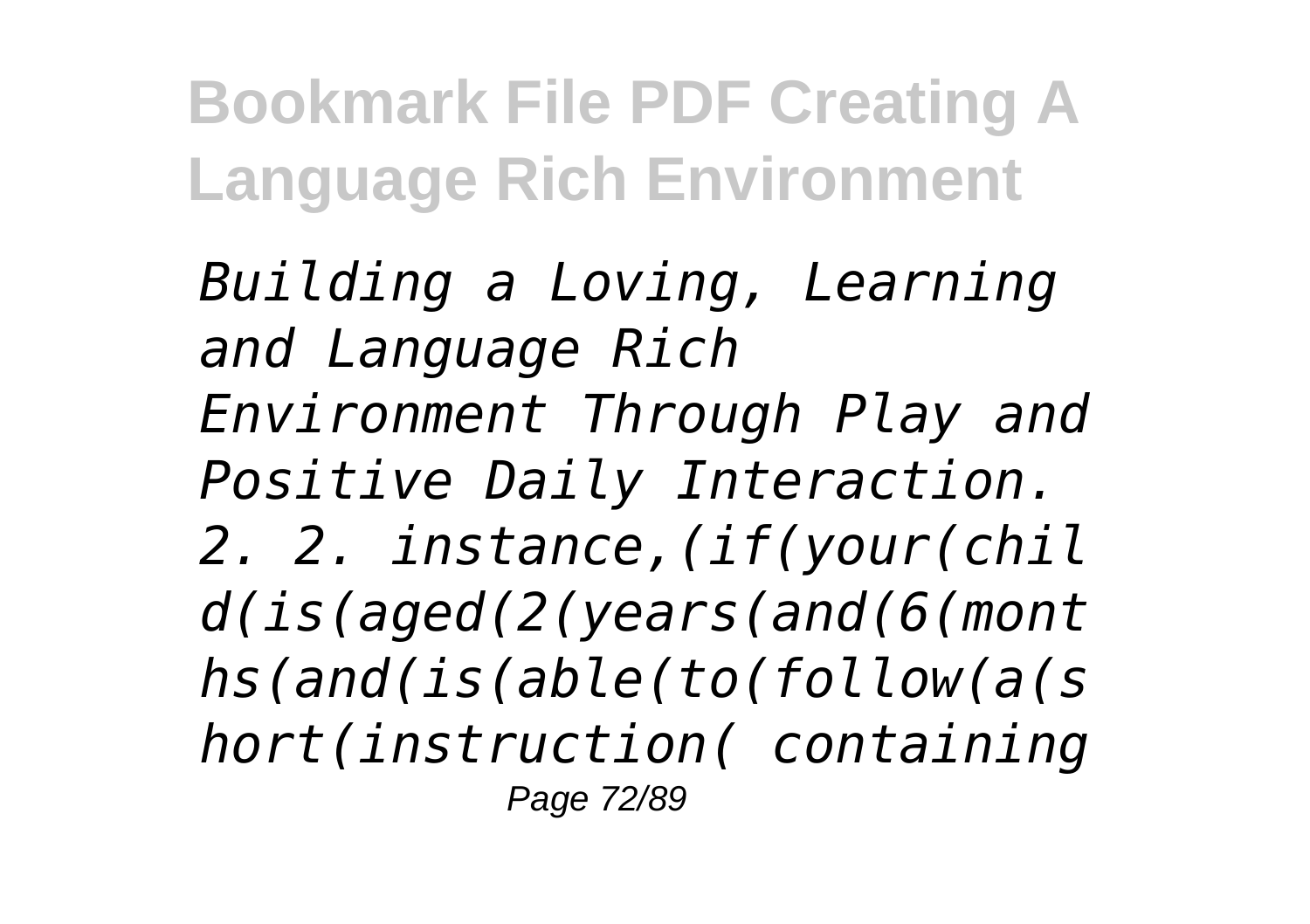*Building a Loving, Learning and Language Rich Environment Through Play and Positive Daily Interaction. 2. 2. instance,(if(your(child(is(aged(2(years(and(6(months(and(is(able(to(follow(a(short(instruction( containing*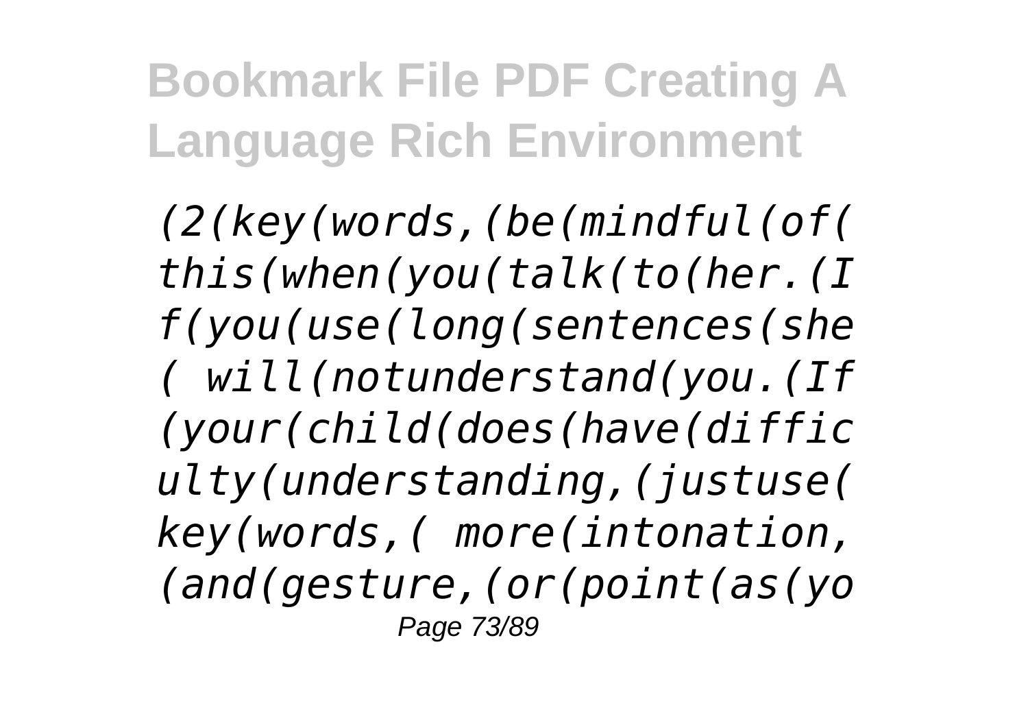*(2(key(words,(be(mindful(of( this(when(you(talk(to(her.(I f(you(use(long(sentences(she ( will(notunderstand(you.(If (your(child(does(have(diffic ulty(understanding,(justuse( key(words,( more(intonation, (and(gesture,(or(point(as(yo*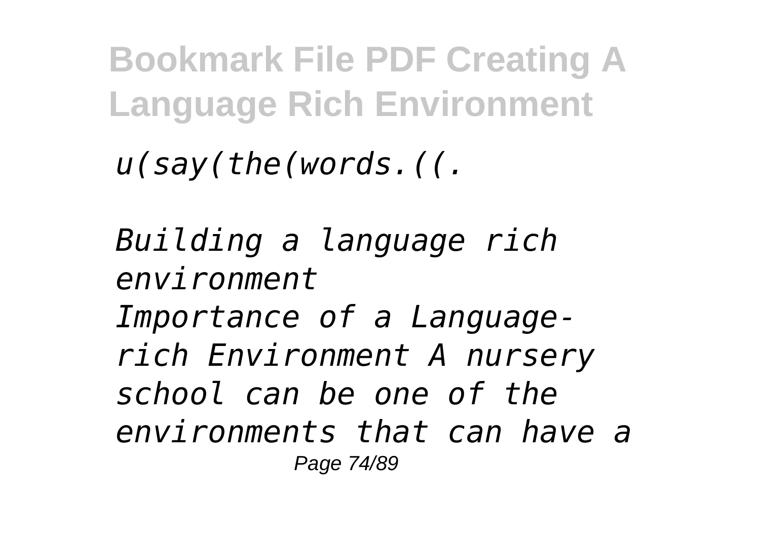*u(say(the(words.((.*

*Building a language rich environment*

*Importance of a Language-rich Environment A nursery school can be one of the environments that can have a*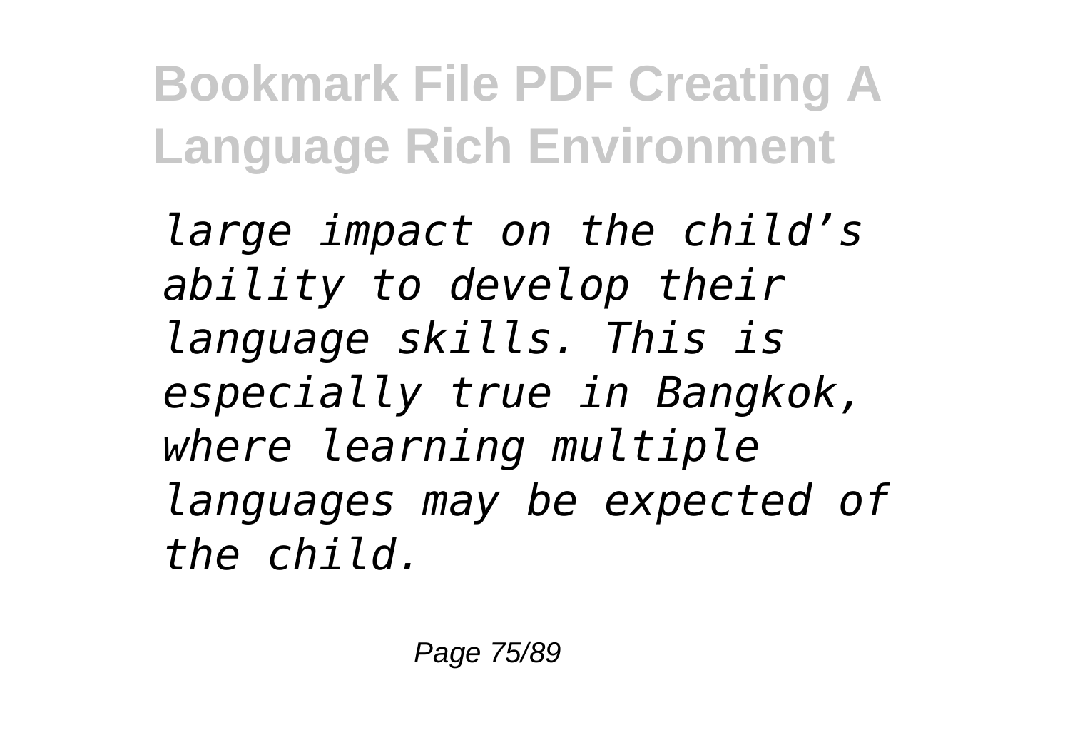*large impact on the child’s ability to develop their language skills. This is especially true in Bangkok, where learning multiple languages may be expected of the child.*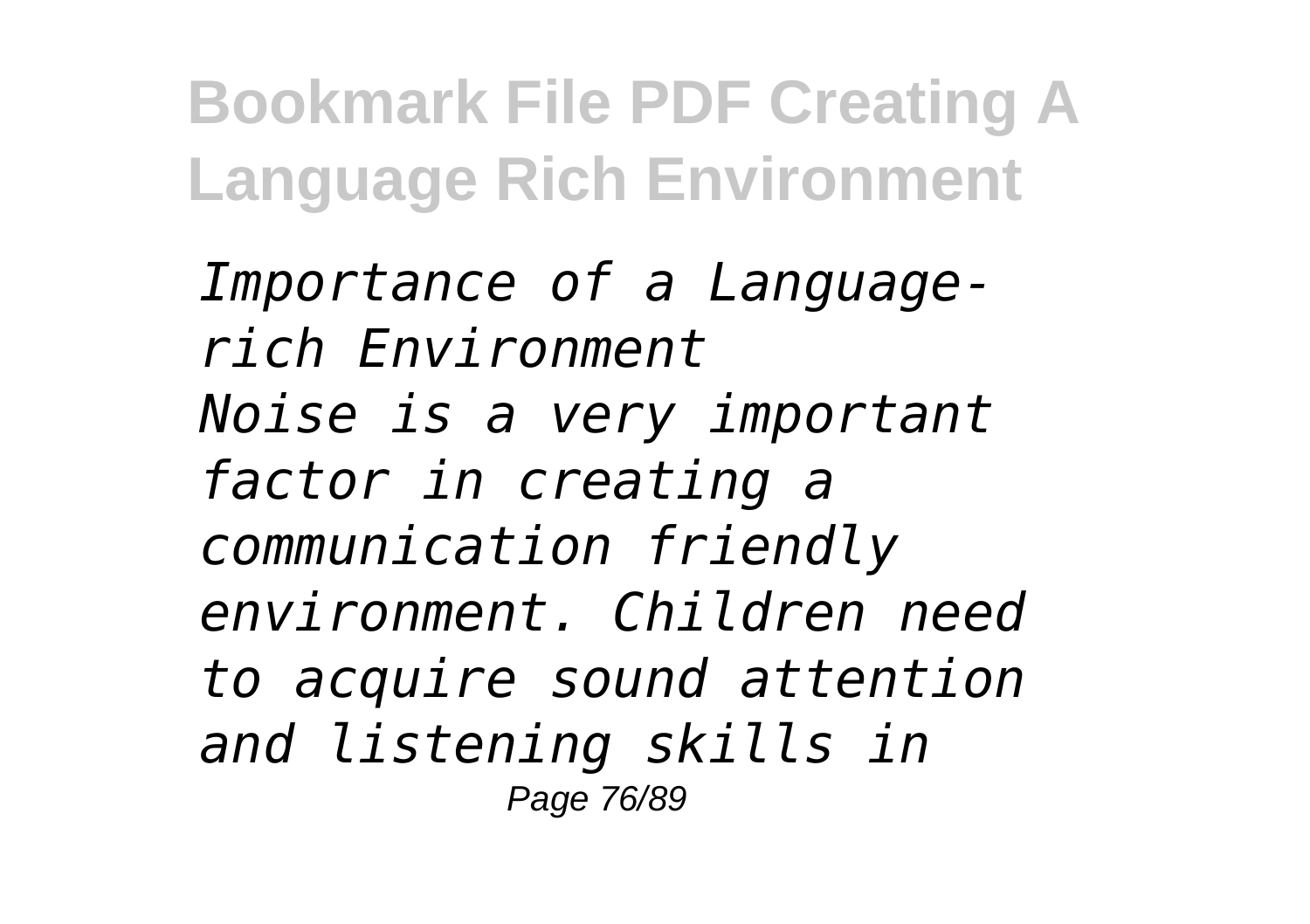*Importance of a Language-rich Environment*
*Noise is a very important factor in creating a communication friendly environment. Children need to acquire sound attention and listening skills in*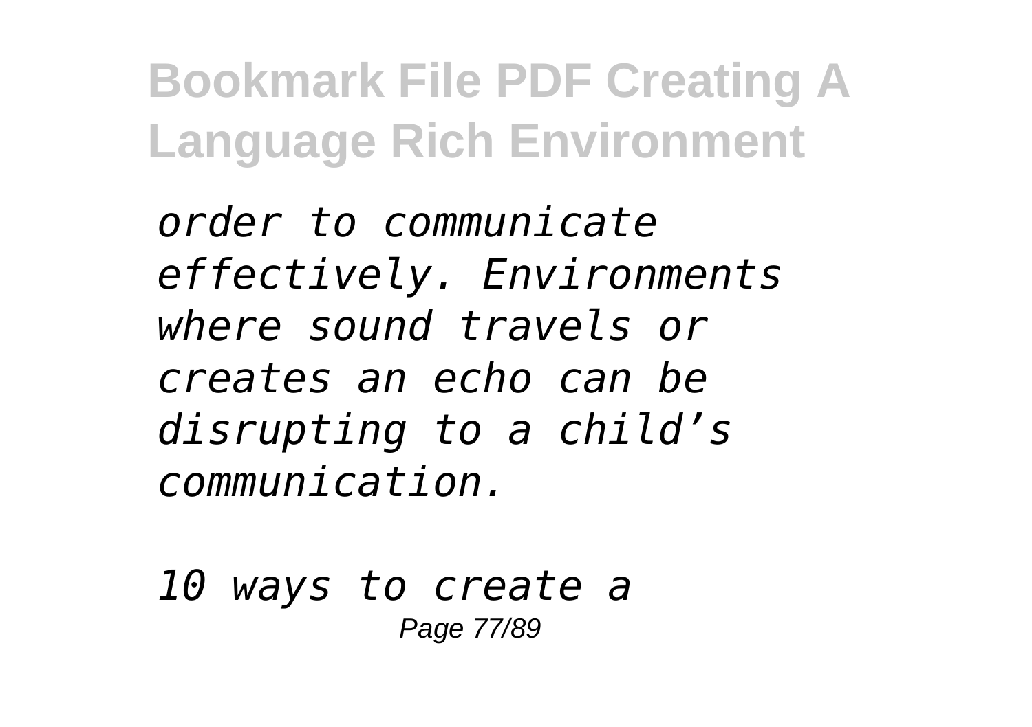*order to communicate effectively. Environments where sound travels or creates an echo can be disrupting to a child’s communication.*

*10 ways to create a*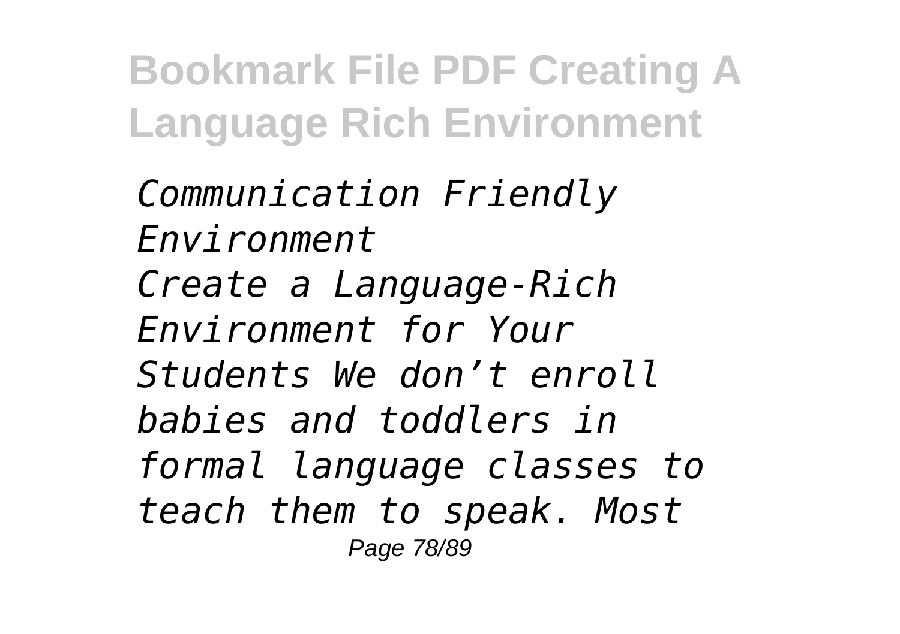*Communication Friendly Environment*

*Create a Language-Rich Environment for Your Students We don’t enroll babies and toddlers in formal language classes to teach them to speak. Most*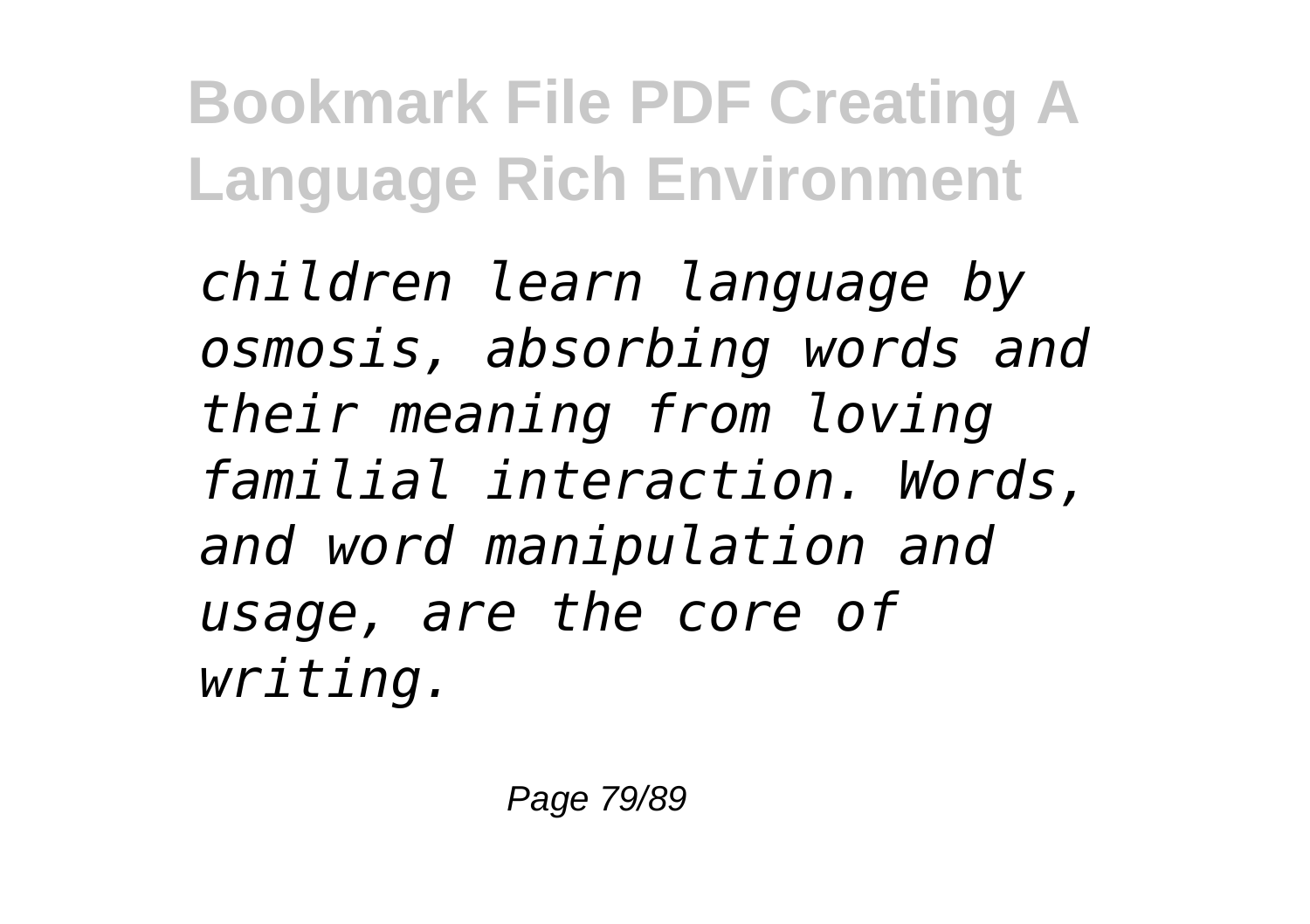*children learn language by osmosis, absorbing words and their meaning from loving familial interaction. Words, and word manipulation and usage, are the core of writing.*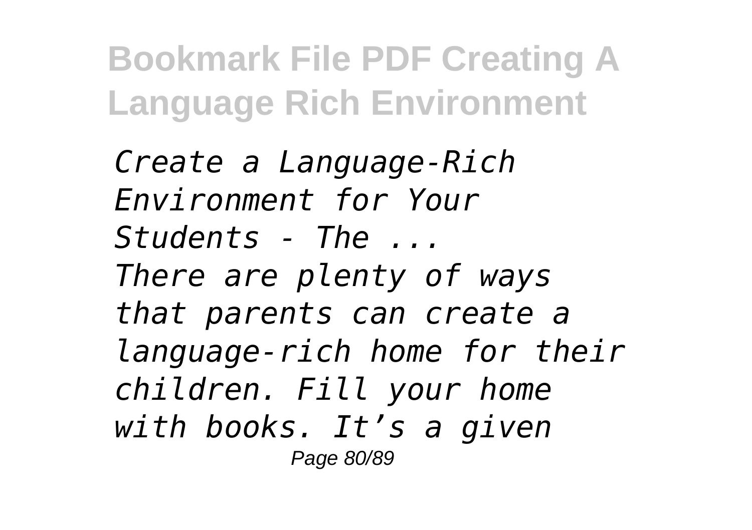*Create a Language-Rich Environment for Your Students - The ...*
*There are plenty of ways that parents can create a language-rich home for their children. Fill your home with books. It’s a given*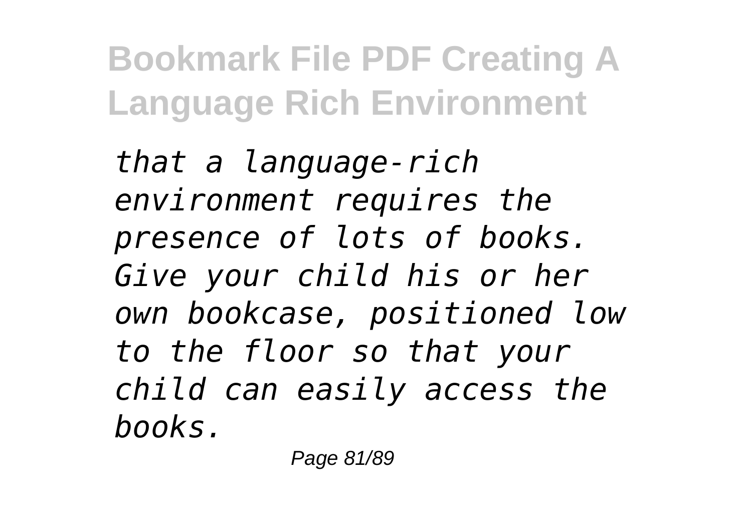*that a language-rich environment requires the presence of lots of books. Give your child his or her own bookcase, positioned low to the floor so that your child can easily access the books.*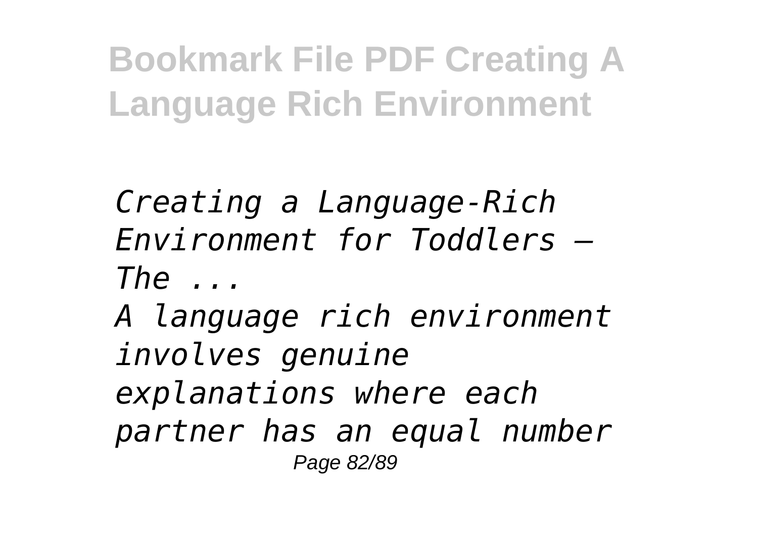*Creating a Language-Rich Environment for Toddlers – The ...*

*A language rich environment involves genuine explanations where each partner has an equal number*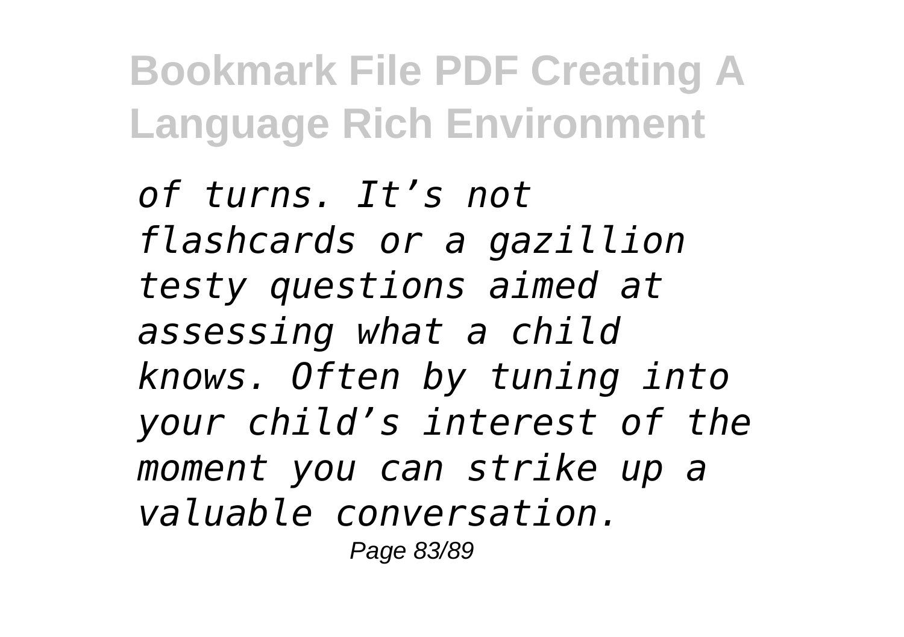*of turns. It’s not flashcards or a gazillion testy questions aimed at assessing what a child knows. Often by tuning into your child’s interest of the moment you can strike up a valuable conversation.*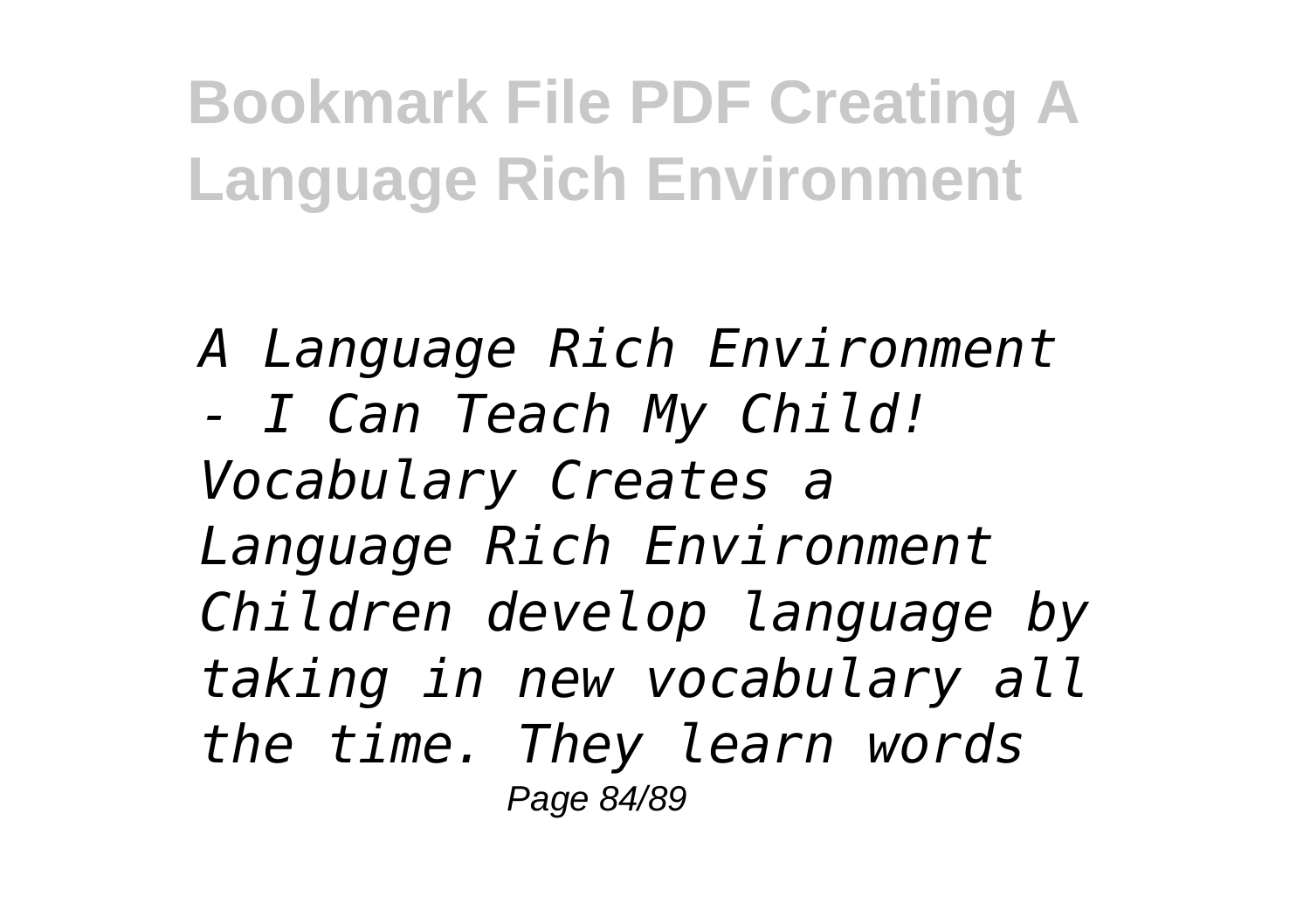*A Language Rich Environment - I Can Teach My Child! Vocabulary Creates a Language Rich Environment Children develop language by taking in new vocabulary all the time. They learn words*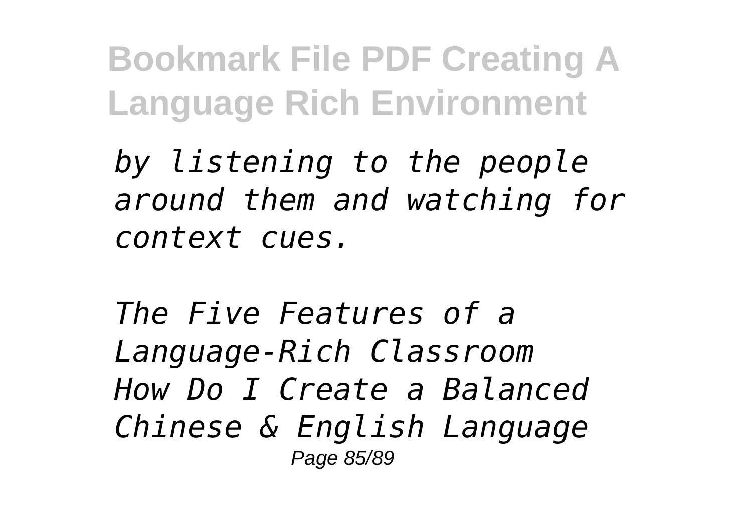*by listening to the people around them and watching for context cues.*

*The Five Features of a Language-Rich Classroom How Do I Create a Balanced Chinese & English Language*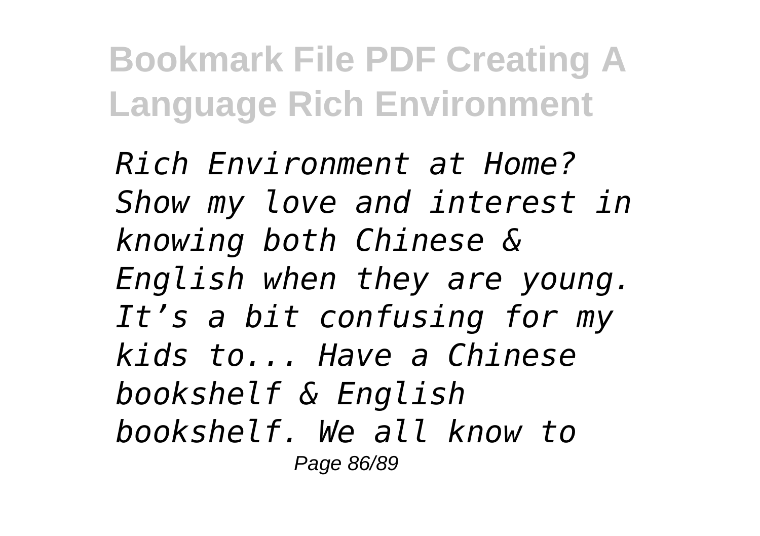*Rich Environment at Home? Show my love and interest in knowing both Chinese & English when they are young. It's a bit confusing for my kids to... Have a Chinese bookshelf & English bookshelf. We all know to*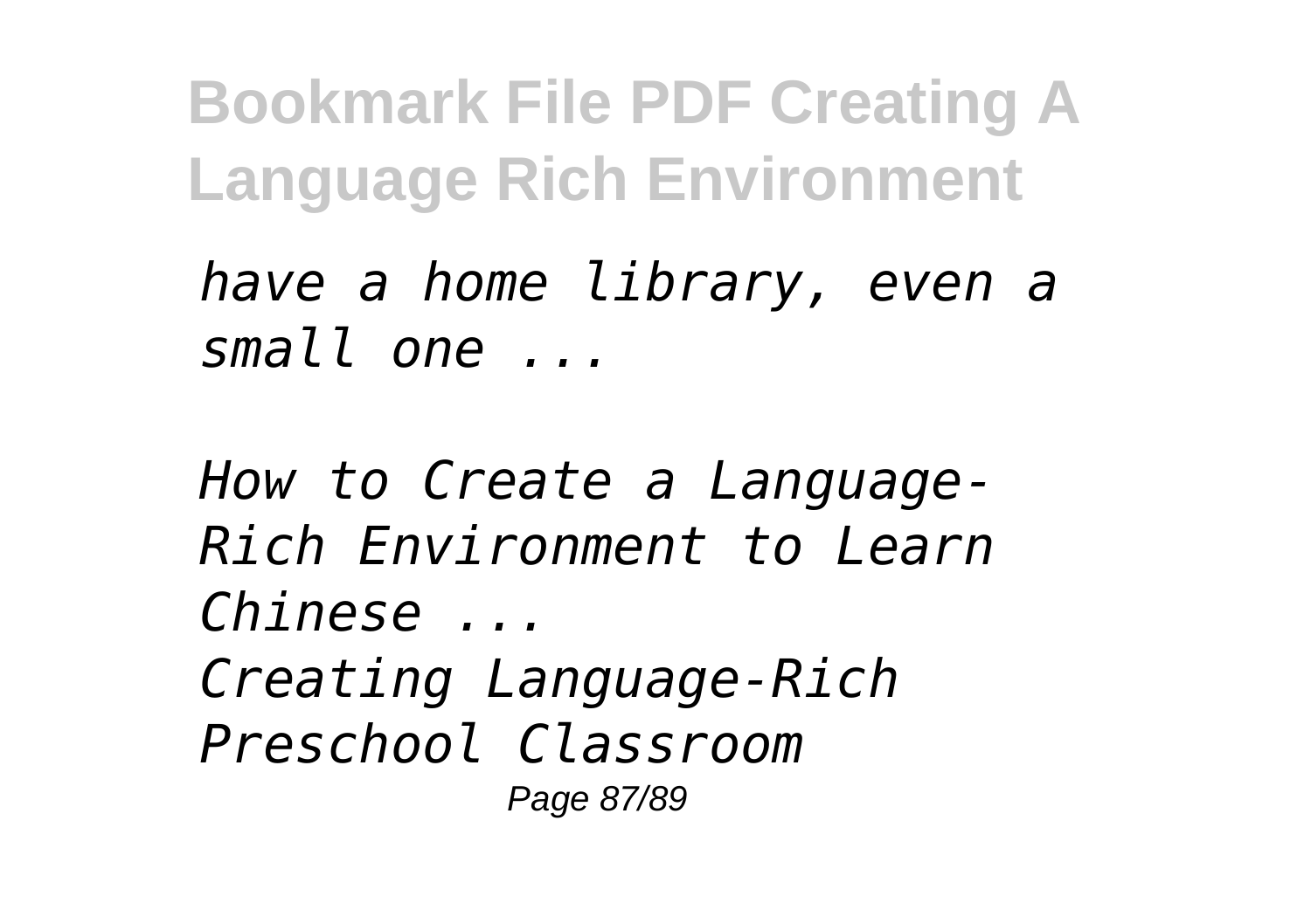*have a home library, even a small one ...*

*How to Create a Language-Rich Environment to Learn Chinese ...*

*Creating Language-Rich Preschool Classroom*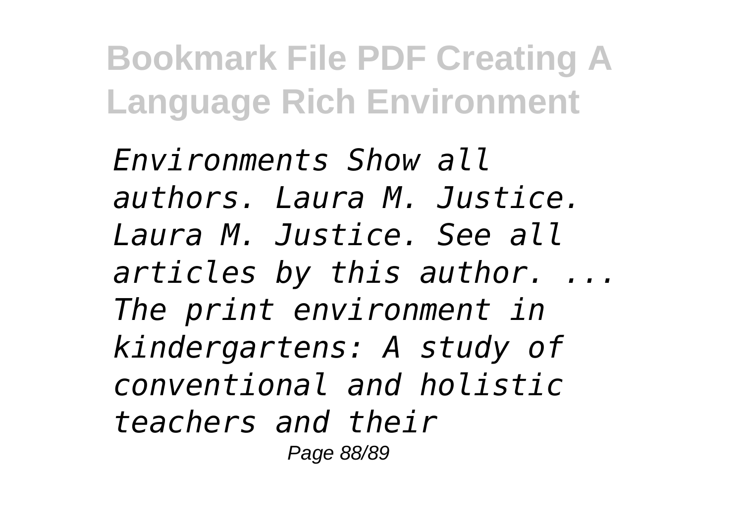*Environments Show all authors. Laura M. Justice. Laura M. Justice. See all articles by this author. ... The print environment in kindergartens: A study of conventional and holistic teachers and their*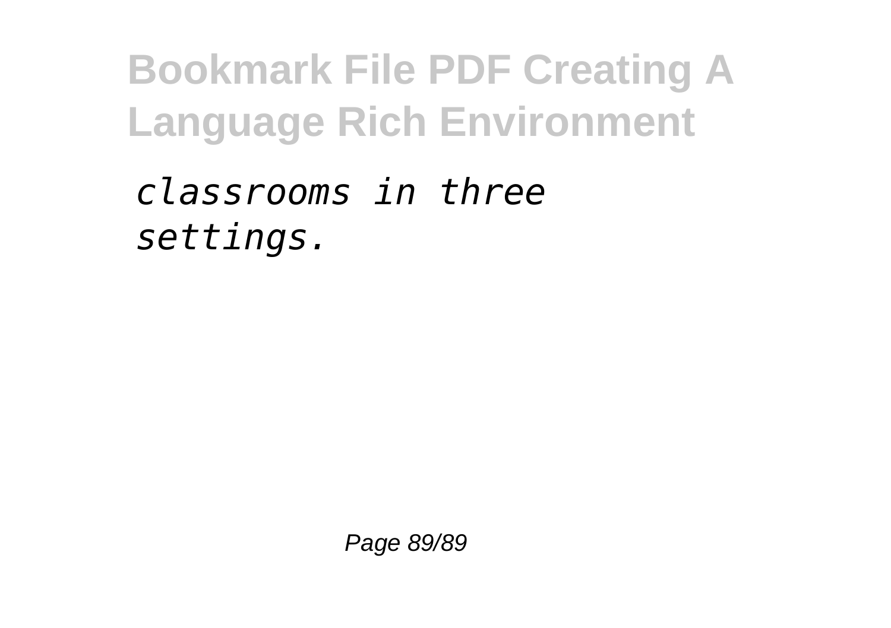*classrooms in three settings.*